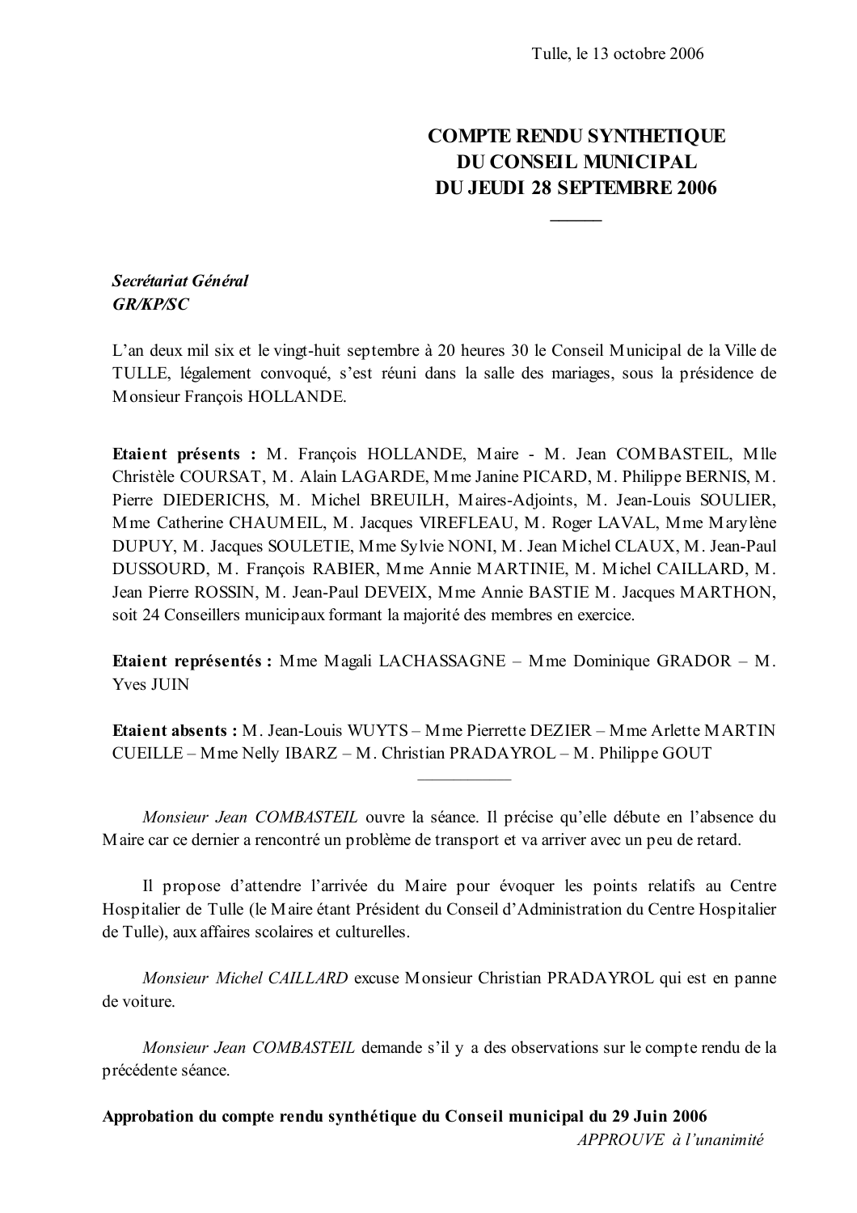Tulle, le 13 octobre 2006

# COMPTE RENDU SYNTHETIQUE DU CONSEIL MUNICIPAL DU JEUDI 28 SEPTEMBRE 2006

***Secrétariat Général***
***GR/KP/SC***

L'an deux mil six et le vingt-huit septembre à 20 heures 30 le Conseil Municipal de la Ville de TULLE, légalement convoqué, s'est réuni dans la salle des mariages, sous la présidence de Monsieur François HOLLANDE.

**Etaient présents :** M. François HOLLANDE, Maire - M. Jean COMBASTEIL, Mlle Christèle COURSAT, M. Alain LAGARDE, Mme Janine PICARD, M. Philippe BERNIS, M. Pierre DIEDERICHS, M. Michel BREUILH, Maires-Adjoints, M. Jean-Louis SOULIER, Mme Catherine CHAUMEIL, M. Jacques VIREFLEAU, M. Roger LAVAL, Mme Marylène DUPUY, M. Jacques SOULETIE, Mme Sylvie NONI, M. Jean Michel CLAUX, M. Jean-Paul DUSSOURD, M. François RABIER, Mme Annie MARTINIE, M. Michel CAILLARD, M. Jean Pierre ROSSIN, M. Jean-Paul DEVEIX, Mme Annie BASTIE M. Jacques MARTHON, soit 24 Conseillers municipaux formant la majorité des membres en exercice.

**Etaient représentés :** Mme Magali LACHASSAGNE – Mme Dominique GRADOR – M. Yves JUIN

**Etaient absents :** M. Jean-Louis WUYTS – Mme Pierrette DEZIER – Mme Arlette MARTIN CUEILLE – Mme Nelly IBARZ – M. Christian PRADAYROL – M. Philippe GOUT

---

*Monsieur Jean COMBASTEIL* ouvre la séance. Il précise qu'elle débute en l'absence du Maire car ce dernier a rencontré un problème de transport et va arriver avec un peu de retard.

Il propose d'attendre l'arrivée du Maire pour évoquer les points relatifs au Centre Hospitalier de Tulle (le Maire étant Président du Conseil d'Administration du Centre Hospitalier de Tulle), aux affaires scolaires et culturelles.

*Monsieur Michel CAILLARD* excuse Monsieur Christian PRADAYROL qui est en panne de voiture.

*Monsieur Jean COMBASTEIL* demande s'il y a des observations sur le compte rendu de la précédente séance.

**Approbation du compte rendu synthétique du Conseil municipal du 29 Juin 2006**

*APPROUVE à l'unanimité*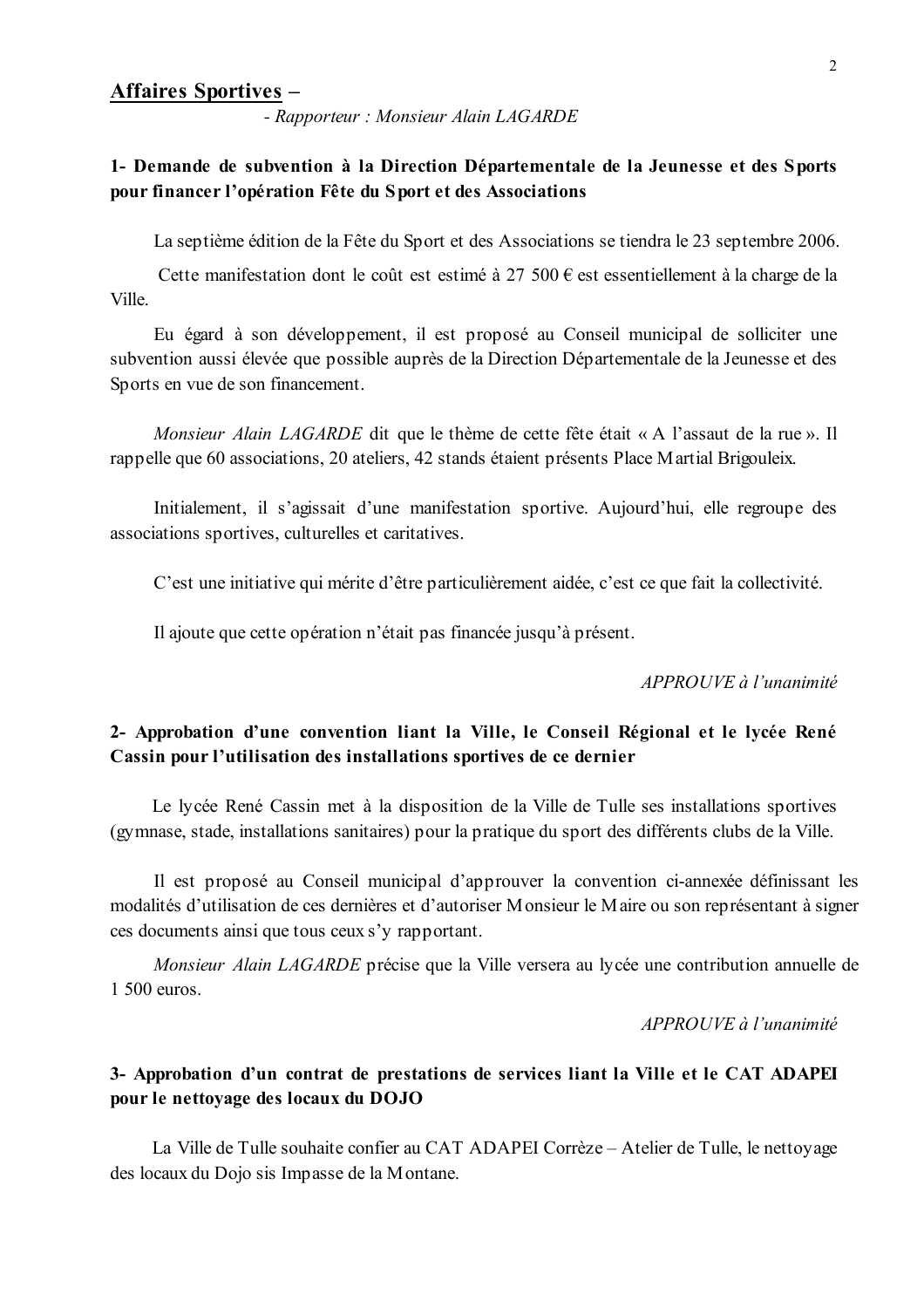## **Affaires Sportives –**

*- Rapporteur : Monsieur Alain LAGARDE*

### **1- Demande de subvention à la Direction Départementale de la Jeunesse et des Sports pour financer l'opération Fête du Sport et des Associations**

La septième édition de la Fête du Sport et des Associations se tiendra le 23 septembre 2006.

Cette manifestation dont le coût est estimé à 27 500 € est essentiellement à la charge de la Ville.

Eu égard à son développement, il est proposé au Conseil municipal de solliciter une subvention aussi élevée que possible auprès de la Direction Départementale de la Jeunesse et des Sports en vue de son financement.

*Monsieur Alain LAGARDE* dit que le thème de cette fête était « A l'assaut de la rue ». Il rappelle que 60 associations, 20 ateliers, 42 stands étaient présents Place Martial Brigouleix.

Initialement, il s'agissait d'une manifestation sportive. Aujourd'hui, elle regroupe des associations sportives, culturelles et caritatives.

C'est une initiative qui mérite d'être particulièrement aidée, c'est ce que fait la collectivité.

Il ajoute que cette opération n'était pas financée jusqu'à présent.

*APPROUVE à l'unanimité*

### **2- Approbation d'une convention liant la Ville, le Conseil Régional et le lycée René Cassin pour l'utilisation des installations sportives de ce dernier**

Le lycée René Cassin met à la disposition de la Ville de Tulle ses installations sportives (gymnase, stade, installations sanitaires) pour la pratique du sport des différents clubs de la Ville.

Il est proposé au Conseil municipal d'approuver la convention ci-annexée définissant les modalités d'utilisation de ces dernières et d'autoriser Monsieur le Maire ou son représentant à signer ces documents ainsi que tous ceux s'y rapportant.

*Monsieur Alain LAGARDE* précise que la Ville versera au lycée une contribution annuelle de 1 500 euros.

*APPROUVE à l'unanimité*

### **3- Approbation d'un contrat de prestations de services liant la Ville et le CAT ADAPEI pour le nettoyage des locaux du DOJO**

La Ville de Tulle souhaite confier au CAT ADAPEI Corrèze – Atelier de Tulle, le nettoyage des locaux du Dojo sis Impasse de la Montane.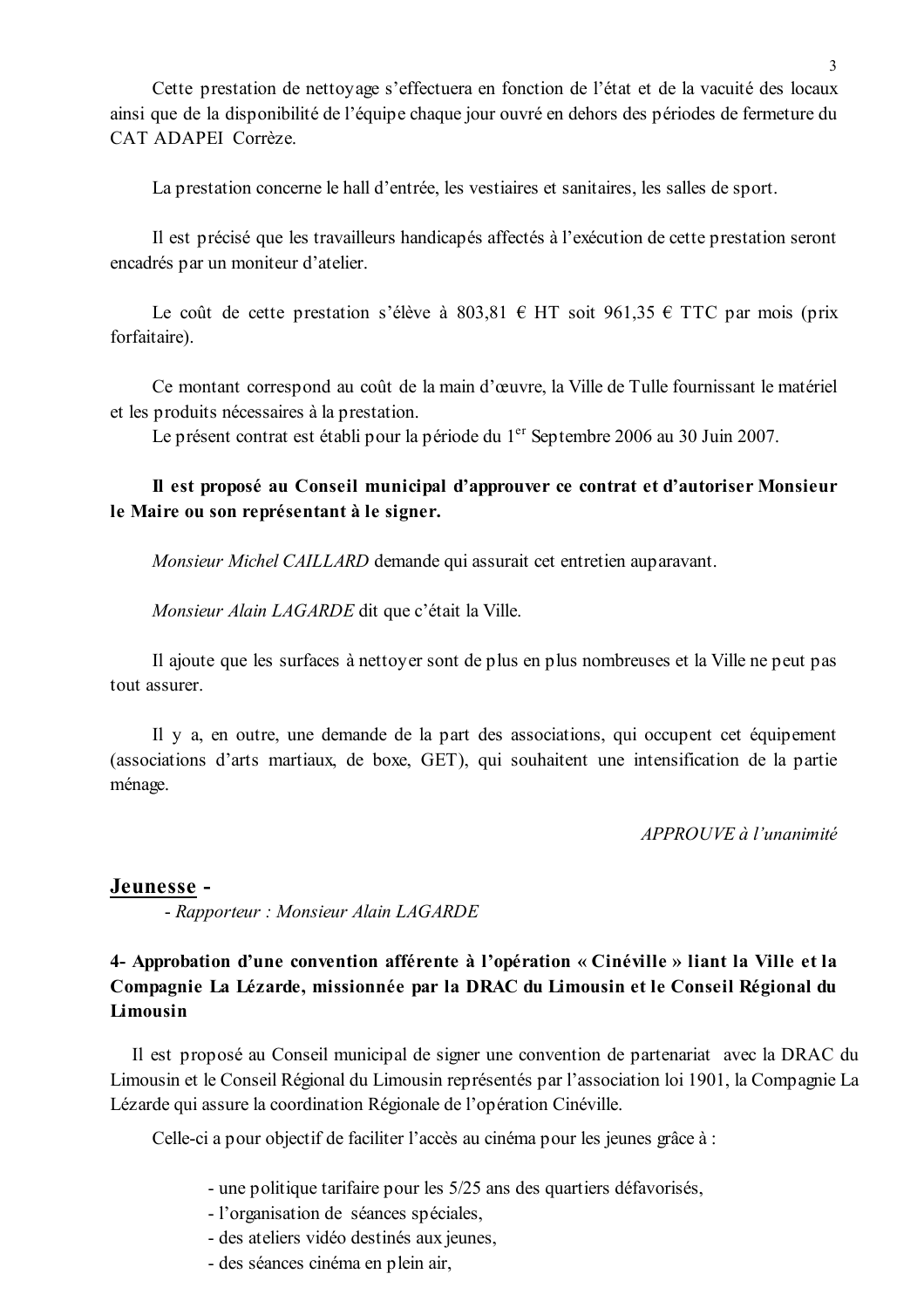Cette prestation de nettoyage s'effectuera en fonction de l'état et de la vacuité des locaux ainsi que de la disponibilité de l'équipe chaque jour ouvré en dehors des périodes de fermeture du CAT ADAPEI Corrèze.

La prestation concerne le hall d'entrée, les vestiaires et sanitaires, les salles de sport.

Il est précisé que les travailleurs handicapés affectés à l'exécution de cette prestation seront encadrés par un moniteur d'atelier.

Le coût de cette prestation s'élève à 803,81 € HT soit 961,35 € TTC par mois (prix forfaitaire).

Ce montant correspond au coût de la main d'œuvre, la Ville de Tulle fournissant le matériel et les produits nécessaires à la prestation.
Le présent contrat est établi pour la période du 1er Septembre 2006 au 30 Juin 2007.

**Il est proposé au Conseil municipal d'approuver ce contrat et d'autoriser Monsieur le Maire ou son représentant à le signer.**

*Monsieur Michel CAILLARD* demande qui assurait cet entretien auparavant.

*Monsieur Alain LAGARDE* dit que c'était la Ville.

Il ajoute que les surfaces à nettoyer sont de plus en plus nombreuses et la Ville ne peut pas tout assurer.

Il y a, en outre, une demande de la part des associations, qui occupent cet équipement (associations d'arts martiaux, de boxe, GET), qui souhaitent une intensification de la partie ménage.

*APPROUVE à l'unanimité*

## Jeunesse -

*- Rapporteur : Monsieur Alain LAGARDE*

### 4- Approbation d'une convention afférente à l'opération « Cinéville » liant la Ville et la Compagnie La Lézarde, missionnée par la DRAC du Limousin et le Conseil Régional du Limousin

Il est proposé au Conseil municipal de signer une convention de partenariat avec la DRAC du Limousin et le Conseil Régional du Limousin représentés par l'association loi 1901, la Compagnie La Lézarde qui assure la coordination Régionale de l'opération Cinéville.

Celle-ci a pour objectif de faciliter l'accès au cinéma pour les jeunes grâce à :

- une politique tarifaire pour les 5/25 ans des quartiers défavorisés,
- l'organisation de séances spéciales,
- des ateliers vidéo destinés aux jeunes,
- des séances cinéma en plein air,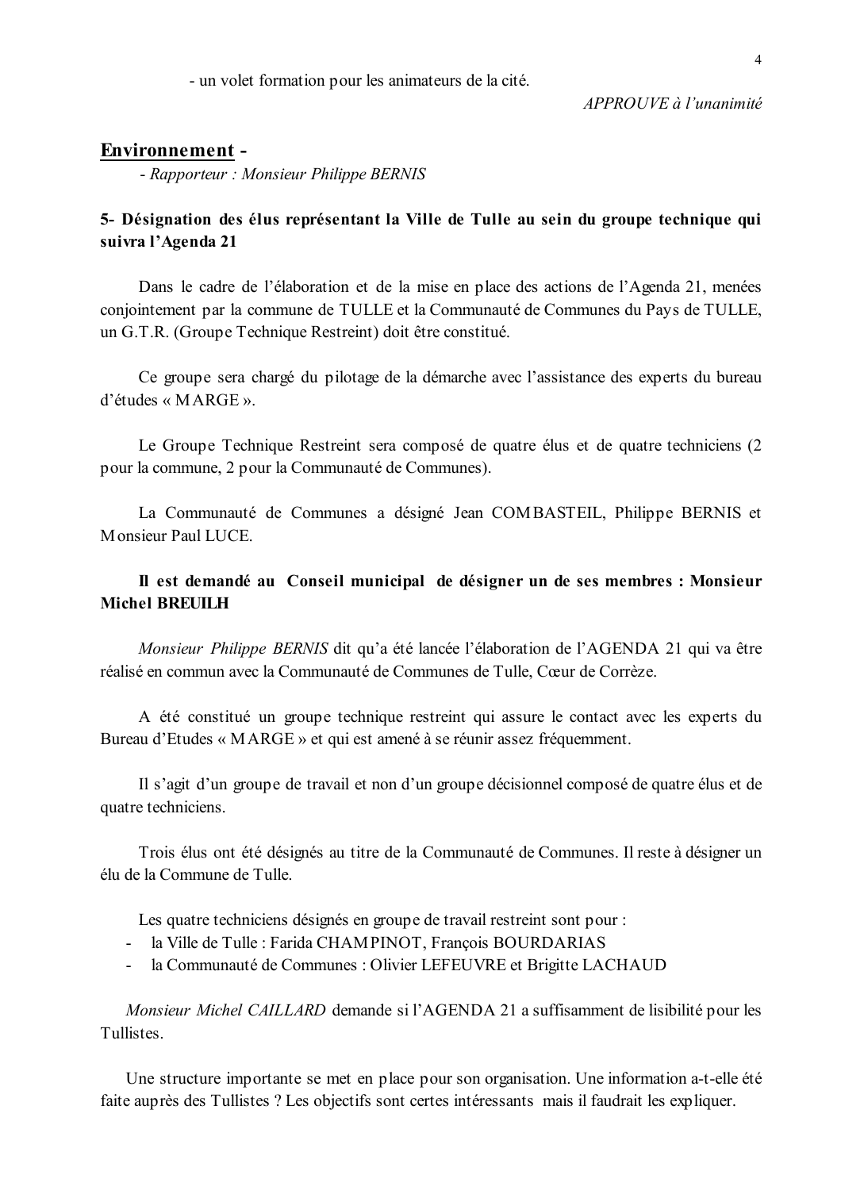- un volet formation pour les animateurs de la cité.

*APPROUVE à l'unanimité*

## Environnement -

*- Rapporteur : Monsieur Philippe BERNIS*

**5- Désignation des élus représentant la Ville de Tulle au sein du groupe technique qui suivra l'Agenda 21**

Dans le cadre de l'élaboration et de la mise en place des actions de l'Agenda 21, menées conjointement par la commune de TULLE et la Communauté de Communes du Pays de TULLE, un G.T.R. (Groupe Technique Restreint) doit être constitué.

Ce groupe sera chargé du pilotage de la démarche avec l'assistance des experts du bureau d'études « MARGE ».

Le Groupe Technique Restreint sera composé de quatre élus et de quatre techniciens (2 pour la commune, 2 pour la Communauté de Communes).

La Communauté de Communes a désigné Jean COMBASTEIL, Philippe BERNIS et Monsieur Paul LUCE.

**Il est demandé au Conseil municipal de désigner un de ses membres : Monsieur Michel BREUILH**

*Monsieur Philippe BERNIS* dit qu'a été lancée l'élaboration de l'AGENDA 21 qui va être réalisé en commun avec la Communauté de Communes de Tulle, Cœur de Corrèze.

A été constitué un groupe technique restreint qui assure le contact avec les experts du Bureau d'Etudes « MARGE » et qui est amené à se réunir assez fréquemment.

Il s'agit d'un groupe de travail et non d'un groupe décisionnel composé de quatre élus et de quatre techniciens.

Trois élus ont été désignés au titre de la Communauté de Communes. Il reste à désigner un élu de la Commune de Tulle.

Les quatre techniciens désignés en groupe de travail restreint sont pour :

- la Ville de Tulle : Farida CHAMPINOT, François BOURDARIAS
- la Communauté de Communes : Olivier LEFEUVRE et Brigitte LACHAUD

*Monsieur Michel CAILLARD* demande si l'AGENDA 21 a suffisamment de lisibilité pour les Tullistes.

Une structure importante se met en place pour son organisation. Une information a-t-elle été faite auprès des Tullistes ? Les objectifs sont certes intéressants mais il faudrait les expliquer.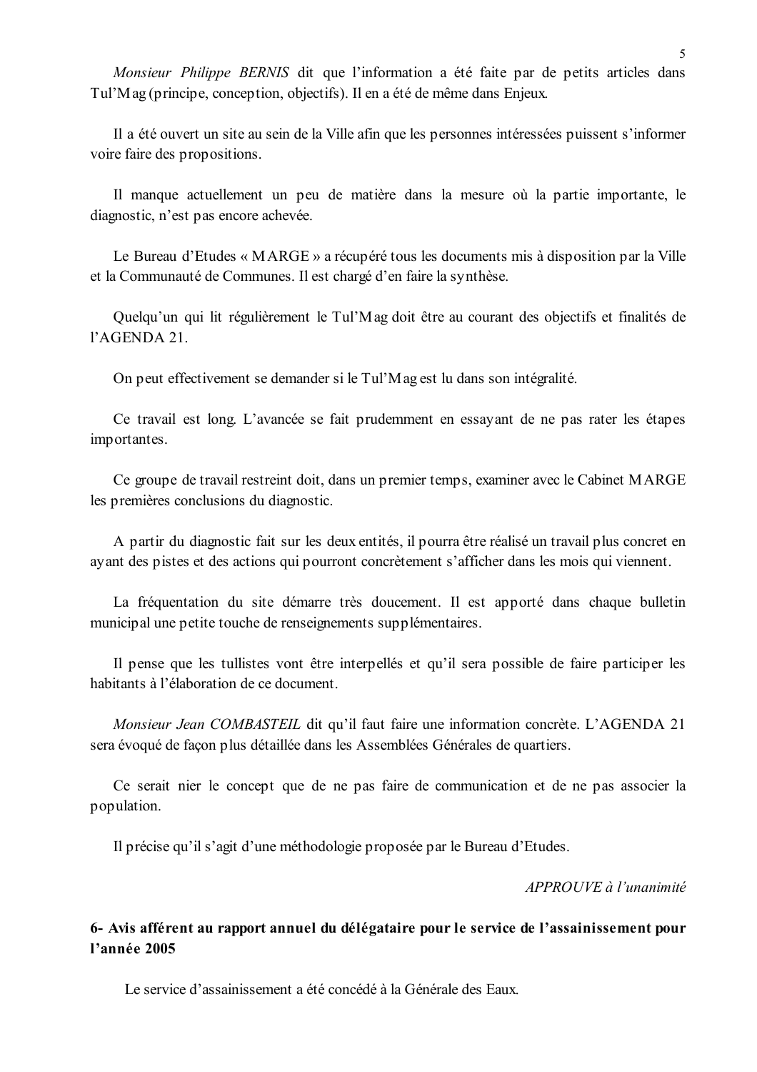*Monsieur Philippe BERNIS* dit que l'information a été faite par de petits articles dans Tul'Mag (principe, conception, objectifs). Il en a été de même dans Enjeux.

Il a été ouvert un site au sein de la Ville afin que les personnes intéressées puissent s'informer voire faire des propositions.

Il manque actuellement un peu de matière dans la mesure où la partie importante, le diagnostic, n'est pas encore achevée.

Le Bureau d'Etudes « MARGE » a récupéré tous les documents mis à disposition par la Ville et la Communauté de Communes. Il est chargé d'en faire la synthèse.

Quelqu'un qui lit régulièrement le Tul'Mag doit être au courant des objectifs et finalités de l'AGENDA 21.

On peut effectivement se demander si le Tul'Mag est lu dans son intégralité.

Ce travail est long. L'avancée se fait prudemment en essayant de ne pas rater les étapes importantes.

Ce groupe de travail restreint doit, dans un premier temps, examiner avec le Cabinet MARGE les premières conclusions du diagnostic.

A partir du diagnostic fait sur les deux entités, il pourra être réalisé un travail plus concret en ayant des pistes et des actions qui pourront concrètement s'afficher dans les mois qui viennent.

La fréquentation du site démarre très doucement. Il est apporté dans chaque bulletin municipal une petite touche de renseignements supplémentaires.

Il pense que les tullistes vont être interpellés et qu'il sera possible de faire participer les habitants à l'élaboration de ce document.

*Monsieur Jean COMBASTEIL* dit qu'il faut faire une information concrète. L'AGENDA 21 sera évoqué de façon plus détaillée dans les Assemblées Générales de quartiers.

Ce serait nier le concept que de ne pas faire de communication et de ne pas associer la population.

Il précise qu'il s'agit d'une méthodologie proposée par le Bureau d'Etudes.

*APPROUVE à l'unanimité*

## 6- Avis afférent au rapport annuel du délégataire pour le service de l'assainissement pour l'année 2005

Le service d'assainissement a été concédé à la Générale des Eaux.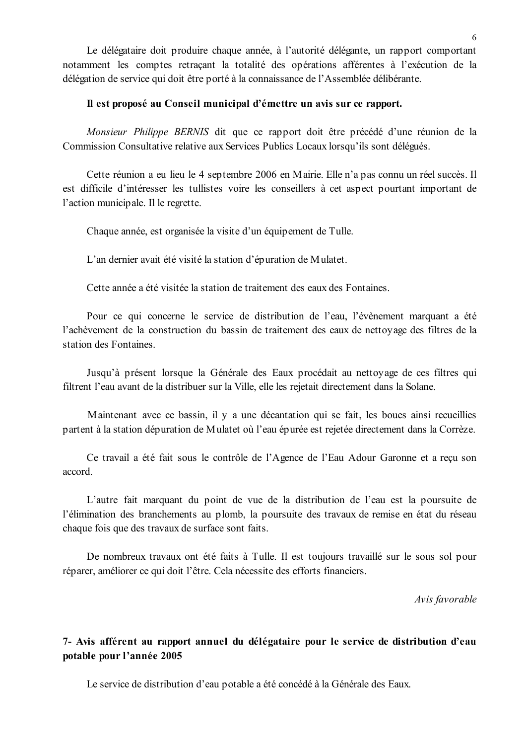Le délégataire doit produire chaque année, à l'autorité délégante, un rapport comportant notamment les comptes retraçant la totalité des opérations afférentes à l'exécution de la délégation de service qui doit être porté à la connaissance de l'Assemblée délibérante.

**Il est proposé au Conseil municipal d'émettre un avis sur ce rapport.**

*Monsieur Philippe BERNIS* dit que ce rapport doit être précédé d'une réunion de la Commission Consultative relative aux Services Publics Locaux lorsqu'ils sont délégués.

Cette réunion a eu lieu le 4 septembre 2006 en Mairie. Elle n'a pas connu un réel succès. Il est difficile d'intéresser les tullistes voire les conseillers à cet aspect pourtant important de l'action municipale. Il le regrette.

Chaque année, est organisée la visite d'un équipement de Tulle.

L'an dernier avait été visité la station d'épuration de Mulatet.

Cette année a été visitée la station de traitement des eaux des Fontaines.

Pour ce qui concerne le service de distribution de l'eau, l'évènement marquant a été l'achèvement de la construction du bassin de traitement des eaux de nettoyage des filtres de la station des Fontaines.

Jusqu'à présent lorsque la Générale des Eaux procédait au nettoyage de ces filtres qui filtrent l'eau avant de la distribuer sur la Ville, elle les rejetait directement dans la Solane.

Maintenant avec ce bassin, il y a une décantation qui se fait, les boues ainsi recueillies partent à la station dépuration de Mulatet où l'eau épurée est rejetée directement dans la Corrèze.

Ce travail a été fait sous le contrôle de l'Agence de l'Eau Adour Garonne et a reçu son accord.

L'autre fait marquant du point de vue de la distribution de l'eau est la poursuite de l'élimination des branchements au plomb, la poursuite des travaux de remise en état du réseau chaque fois que des travaux de surface sont faits.

De nombreux travaux ont été faits à Tulle. Il est toujours travaillé sur le sous sol pour réparer, améliorer ce qui doit l'être. Cela nécessite des efforts financiers.

*Avis favorable*

## 7- Avis afférent au rapport annuel du délégataire pour le service de distribution d'eau potable pour l'année 2005

Le service de distribution d'eau potable a été concédé à la Générale des Eaux.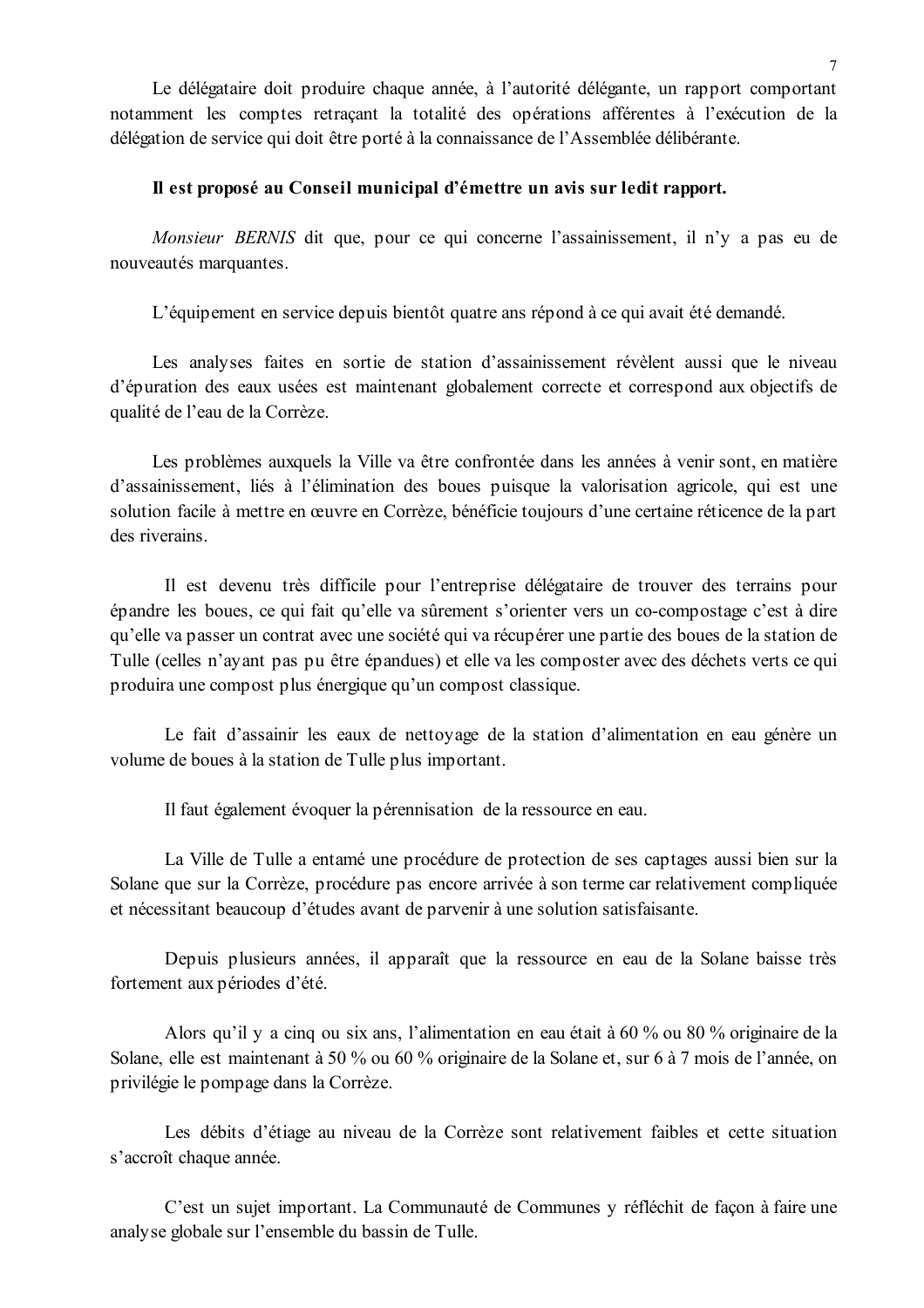Le délégataire doit produire chaque année, à l'autorité délégante, un rapport comportant notamment les comptes retraçant la totalité des opérations afférentes à l'exécution de la délégation de service qui doit être porté à la connaissance de l'Assemblée délibérante.

**Il est proposé au Conseil municipal d'émettre un avis sur ledit rapport.**

*Monsieur BERNIS* dit que, pour ce qui concerne l'assainissement, il n'y a pas eu de nouveautés marquantes.

L'équipement en service depuis bientôt quatre ans répond à ce qui avait été demandé.

Les analyses faites en sortie de station d'assainissement révèlent aussi que le niveau d'épuration des eaux usées est maintenant globalement correcte et correspond aux objectifs de qualité de l'eau de la Corrèze.

Les problèmes auxquels la Ville va être confrontée dans les années à venir sont, en matière d'assainissement, liés à l'élimination des boues puisque la valorisation agricole, qui est une solution facile à mettre en œuvre en Corrèze, bénéficie toujours d'une certaine réticence de la part des riverains.

Il est devenu très difficile pour l'entreprise délégataire de trouver des terrains pour épandre les boues, ce qui fait qu'elle va sûrement s'orienter vers un co-compostage c'est à dire qu'elle va passer un contrat avec une société qui va récupérer une partie des boues de la station de Tulle (celles n'ayant pas pu être épandues) et elle va les composter avec des déchets verts ce qui produira une compost plus énergique qu'un compost classique.

Le fait d'assainir les eaux de nettoyage de la station d'alimentation en eau génère un volume de boues à la station de Tulle plus important.

Il faut également évoquer la pérennisation de la ressource en eau.

La Ville de Tulle a entamé une procédure de protection de ses captages aussi bien sur la Solane que sur la Corrèze, procédure pas encore arrivée à son terme car relativement compliquée et nécessitant beaucoup d'études avant de parvenir à une solution satisfaisante.

Depuis plusieurs années, il apparaît que la ressource en eau de la Solane baisse très fortement aux périodes d'été.

Alors qu'il y a cinq ou six ans, l'alimentation en eau était à 60 % ou 80 % originaire de la Solane, elle est maintenant à 50 % ou 60 % originaire de la Solane et, sur 6 à 7 mois de l'année, on privilégie le pompage dans la Corrèze.

Les débits d'étiage au niveau de la Corrèze sont relativement faibles et cette situation s'accroît chaque année.

C'est un sujet important. La Communauté de Communes y réfléchit de façon à faire une analyse globale sur l'ensemble du bassin de Tulle.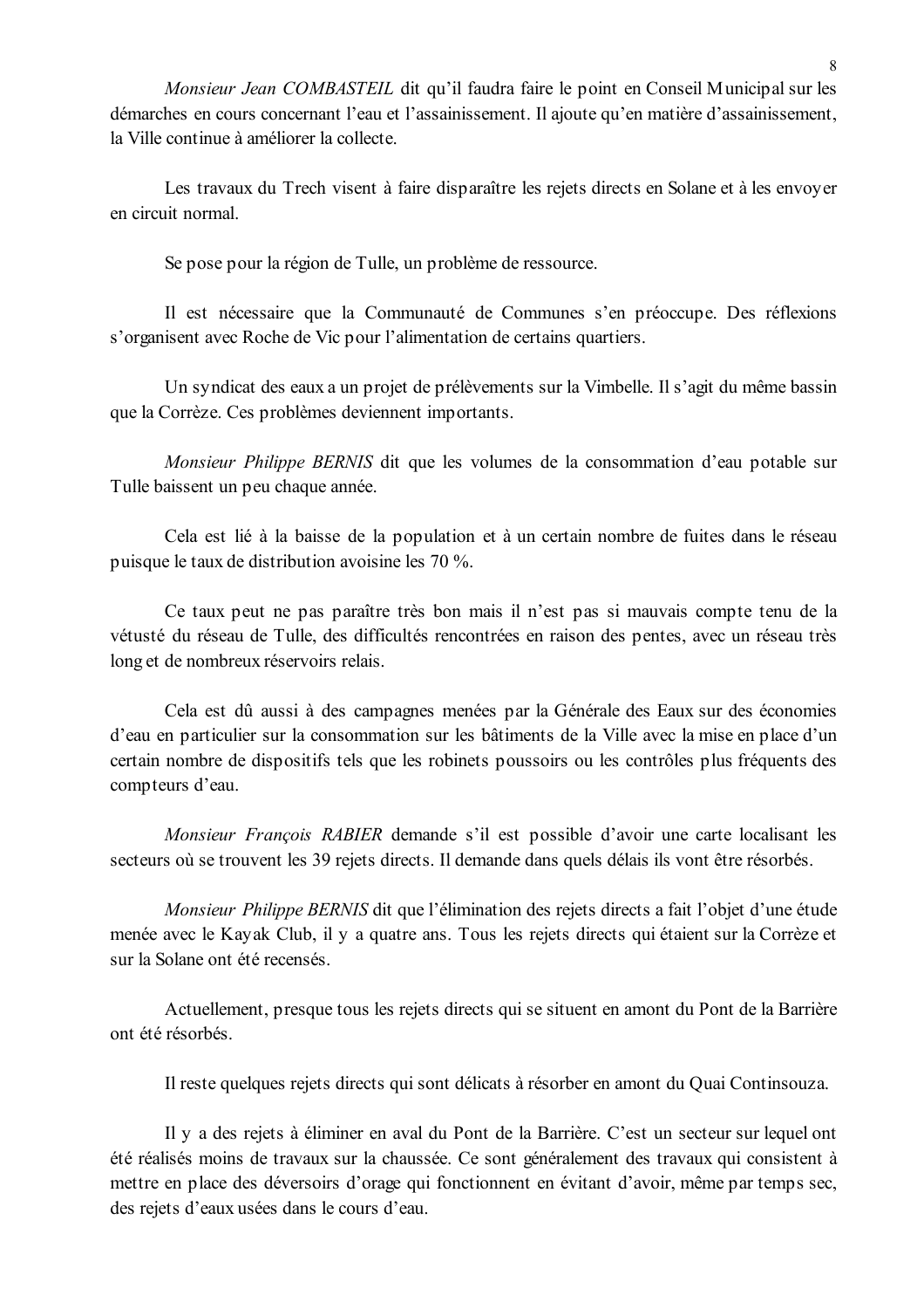*Monsieur Jean COMBASTEIL* dit qu'il faudra faire le point en Conseil Municipal sur les démarches en cours concernant l'eau et l'assainissement. Il ajoute qu'en matière d'assainissement, la Ville continue à améliorer la collecte.

Les travaux du Trech visent à faire disparaître les rejets directs en Solane et à les envoyer en circuit normal.

Se pose pour la région de Tulle, un problème de ressource.

Il est nécessaire que la Communauté de Communes s'en préoccupe. Des réflexions s'organisent avec Roche de Vic pour l'alimentation de certains quartiers.

Un syndicat des eaux a un projet de prélèvements sur la Vimbelle. Il s'agit du même bassin que la Corrèze. Ces problèmes deviennent importants.

*Monsieur Philippe BERNIS* dit que les volumes de la consommation d'eau potable sur Tulle baissent un peu chaque année.

Cela est lié à la baisse de la population et à un certain nombre de fuites dans le réseau puisque le taux de distribution avoisine les 70 %.

Ce taux peut ne pas paraître très bon mais il n'est pas si mauvais compte tenu de la vétusté du réseau de Tulle, des difficultés rencontrées en raison des pentes, avec un réseau très long et de nombreux réservoirs relais.

Cela est dû aussi à des campagnes menées par la Générale des Eaux sur des économies d'eau en particulier sur la consommation sur les bâtiments de la Ville avec la mise en place d'un certain nombre de dispositifs tels que les robinets poussoirs ou les contrôles plus fréquents des compteurs d'eau.

*Monsieur François RABIER* demande s'il est possible d'avoir une carte localisant les secteurs où se trouvent les 39 rejets directs. Il demande dans quels délais ils vont être résorbés.

*Monsieur Philippe BERNIS* dit que l'élimination des rejets directs a fait l'objet d'une étude menée avec le Kayak Club, il y a quatre ans. Tous les rejets directs qui étaient sur la Corrèze et sur la Solane ont été recensés.

Actuellement, presque tous les rejets directs qui se situent en amont du Pont de la Barrière ont été résorbés.

Il reste quelques rejets directs qui sont délicats à résorber en amont du Quai Continsouza.

Il y a des rejets à éliminer en aval du Pont de la Barrière. C'est un secteur sur lequel ont été réalisés moins de travaux sur la chaussée. Ce sont généralement des travaux qui consistent à mettre en place des déversoirs d'orage qui fonctionnent en évitant d'avoir, même par temps sec, des rejets d'eaux usées dans le cours d'eau.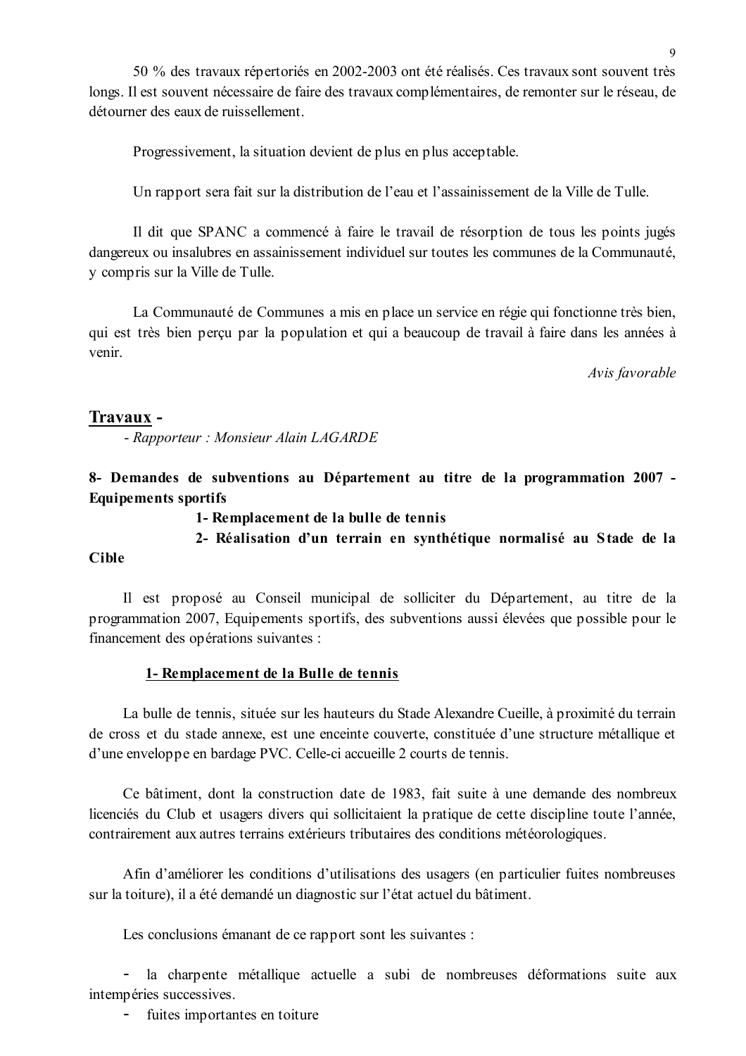50 % des travaux répertoriés en 2002-2003 ont été réalisés. Ces travaux sont souvent très longs. Il est souvent nécessaire de faire des travaux complémentaires, de remonter sur le réseau, de détourner des eaux de ruissellement.

Progressivement, la situation devient de plus en plus acceptable.

Un rapport sera fait sur la distribution de l'eau et l'assainissement de la Ville de Tulle.

Il dit que SPANC a commencé à faire le travail de résorption de tous les points jugés dangereux ou insalubres en assainissement individuel sur toutes les communes de la Communauté, y compris sur la Ville de Tulle.

La Communauté de Communes a mis en place un service en régie qui fonctionne très bien, qui est très bien perçu par la population et qui a beaucoup de travail à faire dans les années à venir.

*Avis favorable*

## <u>Travaux</u> -

*- Rapporteur : Monsieur Alain LAGARDE*

### 8- Demandes de subventions au Département au titre de la programmation 2007 - Equipements sportifs

**1- Remplacement de la bulle de tennis**

**2- Réalisation d'un terrain en synthétique normalisé au Stade de la Cible**

Il est proposé au Conseil municipal de solliciter du Département, au titre de la programmation 2007, Equipements sportifs, des subventions aussi élevées que possible pour le financement des opérations suivantes :

**<u>1- Remplacement de la Bulle de tennis</u>**

La bulle de tennis, située sur les hauteurs du Stade Alexandre Cueille, à proximité du terrain de cross et du stade annexe, est une enceinte couverte, constituée d'une structure métallique et d'une enveloppe en bardage PVC. Celle-ci accueille 2 courts de tennis.

Ce bâtiment, dont la construction date de 1983, fait suite à une demande des nombreux licenciés du Club et usagers divers qui sollicitaient la pratique de cette discipline toute l'année, contrairement aux autres terrains extérieurs tributaires des conditions météorologiques.

Afin d'améliorer les conditions d'utilisations des usagers (en particulier fuites nombreuses sur la toiture), il a été demandé un diagnostic sur l'état actuel du bâtiment.

Les conclusions émanant de ce rapport sont les suivantes :

- la charpente métallique actuelle a subi de nombreuses déformations suite aux intempéries successives.
- fuites importantes en toiture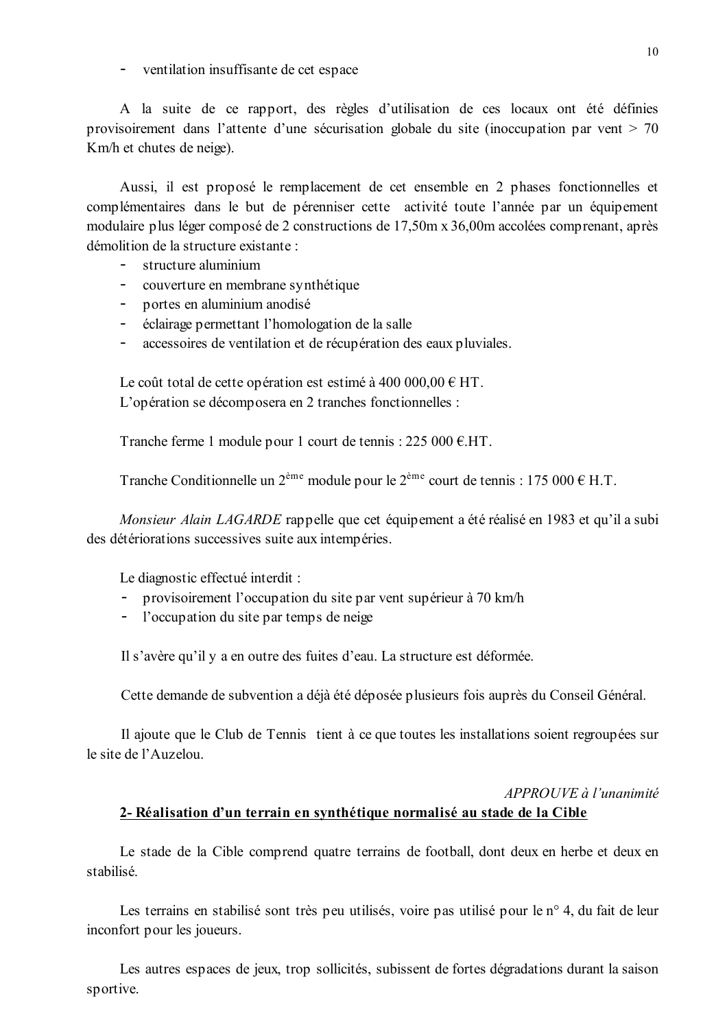- ventilation insuffisante de cet espace

A la suite de ce rapport, des règles d'utilisation de ces locaux ont été définies provisoirement dans l'attente d'une sécurisation globale du site (inoccupation par vent > 70 Km/h et chutes de neige).

Aussi, il est proposé le remplacement de cet ensemble en 2 phases fonctionnelles et complémentaires dans le but de pérenniser cette activité toute l'année par un équipement modulaire plus léger composé de 2 constructions de 17,50m x 36,00m accolées comprenant, après démolition de la structure existante :

- structure aluminium
- couverture en membrane synthétique
- portes en aluminium anodisé
- éclairage permettant l'homologation de la salle
- accessoires de ventilation et de récupération des eaux pluviales.

Le coût total de cette opération est estimé à 400 000,00 € HT.
L'opération se décomposera en 2 tranches fonctionnelles :

Tranche ferme 1 module pour 1 court de tennis : 225 000 €.HT.

Tranche Conditionnelle un 2ème module pour le 2ème court de tennis : 175 000 € H.T.

*Monsieur Alain LAGARDE* rappelle que cet équipement a été réalisé en 1983 et qu'il a subi des détériorations successives suite aux intempéries.

Le diagnostic effectué interdit :

- provisoirement l'occupation du site par vent supérieur à 70 km/h
- l'occupation du site par temps de neige

Il s'avère qu'il y a en outre des fuites d'eau. La structure est déformée.

Cette demande de subvention a déjà été déposée plusieurs fois auprès du Conseil Général.

Il ajoute que le Club de Tennis tient à ce que toutes les installations soient regroupées sur le site de l'Auzelou.

*APPROUVE à l'unanimité*

**2- Réalisation d'un terrain en synthétique normalisé au stade de la Cible**

Le stade de la Cible comprend quatre terrains de football, dont deux en herbe et deux en stabilisé.

Les terrains en stabilisé sont très peu utilisés, voire pas utilisé pour le n° 4, du fait de leur inconfort pour les joueurs.

Les autres espaces de jeux, trop sollicités, subissent de fortes dégradations durant la saison sportive.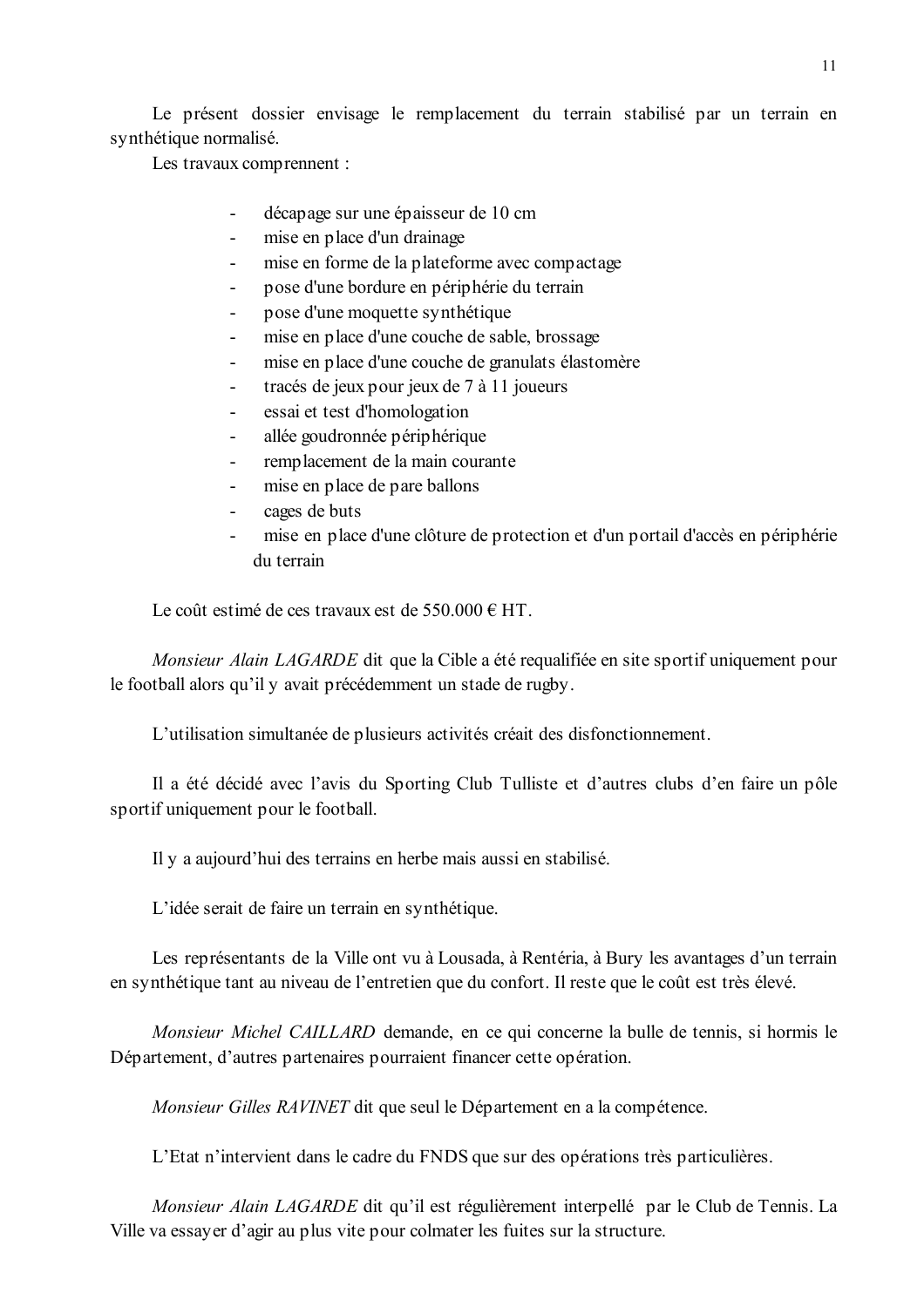Le présent dossier envisage le remplacement du terrain stabilisé par un terrain en synthétique normalisé.

Les travaux comprennent :

- décapage sur une épaisseur de 10 cm
- mise en place d'un drainage
- mise en forme de la plateforme avec compactage
- pose d'une bordure en périphérie du terrain
- pose d'une moquette synthétique
- mise en place d'une couche de sable, brossage
- mise en place d'une couche de granulats élastomère
- tracés de jeux pour jeux de 7 à 11 joueurs
- essai et test d'homologation
- allée goudronnée périphérique
- remplacement de la main courante
- mise en place de pare ballons
- cages de buts
- mise en place d'une clôture de protection et d'un portail d'accès en périphérie du terrain

Le coût estimé de ces travaux est de 550.000 € HT.

*Monsieur Alain LAGARDE* dit que la Cible a été requalifiée en site sportif uniquement pour le football alors qu'il y avait précédemment un stade de rugby.

L'utilisation simultanée de plusieurs activités créait des disfonctionnement.

Il a été décidé avec l'avis du Sporting Club Tulliste et d'autres clubs d'en faire un pôle sportif uniquement pour le football.

Il y a aujourd'hui des terrains en herbe mais aussi en stabilisé.

L'idée serait de faire un terrain en synthétique.

Les représentants de la Ville ont vu à Lousada, à Rentéria, à Bury les avantages d'un terrain en synthétique tant au niveau de l'entretien que du confort. Il reste que le coût est très élevé.

*Monsieur Michel CAILLARD* demande, en ce qui concerne la bulle de tennis, si hormis le Département, d'autres partenaires pourraient financer cette opération.

*Monsieur Gilles RAVINET* dit que seul le Département en a la compétence.

L'Etat n'intervient dans le cadre du FNDS que sur des opérations très particulières.

*Monsieur Alain LAGARDE* dit qu'il est régulièrement interpellé par le Club de Tennis. La Ville va essayer d'agir au plus vite pour colmater les fuites sur la structure.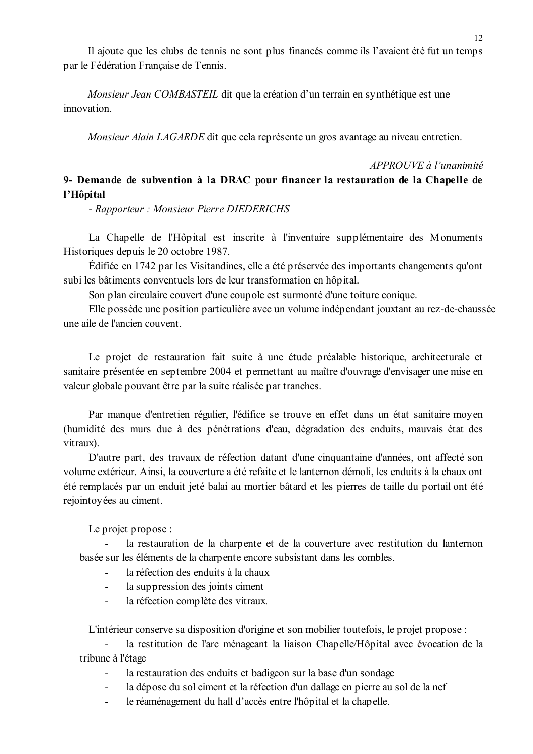Il ajoute que les clubs de tennis ne sont plus financés comme ils l'avaient été fut un temps par le Fédération Française de Tennis.

*Monsieur Jean COMBASTEIL* dit que la création d'un terrain en synthétique est une innovation.

*Monsieur Alain LAGARDE* dit que cela représente un gros avantage au niveau entretien.

*APPROUVE à l'unanimité*

**9- Demande de subvention à la DRAC pour financer la restauration de la Chapelle de l'Hôpital**

*- Rapporteur : Monsieur Pierre DIEDERICHS*

La Chapelle de l'Hôpital est inscrite à l'inventaire supplémentaire des Monuments Historiques depuis le 20 octobre 1987.

Édifiée en 1742 par les Visitandines, elle a été préservée des importants changements qu'ont subi les bâtiments conventuels lors de leur transformation en hôpital.

Son plan circulaire couvert d'une coupole est surmonté d'une toiture conique.

Elle possède une position particulière avec un volume indépendant jouxtant au rez-de-chaussée une aile de l'ancien couvent.

Le projet de restauration fait suite à une étude préalable historique, architecturale et sanitaire présentée en septembre 2004 et permettant au maître d'ouvrage d'envisager une mise en valeur globale pouvant être par la suite réalisée par tranches.

Par manque d'entretien régulier, l'édifice se trouve en effet dans un état sanitaire moyen (humidité des murs due à des pénétrations d'eau, dégradation des enduits, mauvais état des vitraux).

D'autre part, des travaux de réfection datant d'une cinquantaine d'années, ont affecté son volume extérieur. Ainsi, la couverture a été refaite et le lanternon démoli, les enduits à la chaux ont été remplacés par un enduit jeté balai au mortier bâtard et les pierres de taille du portail ont été rejointoyées au ciment.

Le projet propose :

- la restauration de la charpente et de la couverture avec restitution du lanternon basée sur les éléments de la charpente encore subsistant dans les combles.
- la réfection des enduits à la chaux
- la suppression des joints ciment
- la réfection complète des vitraux.

L'intérieur conserve sa disposition d'origine et son mobilier toutefois, le projet propose :

- la restitution de l'arc ménageant la liaison Chapelle/Hôpital avec évocation de la tribune à l'étage
- la restauration des enduits et badigeon sur la base d'un sondage
- la dépose du sol ciment et la réfection d'un dallage en pierre au sol de la nef
- le réaménagement du hall d'accès entre l'hôpital et la chapelle.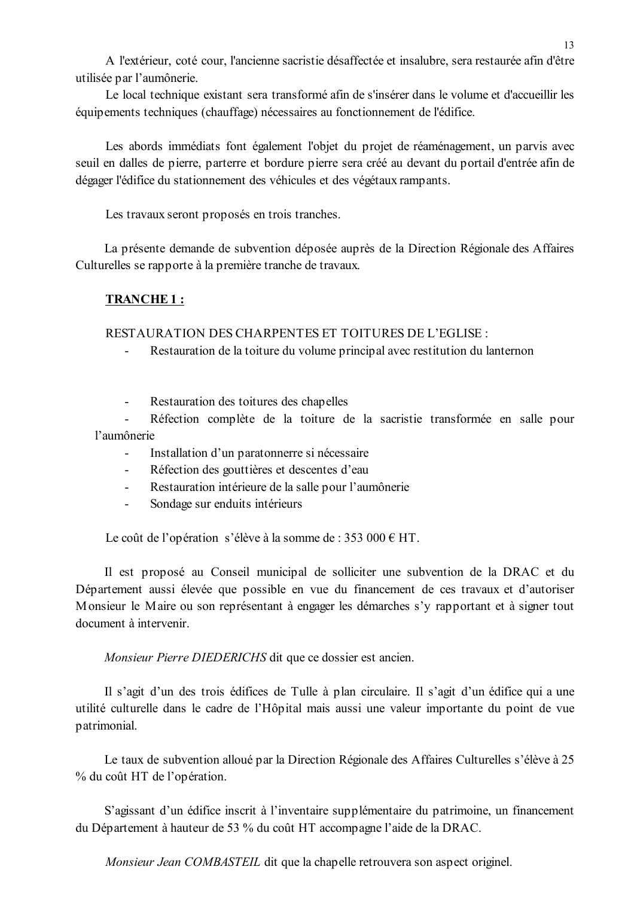A l'extérieur, coté cour, l'ancienne sacristie désaffectée et insalubre, sera restaurée afin d'être utilisée par l'aumônerie.

Le local technique existant sera transformé afin de s'insérer dans le volume et d'accueillir les équipements techniques (chauffage) nécessaires au fonctionnement de l'édifice.

Les abords immédiats font également l'objet du projet de réaménagement, un parvis avec seuil en dalles de pierre, parterre et bordure pierre sera créé au devant du portail d'entrée afin de dégager l'édifice du stationnement des véhicules et des végétaux rampants.

Les travaux seront proposés en trois tranches.

La présente demande de subvention déposée auprès de la Direction Régionale des Affaires Culturelles se rapporte à la première tranche de travaux.

**TRANCHE 1 :**

RESTAURATION DES CHARPENTES ET TOITURES DE L'EGLISE :

- Restauration de la toiture du volume principal avec restitution du lanternon
- Restauration des toitures des chapelles
- Réfection complète de la toiture de la sacristie transformée en salle pour l'aumônerie
- Installation d'un paratonnerre si nécessaire
- Réfection des gouttières et descentes d'eau
- Restauration intérieure de la salle pour l'aumônerie
- Sondage sur enduits intérieurs

Le coût de l'opération s'élève à la somme de : 353 000 € HT.

Il est proposé au Conseil municipal de solliciter une subvention de la DRAC et du Département aussi élevée que possible en vue du financement de ces travaux et d'autoriser Monsieur le Maire ou son représentant à engager les démarches s'y rapportant et à signer tout document à intervenir.

*Monsieur Pierre DIEDERICHS* dit que ce dossier est ancien.

Il s'agit d'un des trois édifices de Tulle à plan circulaire. Il s'agit d'un édifice qui a une utilité culturelle dans le cadre de l'Hôpital mais aussi une valeur importante du point de vue patrimonial.

Le taux de subvention alloué par la Direction Régionale des Affaires Culturelles s'élève à 25 % du coût HT de l'opération.

S'agissant d'un édifice inscrit à l'inventaire supplémentaire du patrimoine, un financement du Département à hauteur de 53 % du coût HT accompagne l'aide de la DRAC.

*Monsieur Jean COMBASTEIL* dit que la chapelle retrouvera son aspect originel.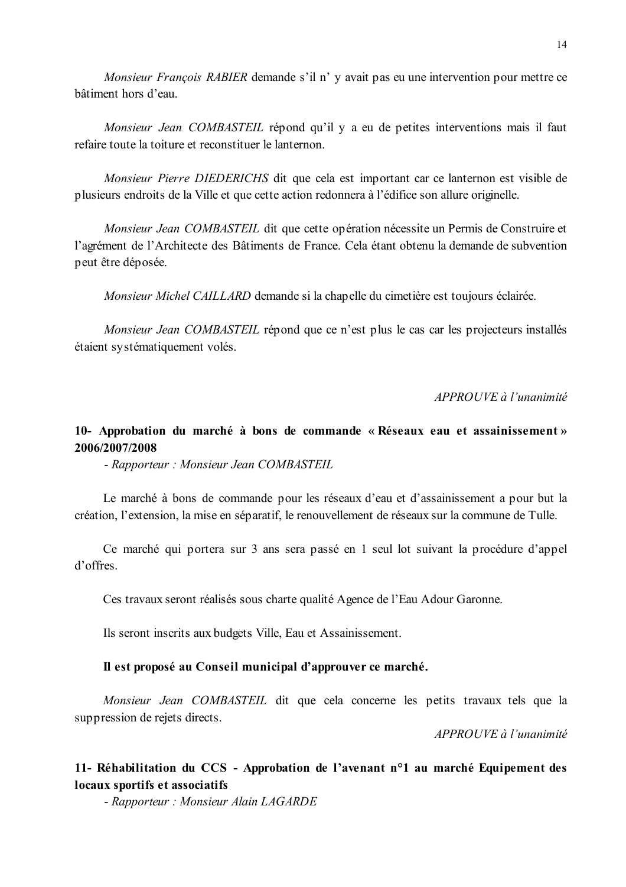*Monsieur François RABIER* demande s'il n' y avait pas eu une intervention pour mettre ce bâtiment hors d'eau.

*Monsieur Jean COMBASTEIL* répond qu'il y a eu de petites interventions mais il faut refaire toute la toiture et reconstituer le lanternon.

*Monsieur Pierre DIEDERICHS* dit que cela est important car ce lanternon est visible de plusieurs endroits de la Ville et que cette action redonnera à l'édifice son allure originelle.

*Monsieur Jean COMBASTEIL* dit que cette opération nécessite un Permis de Construire et l'agrément de l'Architecte des Bâtiments de France. Cela étant obtenu la demande de subvention peut être déposée.

*Monsieur Michel CAILLARD* demande si la chapelle du cimetière est toujours éclairée.

*Monsieur Jean COMBASTEIL* répond que ce n'est plus le cas car les projecteurs installés étaient systématiquement volés.

*APPROUVE à l'unanimité*

## 10- Approbation du marché à bons de commande « Réseaux eau et assainissement » 2006/2007/2008

*- Rapporteur : Monsieur Jean COMBASTEIL*

Le marché à bons de commande pour les réseaux d'eau et d'assainissement a pour but la création, l'extension, la mise en séparatif, le renouvellement de réseaux sur la commune de Tulle.

Ce marché qui portera sur 3 ans sera passé en 1 seul lot suivant la procédure d'appel d'offres.

Ces travaux seront réalisés sous charte qualité Agence de l'Eau Adour Garonne.

Ils seront inscrits aux budgets Ville, Eau et Assainissement.

**Il est proposé au Conseil municipal d'approuver ce marché.**

*Monsieur Jean COMBASTEIL* dit que cela concerne les petits travaux tels que la suppression de rejets directs.

*APPROUVE à l'unanimité*

## 11- Réhabilitation du CCS - Approbation de l'avenant n°1 au marché Equipement des locaux sportifs et associatifs

*- Rapporteur : Monsieur Alain LAGARDE*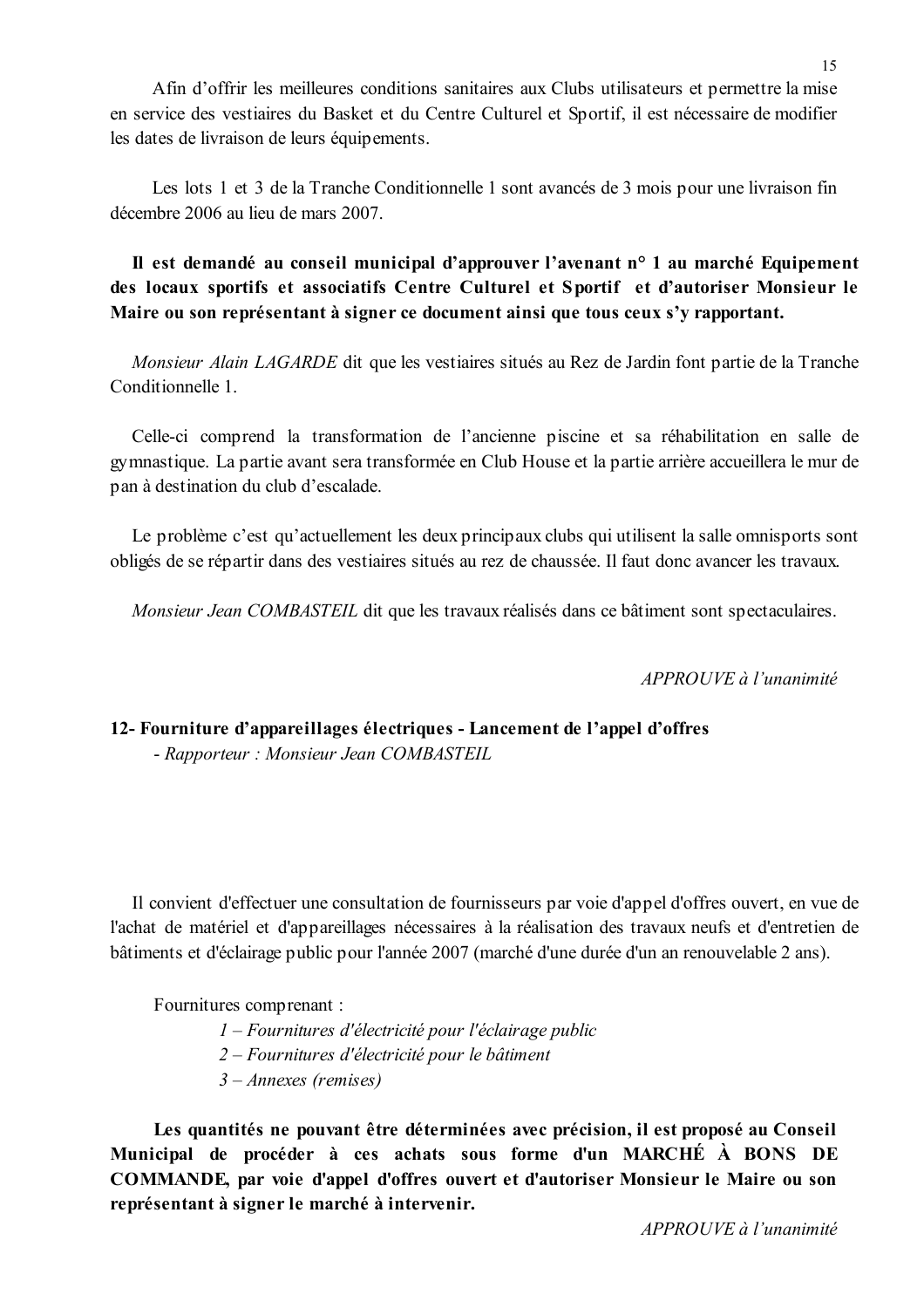Afin d'offrir les meilleures conditions sanitaires aux Clubs utilisateurs et permettre la mise en service des vestiaires du Basket et du Centre Culturel et Sportif, il est nécessaire de modifier les dates de livraison de leurs équipements.

Les lots 1 et 3 de la Tranche Conditionnelle 1 sont avancés de 3 mois pour une livraison fin décembre 2006 au lieu de mars 2007.

**Il est demandé au conseil municipal d'approuver l'avenant n° 1 au marché Equipement des locaux sportifs et associatifs Centre Culturel et Sportif et d'autoriser Monsieur le Maire ou son représentant à signer ce document ainsi que tous ceux s'y rapportant.**

*Monsieur Alain LAGARDE* dit que les vestiaires situés au Rez de Jardin font partie de la Tranche Conditionnelle 1.

Celle-ci comprend la transformation de l'ancienne piscine et sa réhabilitation en salle de gymnastique. La partie avant sera transformée en Club House et la partie arrière accueillera le mur de pan à destination du club d'escalade.

Le problème c'est qu'actuellement les deux principaux clubs qui utilisent la salle omnisports sont obligés de se répartir dans des vestiaires situés au rez de chaussée. Il faut donc avancer les travaux.

*Monsieur Jean COMBASTEIL* dit que les travaux réalisés dans ce bâtiment sont spectaculaires.

*APPROUVE à l'unanimité*

**12- Fourniture d'appareillages électriques - Lancement de l'appel d'offres**
*- Rapporteur : Monsieur Jean COMBASTEIL*

Il convient d'effectuer une consultation de fournisseurs par voie d'appel d'offres ouvert, en vue de l'achat de matériel et d'appareillages nécessaires à la réalisation des travaux neufs et d'entretien de bâtiments et d'éclairage public pour l'année 2007 (marché d'une durée d'un an renouvelable 2 ans).

Fournitures comprenant :

*1 – Fournitures d'électricité pour l'éclairage public*
*2 – Fournitures d'électricité pour le bâtiment*
*3 – Annexes (remises)*

**Les quantités ne pouvant être déterminées avec précision, il est proposé au Conseil Municipal de procéder à ces achats sous forme d'un MARCHÉ À BONS DE COMMANDE, par voie d'appel d'offres ouvert et d'autoriser Monsieur le Maire ou son représentant à signer le marché à intervenir.**

*APPROUVE à l'unanimité*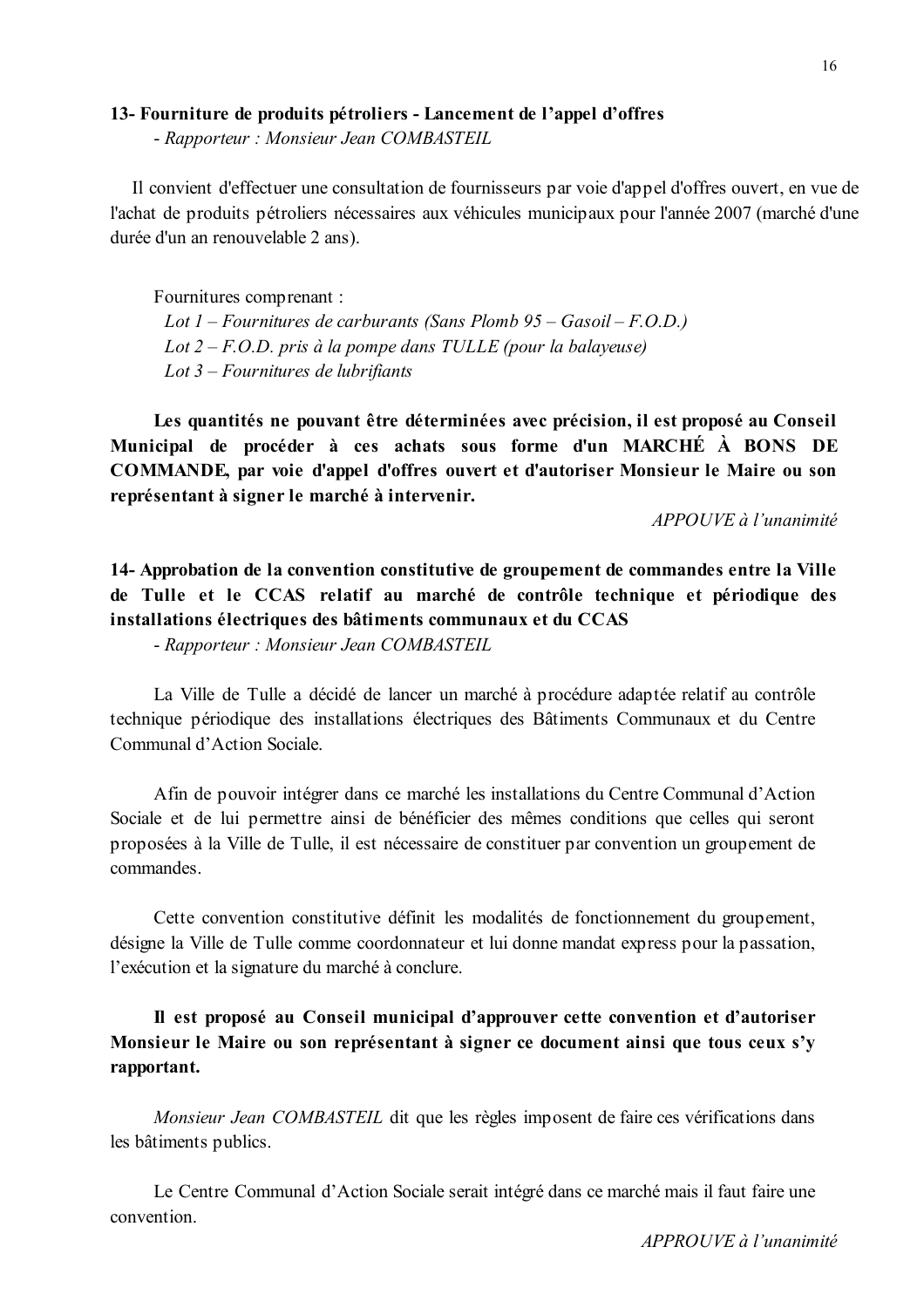**13- Fourniture de produits pétroliers - Lancement de l'appel d'offres**

*- Rapporteur : Monsieur Jean COMBASTEIL*

Il convient d'effectuer une consultation de fournisseurs par voie d'appel d'offres ouvert, en vue de l'achat de produits pétroliers nécessaires aux véhicules municipaux pour l'année 2007 (marché d'une durée d'un an renouvelable 2 ans).

Fournitures comprenant :

*Lot 1 – Fournitures de carburants (Sans Plomb 95 – Gasoil – F.O.D.)*
*Lot 2 – F.O.D. pris à la pompe dans TULLE (pour la balayeuse)*
*Lot 3 – Fournitures de lubrifiants*

**Les quantités ne pouvant être déterminées avec précision, il est proposé au Conseil Municipal de procéder à ces achats sous forme d'un MARCHÉ À BONS DE COMMANDE, par voie d'appel d'offres ouvert et d'autoriser Monsieur le Maire ou son représentant à signer le marché à intervenir.**

*APPOUVE à l'unanimité*

**14- Approbation de la convention constitutive de groupement de commandes entre la Ville de Tulle et le CCAS relatif au marché de contrôle technique et périodique des installations électriques des bâtiments communaux et du CCAS**

*- Rapporteur : Monsieur Jean COMBASTEIL*

La Ville de Tulle a décidé de lancer un marché à procédure adaptée relatif au contrôle technique périodique des installations électriques des Bâtiments Communaux et du Centre Communal d'Action Sociale.

Afin de pouvoir intégrer dans ce marché les installations du Centre Communal d'Action Sociale et de lui permettre ainsi de bénéficier des mêmes conditions que celles qui seront proposées à la Ville de Tulle, il est nécessaire de constituer par convention un groupement de commandes.

Cette convention constitutive définit les modalités de fonctionnement du groupement, désigne la Ville de Tulle comme coordonnateur et lui donne mandat express pour la passation, l'exécution et la signature du marché à conclure.

**Il est proposé au Conseil municipal d'approuver cette convention et d'autoriser Monsieur le Maire ou son représentant à signer ce document ainsi que tous ceux s'y rapportant.**

*Monsieur Jean COMBASTEIL* dit que les règles imposent de faire ces vérifications dans les bâtiments publics.

Le Centre Communal d'Action Sociale serait intégré dans ce marché mais il faut faire une convention.

*APPROUVE à l'unanimité*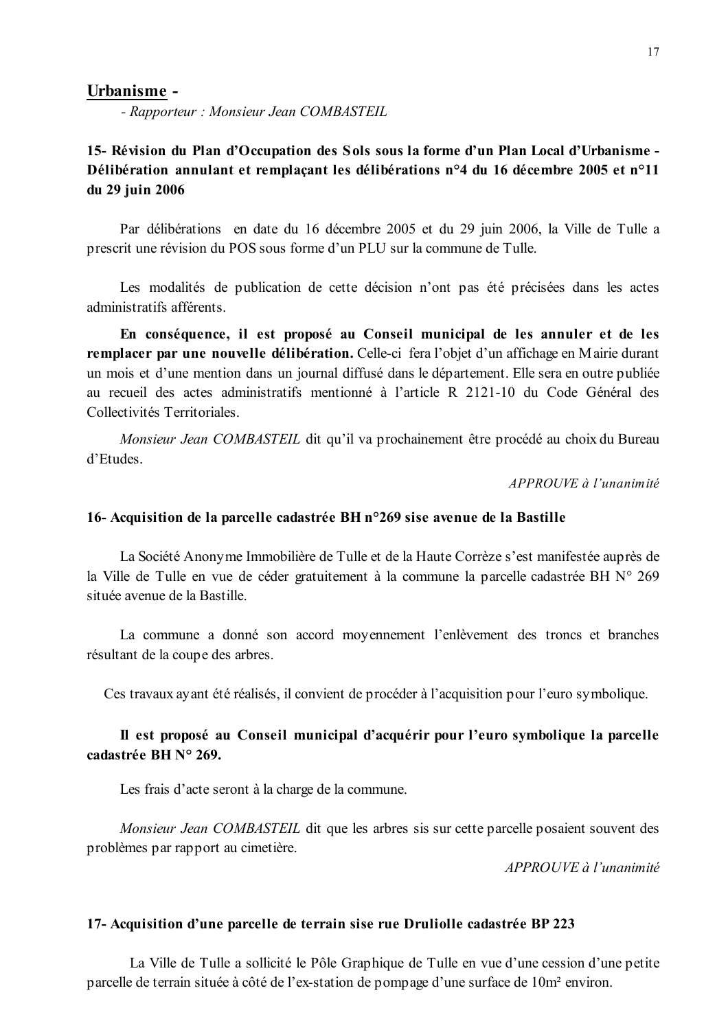## <u>Urbanisme -</u>

*- Rapporteur : Monsieur Jean COMBASTEIL*

### 15- Révision du Plan d'Occupation des Sols sous la forme d'un Plan Local d'Urbanisme - Délibération annulant et remplaçant les délibérations n°4 du 16 décembre 2005 et n°11 du 29 juin 2006

Par délibérations en date du 16 décembre 2005 et du 29 juin 2006, la Ville de Tulle a prescrit une révision du POS sous forme d'un PLU sur la commune de Tulle.

Les modalités de publication de cette décision n'ont pas été précisées dans les actes administratifs afférents.

**En conséquence, il est proposé au Conseil municipal de les annuler et de les remplacer par une nouvelle délibération.** Celle-ci fera l'objet d'un affichage en Mairie durant un mois et d'une mention dans un journal diffusé dans le département. Elle sera en outre publiée au recueil des actes administratifs mentionné à l'article R 2121-10 du Code Général des Collectivités Territoriales.

*Monsieur Jean COMBASTEIL* dit qu'il va prochainement être procédé au choix du Bureau d'Etudes.

*APPROUVE à l'unanimité*

### 16- Acquisition de la parcelle cadastrée BH n°269 sise avenue de la Bastille

La Société Anonyme Immobilière de Tulle et de la Haute Corrèze s'est manifestée auprès de la Ville de Tulle en vue de céder gratuitement à la commune la parcelle cadastrée BH N° 269 située avenue de la Bastille.

La commune a donné son accord moyennement l'enlèvement des troncs et branches résultant de la coupe des arbres.

Ces travaux ayant été réalisés, il convient de procéder à l'acquisition pour l'euro symbolique.

**Il est proposé au Conseil municipal d'acquérir pour l'euro symbolique la parcelle cadastrée BH N° 269.**

Les frais d'acte seront à la charge de la commune.

*Monsieur Jean COMBASTEIL* dit que les arbres sis sur cette parcelle posaient souvent des problèmes par rapport au cimetière.

*APPROUVE à l'unanimité*

### 17- Acquisition d'une parcelle de terrain sise rue Druliolle cadastrée BP 223

La Ville de Tulle a sollicité le Pôle Graphique de Tulle en vue d'une cession d'une petite parcelle de terrain située à côté de l'ex-station de pompage d'une surface de 10m² environ.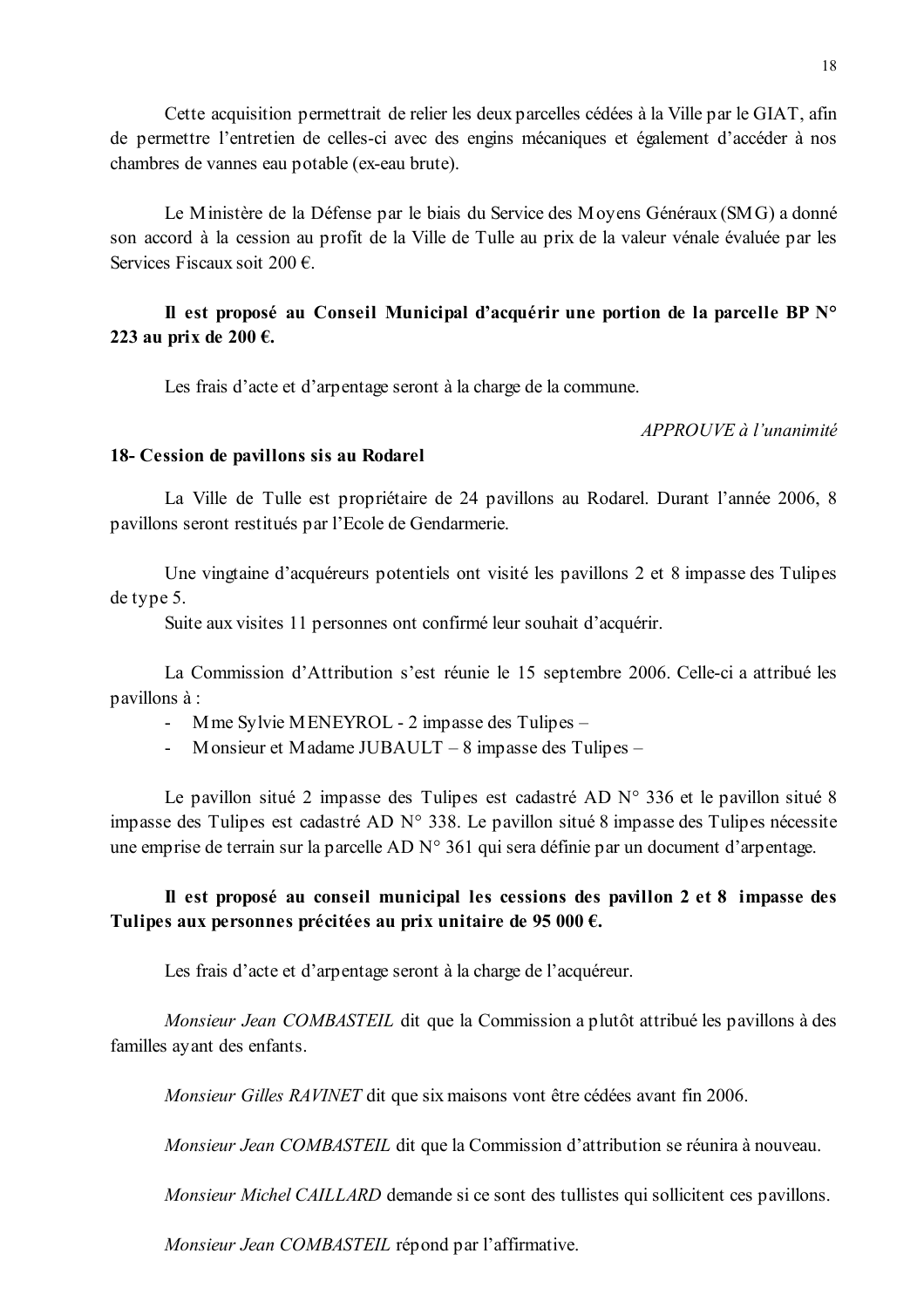Cette acquisition permettrait de relier les deux parcelles cédées à la Ville par le GIAT, afin de permettre l'entretien de celles-ci avec des engins mécaniques et également d'accéder à nos chambres de vannes eau potable (ex-eau brute).

Le Ministère de la Défense par le biais du Service des Moyens Généraux (SMG) a donné son accord à la cession au profit de la Ville de Tulle au prix de la valeur vénale évaluée par les Services Fiscaux soit 200 €.

**Il est proposé au Conseil Municipal d'acquérir une portion de la parcelle BP N° 223 au prix de 200 €.**

Les frais d'acte et d'arpentage seront à la charge de la commune.

*APPROUVE à l'unanimité*

**18- Cession de pavillons sis au Rodarel**

La Ville de Tulle est propriétaire de 24 pavillons au Rodarel. Durant l'année 2006, 8 pavillons seront restitués par l'Ecole de Gendarmerie.

Une vingtaine d'acquéreurs potentiels ont visité les pavillons 2 et 8 impasse des Tulipes de type 5.
Suite aux visites 11 personnes ont confirmé leur souhait d'acquérir.

La Commission d'Attribution s'est réunie le 15 septembre 2006. Celle-ci a attribué les pavillons à :

- Mme Sylvie MENEYROL - 2 impasse des Tulipes –
- Monsieur et Madame JUBAULT – 8 impasse des Tulipes –

Le pavillon situé 2 impasse des Tulipes est cadastré AD N° 336 et le pavillon situé 8 impasse des Tulipes est cadastré AD N° 338. Le pavillon situé 8 impasse des Tulipes nécessite une emprise de terrain sur la parcelle AD N° 361 qui sera définie par un document d'arpentage.

**Il est proposé au conseil municipal les cessions des pavillon 2 et 8 impasse des Tulipes aux personnes précitées au prix unitaire de 95 000 €.**

Les frais d'acte et d'arpentage seront à la charge de l'acquéreur.

*Monsieur Jean COMBASTEIL* dit que la Commission a plutôt attribué les pavillons à des familles ayant des enfants.

*Monsieur Gilles RAVINET* dit que six maisons vont être cédées avant fin 2006.

*Monsieur Jean COMBASTEIL* dit que la Commission d'attribution se réunira à nouveau.

*Monsieur Michel CAILLARD* demande si ce sont des tullistes qui sollicitent ces pavillons.

*Monsieur Jean COMBASTEIL* répond par l'affirmative.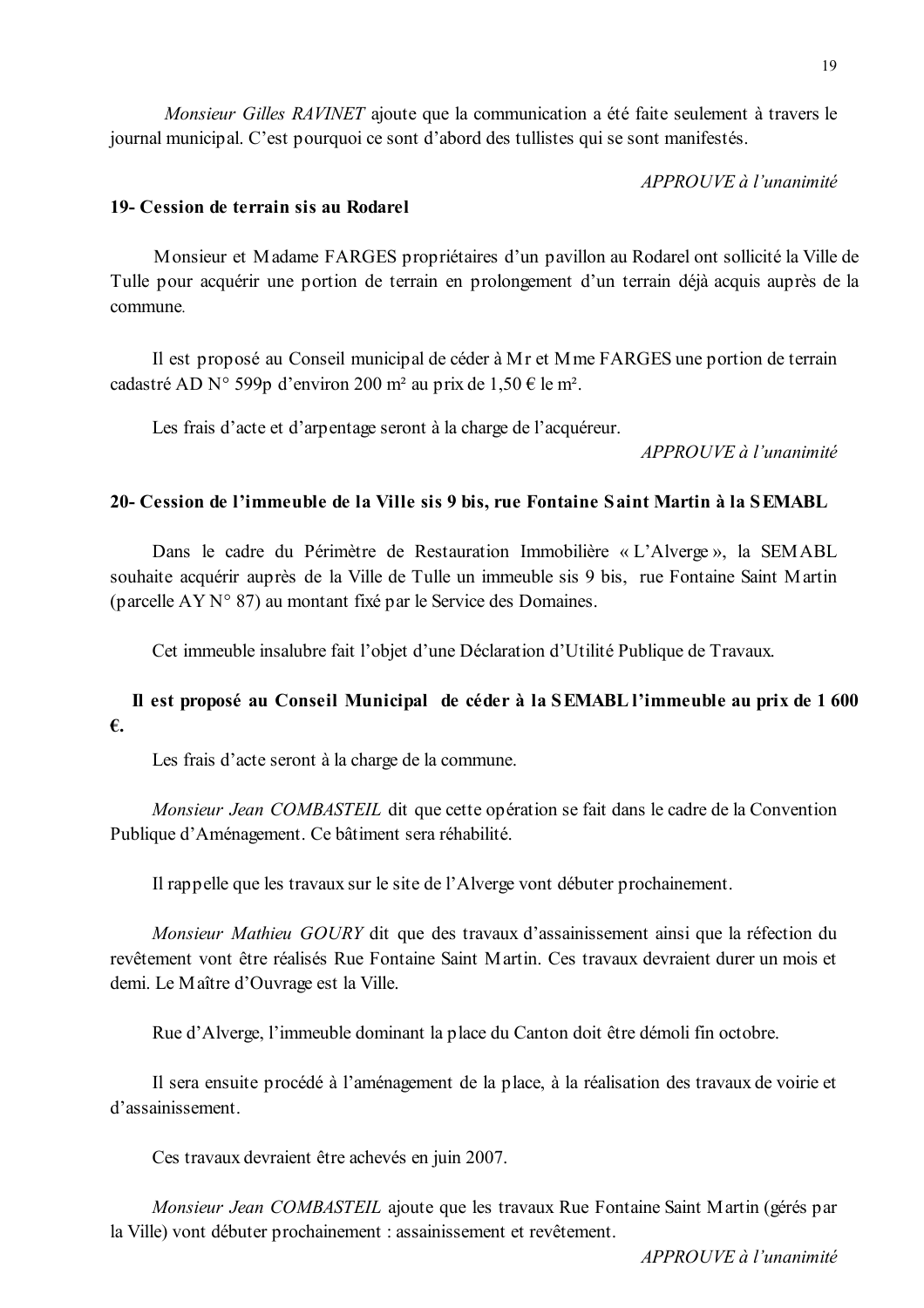*Monsieur Gilles RAVINET* ajoute que la communication a été faite seulement à travers le journal municipal. C'est pourquoi ce sont d'abord des tullistes qui se sont manifestés.

*APPROUVE à l'unanimité*

**19- Cession de terrain sis au Rodarel**

Monsieur et Madame FARGES propriétaires d'un pavillon au Rodarel ont sollicité la Ville de Tulle pour acquérir une portion de terrain en prolongement d'un terrain déjà acquis auprès de la commune.

Il est proposé au Conseil municipal de céder à Mr et Mme FARGES une portion de terrain cadastré AD N° 599p d'environ 200 m² au prix de 1,50 € le m².

Les frais d'acte et d'arpentage seront à la charge de l'acquéreur.

*APPROUVE à l'unanimité*

**20- Cession de l'immeuble de la Ville sis 9 bis, rue Fontaine Saint Martin à la SEMABL**

Dans le cadre du Périmètre de Restauration Immobilière « L'Alverge », la SEMABL souhaite acquérir auprès de la Ville de Tulle un immeuble sis 9 bis, rue Fontaine Saint Martin (parcelle AY N° 87) au montant fixé par le Service des Domaines.

Cet immeuble insalubre fait l'objet d'une Déclaration d'Utilité Publique de Travaux.

**Il est proposé au Conseil Municipal de céder à la SEMABL l'immeuble au prix de 1 600 €.**

Les frais d'acte seront à la charge de la commune.

*Monsieur Jean COMBASTEIL* dit que cette opération se fait dans le cadre de la Convention Publique d'Aménagement. Ce bâtiment sera réhabilité.

Il rappelle que les travaux sur le site de l'Alverge vont débuter prochainement.

*Monsieur Mathieu GOURY* dit que des travaux d'assainissement ainsi que la réfection du revêtement vont être réalisés Rue Fontaine Saint Martin. Ces travaux devraient durer un mois et demi. Le Maître d'Ouvrage est la Ville.

Rue d'Alverge, l'immeuble dominant la place du Canton doit être démoli fin octobre.

Il sera ensuite procédé à l'aménagement de la place, à la réalisation des travaux de voirie et d'assainissement.

Ces travaux devraient être achevés en juin 2007.

*Monsieur Jean COMBASTEIL* ajoute que les travaux Rue Fontaine Saint Martin (gérés par la Ville) vont débuter prochainement : assainissement et revêtement.

*APPROUVE à l'unanimité*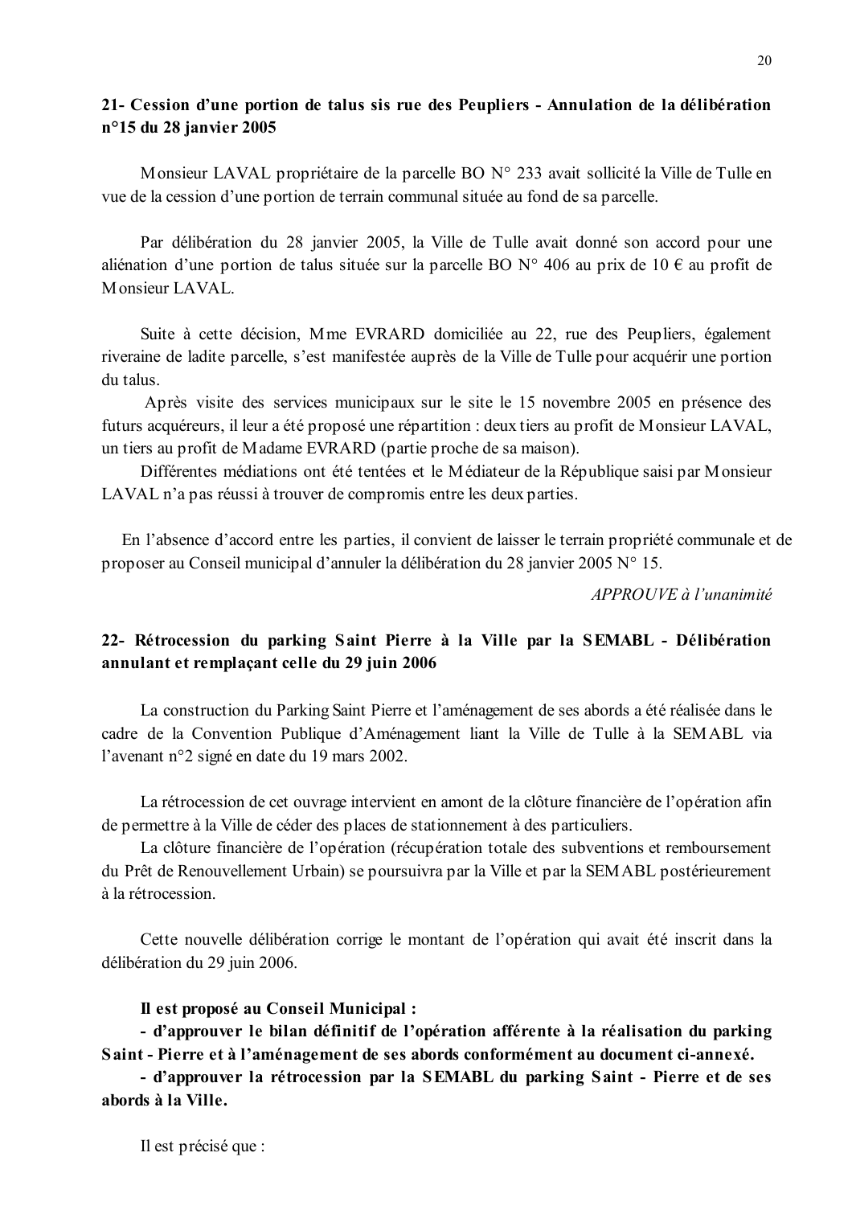**21- Cession d'une portion de talus sis rue des Peupliers - Annulation de la délibération n°15 du 28 janvier 2005**

Monsieur LAVAL propriétaire de la parcelle BO N° 233 avait sollicité la Ville de Tulle en vue de la cession d'une portion de terrain communal située au fond de sa parcelle.

Par délibération du 28 janvier 2005, la Ville de Tulle avait donné son accord pour une aliénation d'une portion de talus située sur la parcelle BO N° 406 au prix de 10 € au profit de Monsieur LAVAL.

Suite à cette décision, Mme EVRARD domiciliée au 22, rue des Peupliers, également riveraine de ladite parcelle, s'est manifestée auprès de la Ville de Tulle pour acquérir une portion du talus.

Après visite des services municipaux sur le site le 15 novembre 2005 en présence des futurs acquéreurs, il leur a été proposé une répartition : deux tiers au profit de Monsieur LAVAL, un tiers au profit de Madame EVRARD (partie proche de sa maison).

Différentes médiations ont été tentées et le Médiateur de la République saisi par Monsieur LAVAL n'a pas réussi à trouver de compromis entre les deux parties.

En l'absence d'accord entre les parties, il convient de laisser le terrain propriété communale et de proposer au Conseil municipal d'annuler la délibération du 28 janvier 2005 N° 15.

*APPROUVE à l'unanimité*

**22- Rétrocession du parking Saint Pierre à la Ville par la SEMABL - Délibération annulant et remplaçant celle du 29 juin 2006**

La construction du Parking Saint Pierre et l'aménagement de ses abords a été réalisée dans le cadre de la Convention Publique d'Aménagement liant la Ville de Tulle à la SEMABL via l'avenant n°2 signé en date du 19 mars 2002.

La rétrocession de cet ouvrage intervient en amont de la clôture financière de l'opération afin de permettre à la Ville de céder des places de stationnement à des particuliers.

La clôture financière de l'opération (récupération totale des subventions et remboursement du Prêt de Renouvellement Urbain) se poursuivra par la Ville et par la SEMABL postérieurement à la rétrocession.

Cette nouvelle délibération corrige le montant de l'opération qui avait été inscrit dans la délibération du 29 juin 2006.

**Il est proposé au Conseil Municipal :**

**- d'approuver le bilan définitif de l'opération afférente à la réalisation du parking Saint - Pierre et à l'aménagement de ses abords conformément au document ci-annexé.**

**- d'approuver la rétrocession par la SEMABL du parking Saint - Pierre et de ses abords à la Ville.**

Il est précisé que :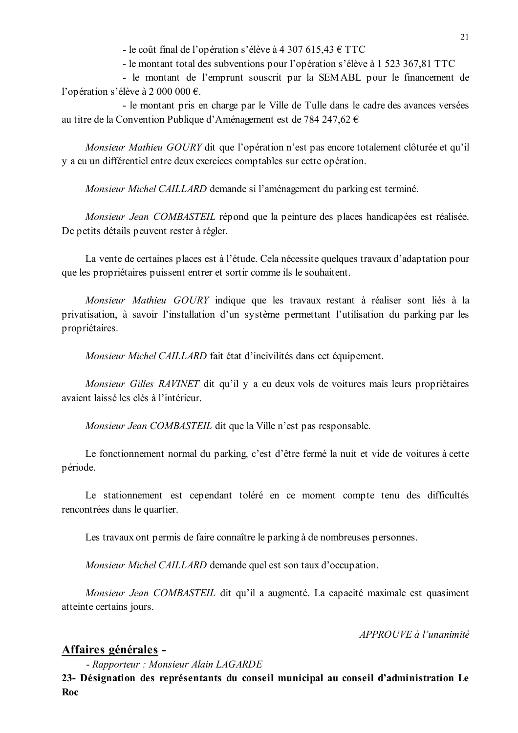- le coût final de l'opération s'élève à 4 307 615,43 € TTC

- le montant total des subventions pour l'opération s'élève à 1 523 367,81 TTC

- le montant de l'emprunt souscrit par la SEMABL pour le financement de l'opération s'élève à 2 000 000 €.

- le montant pris en charge par le Ville de Tulle dans le cadre des avances versées au titre de la Convention Publique d'Aménagement est de 784 247,62 €

*Monsieur Mathieu GOURY* dit que l'opération n'est pas encore totalement clôturée et qu'il y a eu un différentiel entre deux exercices comptables sur cette opération.

*Monsieur Michel CAILLARD* demande si l'aménagement du parking est terminé.

*Monsieur Jean COMBASTEIL* répond que la peinture des places handicapées est réalisée. De petits détails peuvent rester à régler.

La vente de certaines places est à l'étude. Cela nécessite quelques travaux d'adaptation pour que les propriétaires puissent entrer et sortir comme ils le souhaitent.

*Monsieur Mathieu GOURY* indique que les travaux restant à réaliser sont liés à la privatisation, à savoir l'installation d'un système permettant l'utilisation du parking par les propriétaires.

*Monsieur Michel CAILLARD* fait état d'incivilités dans cet équipement.

*Monsieur Gilles RAVINET* dit qu'il y a eu deux vols de voitures mais leurs propriétaires avaient laissé les clés à l'intérieur.

*Monsieur Jean COMBASTEIL* dit que la Ville n'est pas responsable.

Le fonctionnement normal du parking, c'est d'être fermé la nuit et vide de voitures à cette période.

Le stationnement est cependant toléré en ce moment compte tenu des difficultés rencontrées dans le quartier.

Les travaux ont permis de faire connaître le parking à de nombreuses personnes.

*Monsieur Michel CAILLARD* demande quel est son taux d'occupation.

*Monsieur Jean COMBASTEIL* dit qu'il a augmenté. La capacité maximale est quasiment atteinte certains jours.

*APPROUVE à l'unanimité*

## Affaires générales -

*- Rapporteur : Monsieur Alain LAGARDE*

**23- Désignation des représentants du conseil municipal au conseil d'administration Le Roc**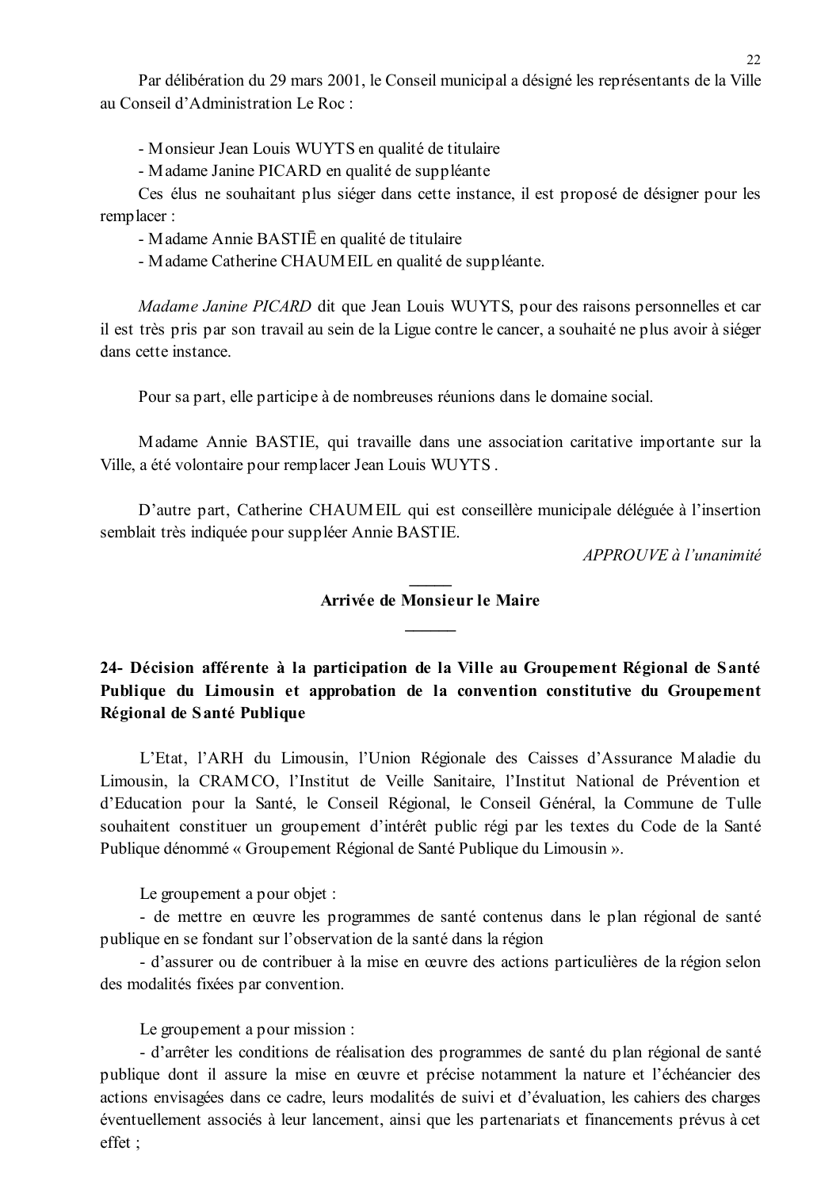Par délibération du 29 mars 2001, le Conseil municipal a désigné les représentants de la Ville au Conseil d'Administration Le Roc :

- Monsieur Jean Louis WUYTS en qualité de titulaire
- Madame Janine PICARD en qualité de suppléante

Ces élus ne souhaitant plus siéger dans cette instance, il est proposé de désigner pour les remplacer :

- Madame Annie BASTIĒ en qualité de titulaire
- Madame Catherine CHAUMEIL en qualité de suppléante.

*Madame Janine PICARD* dit que Jean Louis WUYTS, pour des raisons personnelles et car il est très pris par son travail au sein de la Ligue contre le cancer, a souhaité ne plus avoir à siéger dans cette instance.

Pour sa part, elle participe à de nombreuses réunions dans le domaine social.

Madame Annie BASTIE, qui travaille dans une association caritative importante sur la Ville, a été volontaire pour remplacer Jean Louis WUYTS .

D'autre part, Catherine CHAUMEIL qui est conseillère municipale déléguée à l'insertion semblait très indiquée pour suppléer Annie BASTIE.

*APPROUVE à l'unanimité*

**Arrivée de Monsieur le Maire**

**24- Décision afférente à la participation de la Ville au Groupement Régional de Santé Publique du Limousin et approbation de la convention constitutive du Groupement Régional de Santé Publique**

L'Etat, l'ARH du Limousin, l'Union Régionale des Caisses d'Assurance Maladie du Limousin, la CRAMCO, l'Institut de Veille Sanitaire, l'Institut National de Prévention et d'Education pour la Santé, le Conseil Régional, le Conseil Général, la Commune de Tulle souhaitent constituer un groupement d'intérêt public régi par les textes du Code de la Santé Publique dénommé « Groupement Régional de Santé Publique du Limousin ».

Le groupement a pour objet :

- de mettre en œuvre les programmes de santé contenus dans le plan régional de santé publique en se fondant sur l'observation de la santé dans la région
- d'assurer ou de contribuer à la mise en œuvre des actions particulières de la région selon des modalités fixées par convention.

Le groupement a pour mission :

- d'arrêter les conditions de réalisation des programmes de santé du plan régional de santé publique dont il assure la mise en œuvre et précise notamment la nature et l'échéancier des actions envisagées dans ce cadre, leurs modalités de suivi et d'évaluation, les cahiers des charges éventuellement associés à leur lancement, ainsi que les partenariats et financements prévus à cet effet ;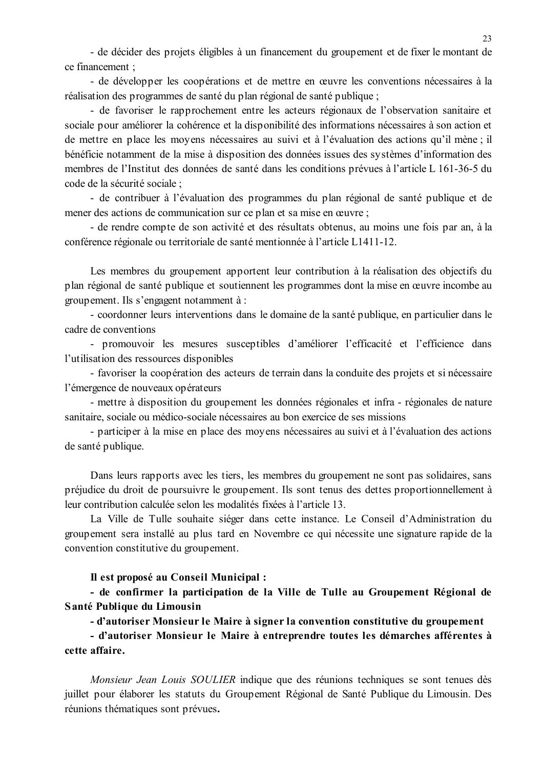- de décider des projets éligibles à un financement du groupement et de fixer le montant de ce financement ;

- de développer les coopérations et de mettre en œuvre les conventions nécessaires à la réalisation des programmes de santé du plan régional de santé publique ;

- de favoriser le rapprochement entre les acteurs régionaux de l'observation sanitaire et sociale pour améliorer la cohérence et la disponibilité des informations nécessaires à son action et de mettre en place les moyens nécessaires au suivi et à l'évaluation des actions qu'il mène ; il bénéficie notamment de la mise à disposition des données issues des systèmes d'information des membres de l'Institut des données de santé dans les conditions prévues à l'article L 161-36-5 du code de la sécurité sociale ;

- de contribuer à l'évaluation des programmes du plan régional de santé publique et de mener des actions de communication sur ce plan et sa mise en œuvre ;

- de rendre compte de son activité et des résultats obtenus, au moins une fois par an, à la conférence régionale ou territoriale de santé mentionnée à l'article L1411-12.

Les membres du groupement apportent leur contribution à la réalisation des objectifs du plan régional de santé publique et soutiennent les programmes dont la mise en œuvre incombe au groupement. Ils s'engagent notamment à :

- coordonner leurs interventions dans le domaine de la santé publique, en particulier dans le cadre de conventions
- promouvoir les mesures susceptibles d'améliorer l'efficacité et l'efficience dans l'utilisation des ressources disponibles
- favoriser la coopération des acteurs de terrain dans la conduite des projets et si nécessaire l'émergence de nouveaux opérateurs
- mettre à disposition du groupement les données régionales et infra - régionales de nature sanitaire, sociale ou médico-sociale nécessaires au bon exercice de ses missions
- participer à la mise en place des moyens nécessaires au suivi et à l'évaluation des actions de santé publique.

Dans leurs rapports avec les tiers, les membres du groupement ne sont pas solidaires, sans préjudice du droit de poursuivre le groupement. Ils sont tenus des dettes proportionnellement à leur contribution calculée selon les modalités fixées à l'article 13.

La Ville de Tulle souhaite siéger dans cette instance. Le Conseil d'Administration du groupement sera installé au plus tard en Novembre ce qui nécessite une signature rapide de la convention constitutive du groupement.

**Il est proposé au Conseil Municipal :**

**- de confirmer la participation de la Ville de Tulle au Groupement Régional de Santé Publique du Limousin**

**- d'autoriser Monsieur le Maire à signer la convention constitutive du groupement**

**- d'autoriser Monsieur le Maire à entreprendre toutes les démarches afférentes à cette affaire.**

*Monsieur Jean Louis SOULIER* indique que des réunions techniques se sont tenues dès juillet pour élaborer les statuts du Groupement Régional de Santé Publique du Limousin. Des réunions thématiques sont prévues.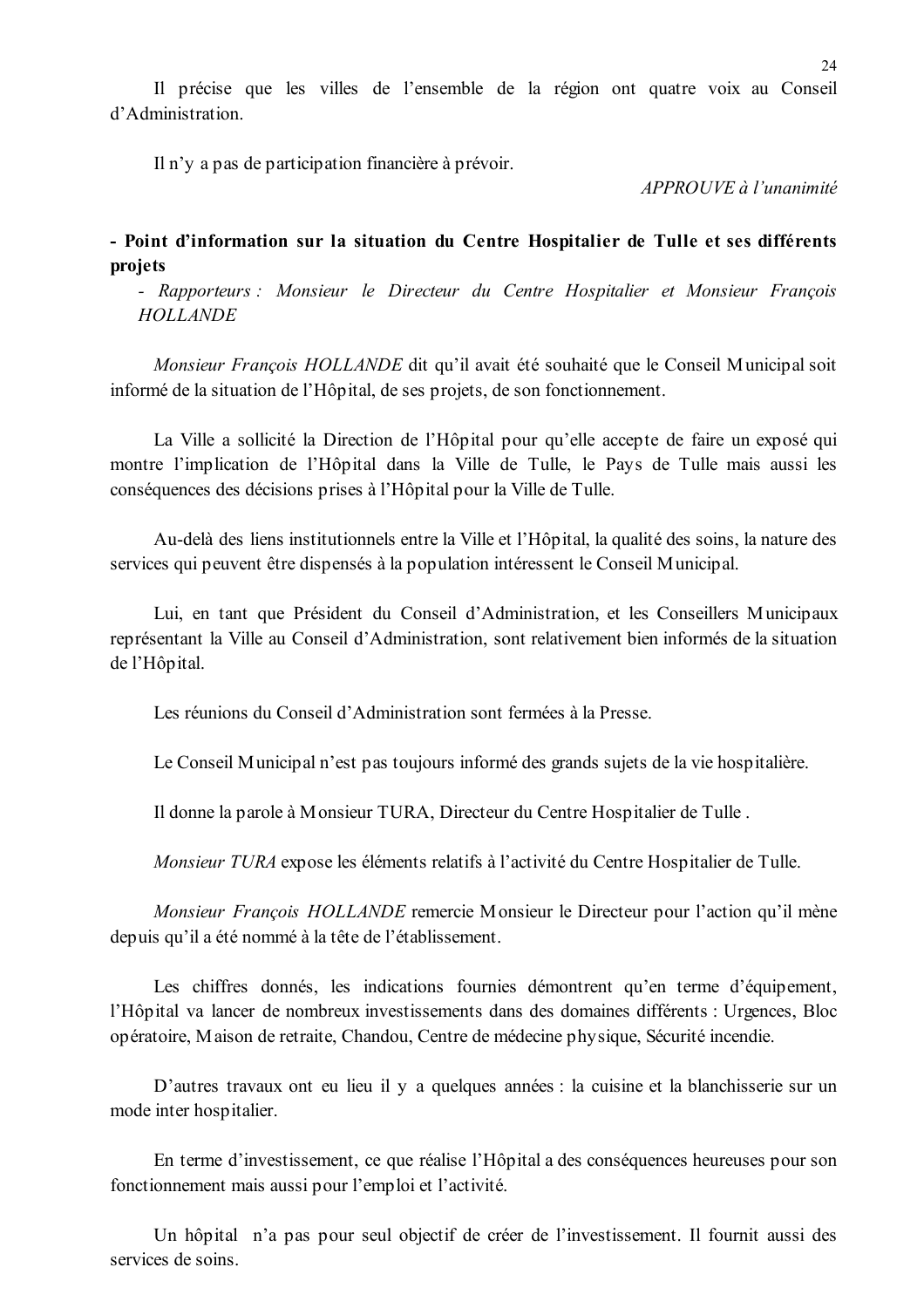Il précise que les villes de l'ensemble de la région ont quatre voix au Conseil d'Administration.

Il n'y a pas de participation financière à prévoir.

*APPROUVE à l'unanimité*

**- Point d'information sur la situation du Centre Hospitalier de Tulle et ses différents projets**

- *Rapporteurs : Monsieur le Directeur du Centre Hospitalier et Monsieur François HOLLANDE*

*Monsieur François HOLLANDE* dit qu'il avait été souhaité que le Conseil Municipal soit informé de la situation de l'Hôpital, de ses projets, de son fonctionnement.

La Ville a sollicité la Direction de l'Hôpital pour qu'elle accepte de faire un exposé qui montre l'implication de l'Hôpital dans la Ville de Tulle, le Pays de Tulle mais aussi les conséquences des décisions prises à l'Hôpital pour la Ville de Tulle.

Au-delà des liens institutionnels entre la Ville et l'Hôpital, la qualité des soins, la nature des services qui peuvent être dispensés à la population intéressent le Conseil Municipal.

Lui, en tant que Président du Conseil d'Administration, et les Conseillers Municipaux représentant la Ville au Conseil d'Administration, sont relativement bien informés de la situation de l'Hôpital.

Les réunions du Conseil d'Administration sont fermées à la Presse.

Le Conseil Municipal n'est pas toujours informé des grands sujets de la vie hospitalière.

Il donne la parole à Monsieur TURA, Directeur du Centre Hospitalier de Tulle .

*Monsieur TURA* expose les éléments relatifs à l'activité du Centre Hospitalier de Tulle.

*Monsieur François HOLLANDE* remercie Monsieur le Directeur pour l'action qu'il mène depuis qu'il a été nommé à la tête de l'établissement.

Les chiffres donnés, les indications fournies démontrent qu'en terme d'équipement, l'Hôpital va lancer de nombreux investissements dans des domaines différents : Urgences, Bloc opératoire, Maison de retraite, Chandou, Centre de médecine physique, Sécurité incendie.

D'autres travaux ont eu lieu il y a quelques années : la cuisine et la blanchisserie sur un mode inter hospitalier.

En terme d'investissement, ce que réalise l'Hôpital a des conséquences heureuses pour son fonctionnement mais aussi pour l'emploi et l'activité.

Un hôpital n'a pas pour seul objectif de créer de l'investissement. Il fournit aussi des services de soins.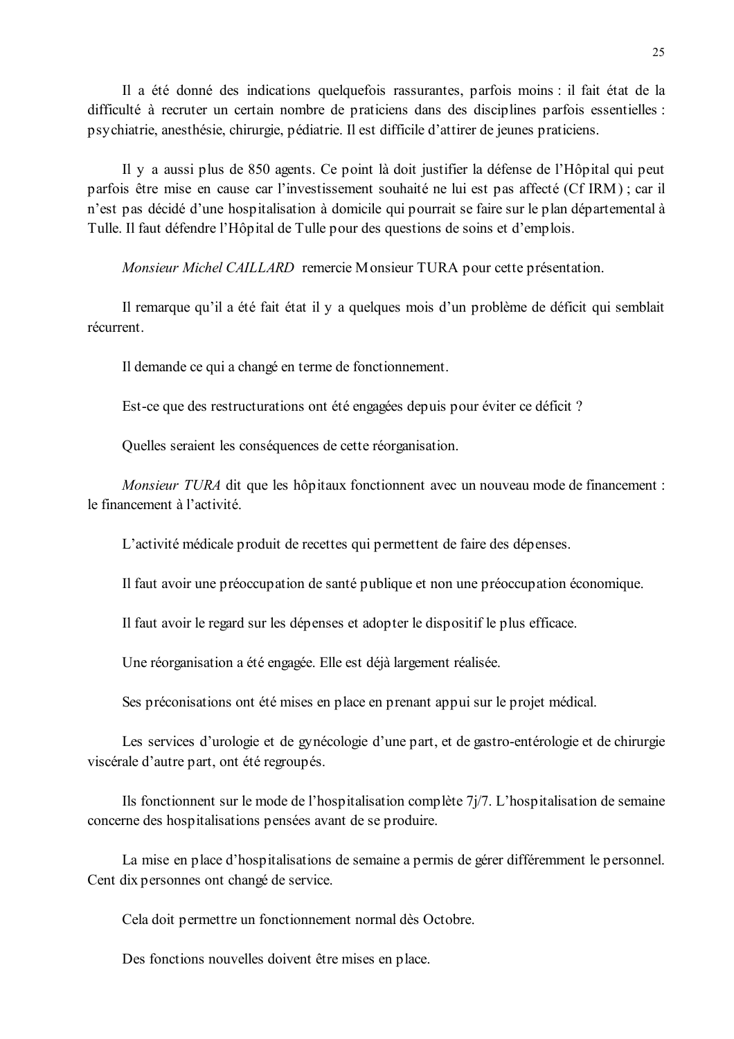Il a été donné des indications quelquefois rassurantes, parfois moins : il fait état de la difficulté à recruter un certain nombre de praticiens dans des disciplines parfois essentielles : psychiatrie, anesthésie, chirurgie, pédiatrie. Il est difficile d'attirer de jeunes praticiens.

Il y a aussi plus de 850 agents. Ce point là doit justifier la défense de l'Hôpital qui peut parfois être mise en cause car l'investissement souhaité ne lui est pas affecté (Cf IRM) ; car il n'est pas décidé d'une hospitalisation à domicile qui pourrait se faire sur le plan départemental à Tulle. Il faut défendre l'Hôpital de Tulle pour des questions de soins et d'emplois.

*Monsieur Michel CAILLARD* remercie Monsieur TURA pour cette présentation.

Il remarque qu'il a été fait état il y a quelques mois d'un problème de déficit qui semblait récurrent.

Il demande ce qui a changé en terme de fonctionnement.

Est-ce que des restructurations ont été engagées depuis pour éviter ce déficit ?

Quelles seraient les conséquences de cette réorganisation.

*Monsieur TURA* dit que les hôpitaux fonctionnent avec un nouveau mode de financement : le financement à l'activité.

L'activité médicale produit de recettes qui permettent de faire des dépenses.

Il faut avoir une préoccupation de santé publique et non une préoccupation économique.

Il faut avoir le regard sur les dépenses et adopter le dispositif le plus efficace.

Une réorganisation a été engagée. Elle est déjà largement réalisée.

Ses préconisations ont été mises en place en prenant appui sur le projet médical.

Les services d'urologie et de gynécologie d'une part, et de gastro-entérologie et de chirurgie viscérale d'autre part, ont été regroupés.

Ils fonctionnent sur le mode de l'hospitalisation complète 7j/7. L'hospitalisation de semaine concerne des hospitalisations pensées avant de se produire.

La mise en place d'hospitalisations de semaine a permis de gérer différemment le personnel. Cent dix personnes ont changé de service.

Cela doit permettre un fonctionnement normal dès Octobre.

Des fonctions nouvelles doivent être mises en place.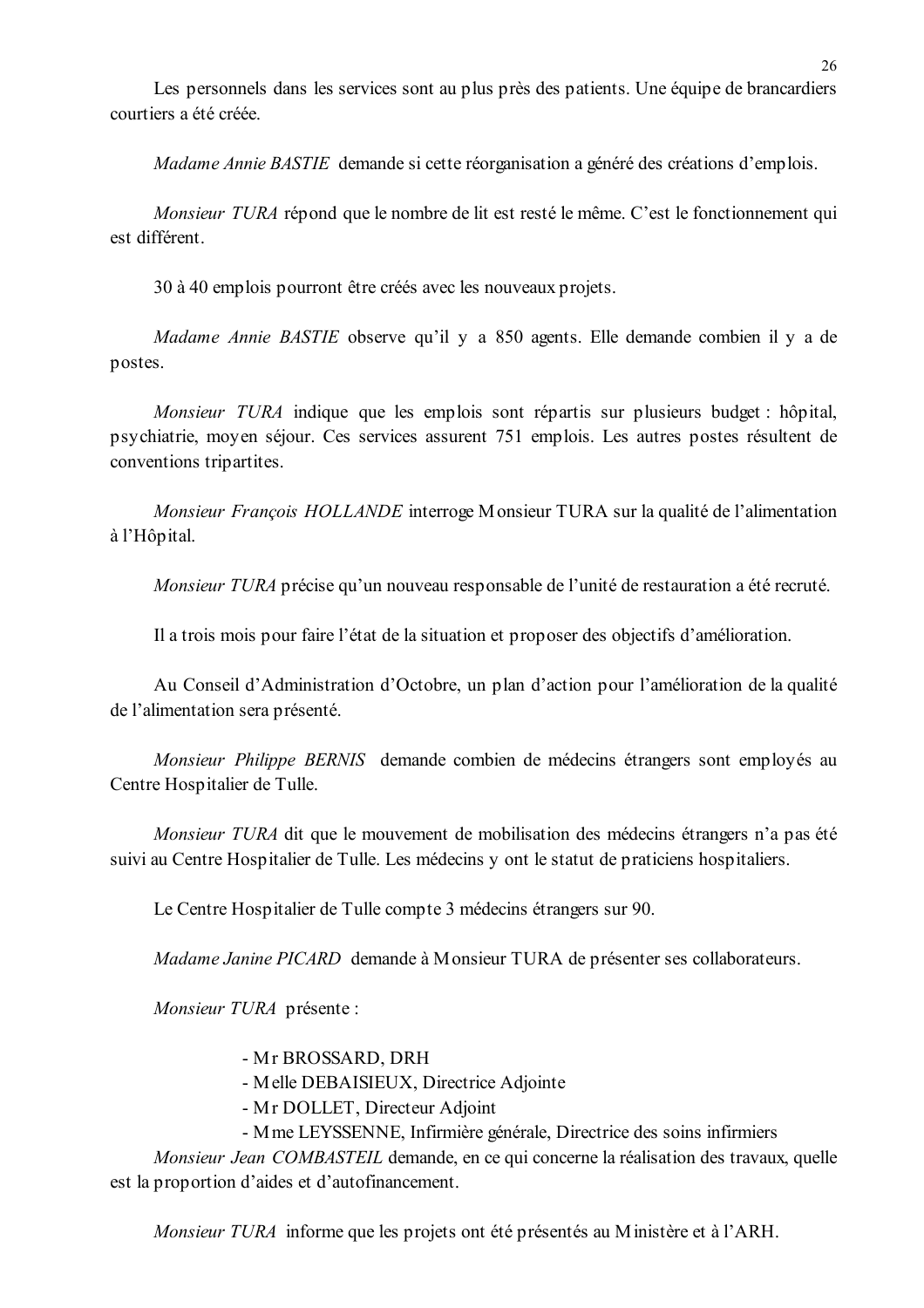Les personnels dans les services sont au plus près des patients. Une équipe de brancardiers courtiers a été créée.

*Madame Annie BASTIE* demande si cette réorganisation a généré des créations d'emplois.

*Monsieur TURA* répond que le nombre de lit est resté le même. C'est le fonctionnement qui est différent.

30 à 40 emplois pourront être créés avec les nouveaux projets.

*Madame Annie BASTIE* observe qu'il y a 850 agents. Elle demande combien il y a de postes.

*Monsieur TURA* indique que les emplois sont répartis sur plusieurs budget : hôpital, psychiatrie, moyen séjour. Ces services assurent 751 emplois. Les autres postes résultent de conventions tripartites.

*Monsieur François HOLLANDE* interroge Monsieur TURA sur la qualité de l'alimentation à l'Hôpital.

*Monsieur TURA* précise qu'un nouveau responsable de l'unité de restauration a été recruté.

Il a trois mois pour faire l'état de la situation et proposer des objectifs d'amélioration.

Au Conseil d'Administration d'Octobre, un plan d'action pour l'amélioration de la qualité de l'alimentation sera présenté.

*Monsieur Philippe BERNIS* demande combien de médecins étrangers sont employés au Centre Hospitalier de Tulle.

*Monsieur TURA* dit que le mouvement de mobilisation des médecins étrangers n'a pas été suivi au Centre Hospitalier de Tulle. Les médecins y ont le statut de praticiens hospitaliers.

Le Centre Hospitalier de Tulle compte 3 médecins étrangers sur 90.

*Madame Janine PICARD* demande à Monsieur TURA de présenter ses collaborateurs.

*Monsieur TURA* présente :

- Mr BROSSARD, DRH
- Melle DEBAISIEUX, Directrice Adjointe
- Mr DOLLET, Directeur Adjoint
- Mme LEYSSENNE, Infirmière générale, Directrice des soins infirmiers

*Monsieur Jean COMBASTEIL* demande, en ce qui concerne la réalisation des travaux, quelle est la proportion d'aides et d'autofinancement.

*Monsieur TURA* informe que les projets ont été présentés au Ministère et à l'ARH.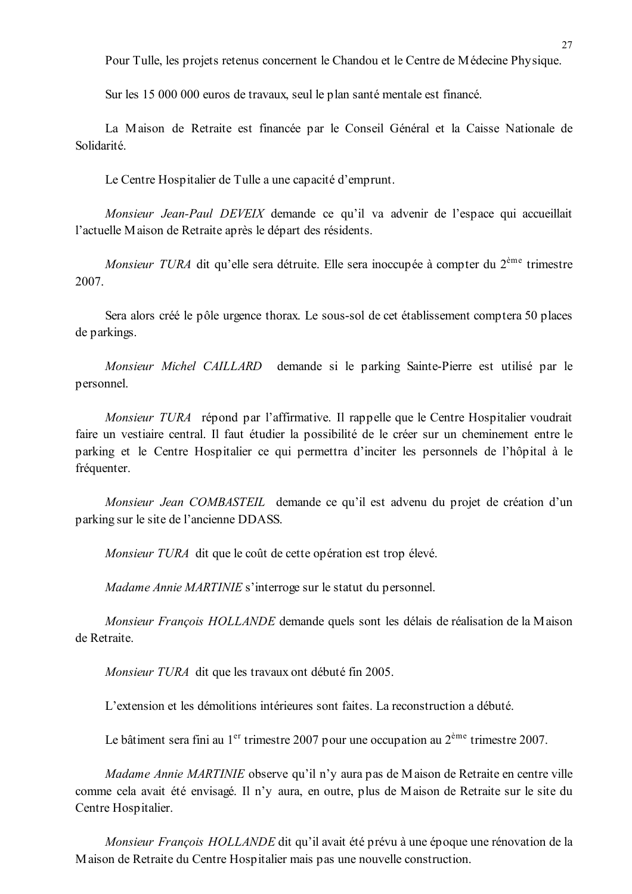Pour Tulle, les projets retenus concernent le Chandou et le Centre de Médecine Physique.

Sur les 15 000 000 euros de travaux, seul le plan santé mentale est financé.

La Maison de Retraite est financée par le Conseil Général et la Caisse Nationale de Solidarité.

Le Centre Hospitalier de Tulle a une capacité d'emprunt.

*Monsieur Jean-Paul DEVEIX* demande ce qu'il va advenir de l'espace qui accueillait l'actuelle Maison de Retraite après le départ des résidents.

*Monsieur TURA* dit qu'elle sera détruite. Elle sera inoccupée à compter du 2ème trimestre 2007.

Sera alors créé le pôle urgence thorax. Le sous-sol de cet établissement comptera 50 places de parkings.

*Monsieur Michel CAILLARD* demande si le parking Sainte-Pierre est utilisé par le personnel.

*Monsieur TURA* répond par l'affirmative. Il rappelle que le Centre Hospitalier voudrait faire un vestiaire central. Il faut étudier la possibilité de le créer sur un cheminement entre le parking et le Centre Hospitalier ce qui permettra d'inciter les personnels de l'hôpital à le fréquenter.

*Monsieur Jean COMBASTEIL* demande ce qu'il est advenu du projet de création d'un parking sur le site de l'ancienne DDASS.

*Monsieur TURA* dit que le coût de cette opération est trop élevé.

*Madame Annie MARTINIE* s'interroge sur le statut du personnel.

*Monsieur François HOLLANDE* demande quels sont les délais de réalisation de la Maison de Retraite.

*Monsieur TURA* dit que les travaux ont débuté fin 2005.

L'extension et les démolitions intérieures sont faites. La reconstruction a débuté.

Le bâtiment sera fini au 1er trimestre 2007 pour une occupation au 2ème trimestre 2007.

*Madame Annie MARTINIE* observe qu'il n'y aura pas de Maison de Retraite en centre ville comme cela avait été envisagé. Il n'y aura, en outre, plus de Maison de Retraite sur le site du Centre Hospitalier.

*Monsieur François HOLLANDE* dit qu'il avait été prévu à une époque une rénovation de la Maison de Retraite du Centre Hospitalier mais pas une nouvelle construction.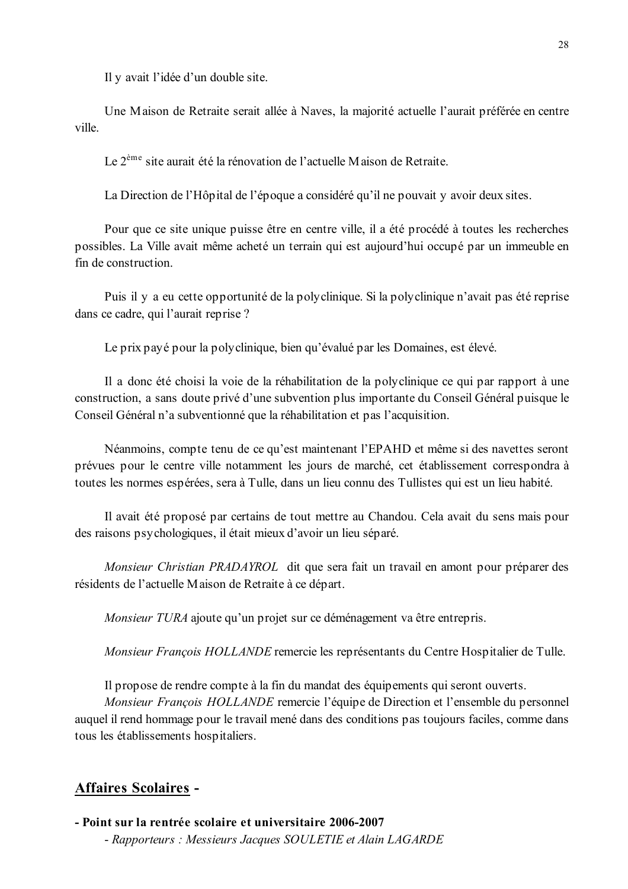Il y avait l'idée d'un double site.

Une Maison de Retraite serait allée à Naves, la majorité actuelle l'aurait préférée en centre ville.

Le 2ème site aurait été la rénovation de l'actuelle Maison de Retraite.

La Direction de l'Hôpital de l'époque a considéré qu'il ne pouvait y avoir deux sites.

Pour que ce site unique puisse être en centre ville, il a été procédé à toutes les recherches possibles. La Ville avait même acheté un terrain qui est aujourd'hui occupé par un immeuble en fin de construction.

Puis il y a eu cette opportunité de la polyclinique. Si la polyclinique n'avait pas été reprise dans ce cadre, qui l'aurait reprise ?

Le prix payé pour la polyclinique, bien qu'évalué par les Domaines, est élevé.

Il a donc été choisi la voie de la réhabilitation de la polyclinique ce qui par rapport à une construction, a sans doute privé d'une subvention plus importante du Conseil Général puisque le Conseil Général n'a subventionné que la réhabilitation et pas l'acquisition.

Néanmoins, compte tenu de ce qu'est maintenant l'EPAHD et même si des navettes seront prévues pour le centre ville notamment les jours de marché, cet établissement correspondra à toutes les normes espérées, sera à Tulle, dans un lieu connu des Tullistes qui est un lieu habité.

Il avait été proposé par certains de tout mettre au Chandou. Cela avait du sens mais pour des raisons psychologiques, il était mieux d'avoir un lieu séparé.

*Monsieur Christian PRADAYROL* dit que sera fait un travail en amont pour préparer des résidents de l'actuelle Maison de Retraite à ce départ.

*Monsieur TURA* ajoute qu'un projet sur ce déménagement va être entrepris.

*Monsieur François HOLLANDE* remercie les représentants du Centre Hospitalier de Tulle.

Il propose de rendre compte à la fin du mandat des équipements qui seront ouverts.

*Monsieur François HOLLANDE* remercie l'équipe de Direction et l'ensemble du personnel auquel il rend hommage pour le travail mené dans des conditions pas toujours faciles, comme dans tous les établissements hospitaliers.

## Affaires Scolaires -

**- Point sur la rentrée scolaire et universitaire 2006-2007**

*- Rapporteurs : Messieurs Jacques SOULETIE et Alain LAGARDE*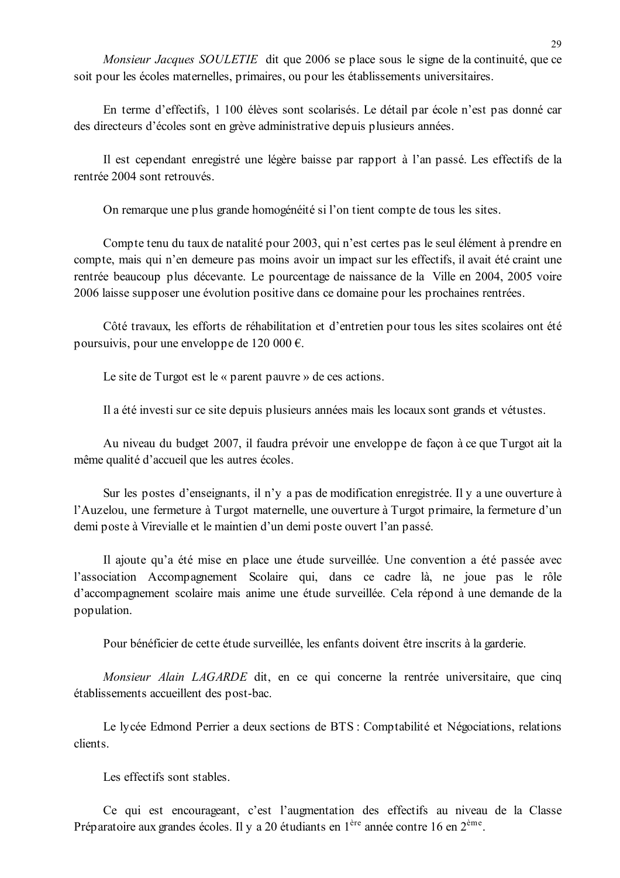*Monsieur Jacques SOULETIE* dit que 2006 se place sous le signe de la continuité, que ce soit pour les écoles maternelles, primaires, ou pour les établissements universitaires.

En terme d'effectifs, 1 100 élèves sont scolarisés. Le détail par école n'est pas donné car des directeurs d'écoles sont en grève administrative depuis plusieurs années.

Il est cependant enregistré une légère baisse par rapport à l'an passé. Les effectifs de la rentrée 2004 sont retrouvés.

On remarque une plus grande homogénéité si l'on tient compte de tous les sites.

Compte tenu du taux de natalité pour 2003, qui n'est certes pas le seul élément à prendre en compte, mais qui n'en demeure pas moins avoir un impact sur les effectifs, il avait été craint une rentrée beaucoup plus décevante. Le pourcentage de naissance de la Ville en 2004, 2005 voire 2006 laisse supposer une évolution positive dans ce domaine pour les prochaines rentrées.

Côté travaux, les efforts de réhabilitation et d'entretien pour tous les sites scolaires ont été poursuivis, pour une enveloppe de 120 000 €.

Le site de Turgot est le « parent pauvre » de ces actions.

Il a été investi sur ce site depuis plusieurs années mais les locaux sont grands et vétustes.

Au niveau du budget 2007, il faudra prévoir une enveloppe de façon à ce que Turgot ait la même qualité d'accueil que les autres écoles.

Sur les postes d'enseignants, il n'y a pas de modification enregistrée. Il y a une ouverture à l'Auzelou, une fermeture à Turgot maternelle, une ouverture à Turgot primaire, la fermeture d'un demi poste à Virevialle et le maintien d'un demi poste ouvert l'an passé.

Il ajoute qu'a été mise en place une étude surveillée. Une convention a été passée avec l'association Accompagnement Scolaire qui, dans ce cadre là, ne joue pas le rôle d'accompagnement scolaire mais anime une étude surveillée. Cela répond à une demande de la population.

Pour bénéficier de cette étude surveillée, les enfants doivent être inscrits à la garderie.

*Monsieur Alain LAGARDE* dit, en ce qui concerne la rentrée universitaire, que cinq établissements accueillent des post-bac.

Le lycée Edmond Perrier a deux sections de BTS : Comptabilité et Négociations, relations clients.

Les effectifs sont stables.

Ce qui est encourageant, c'est l'augmentation des effectifs au niveau de la Classe Préparatoire aux grandes écoles. Il y a 20 étudiants en 1ère année contre 16 en 2ème.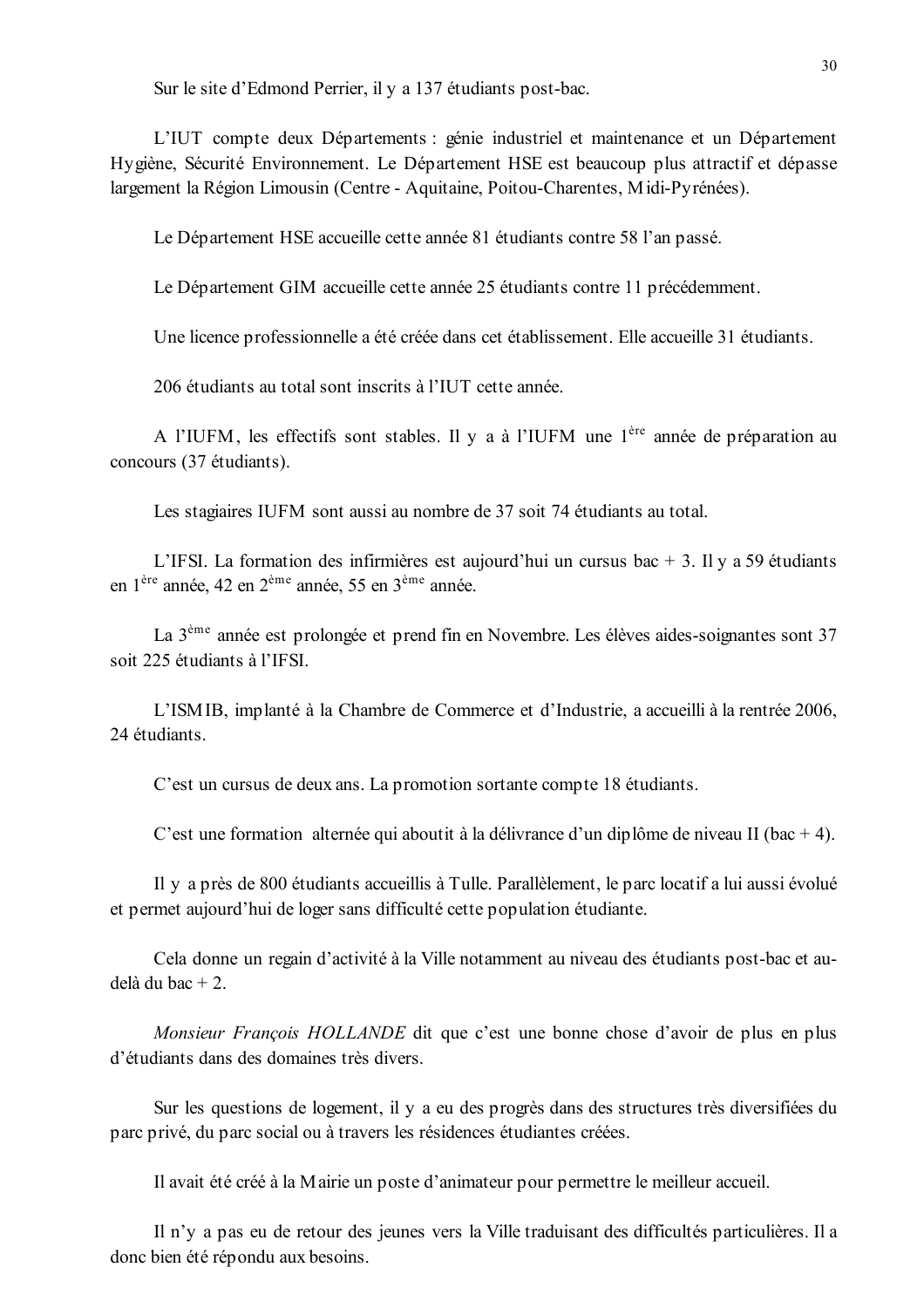Sur le site d'Edmond Perrier, il y a 137 étudiants post-bac.

L'IUT compte deux Départements : génie industriel et maintenance et un Département Hygiène, Sécurité Environnement. Le Département HSE est beaucoup plus attractif et dépasse largement la Région Limousin (Centre - Aquitaine, Poitou-Charentes, Midi-Pyrénées).

Le Département HSE accueille cette année 81 étudiants contre 58 l'an passé.

Le Département GIM accueille cette année 25 étudiants contre 11 précédemment.

Une licence professionnelle a été créée dans cet établissement. Elle accueille 31 étudiants.

206 étudiants au total sont inscrits à l'IUT cette année.

A l'IUFM, les effectifs sont stables. Il y a à l'IUFM une 1ère année de préparation au concours (37 étudiants).

Les stagiaires IUFM sont aussi au nombre de 37 soit 74 étudiants au total.

L'IFSI. La formation des infirmières est aujourd'hui un cursus bac + 3. Il y a 59 étudiants en 1ère année, 42 en 2ème année, 55 en 3ème année.

La 3ème année est prolongée et prend fin en Novembre. Les élèves aides-soignantes sont 37 soit 225 étudiants à l'IFSI.

L'ISMIB, implanté à la Chambre de Commerce et d'Industrie, a accueilli à la rentrée 2006, 24 étudiants.

C'est un cursus de deux ans. La promotion sortante compte 18 étudiants.

C'est une formation alternée qui aboutit à la délivrance d'un diplôme de niveau II (bac + 4).

Il y a près de 800 étudiants accueillis à Tulle. Parallèlement, le parc locatif a lui aussi évolué et permet aujourd'hui de loger sans difficulté cette population étudiante.

Cela donne un regain d'activité à la Ville notamment au niveau des étudiants post-bac et au-delà du bac + 2.

*Monsieur François HOLLANDE* dit que c'est une bonne chose d'avoir de plus en plus d'étudiants dans des domaines très divers.

Sur les questions de logement, il y a eu des progrès dans des structures très diversifiées du parc privé, du parc social ou à travers les résidences étudiantes créées.

Il avait été créé à la Mairie un poste d'animateur pour permettre le meilleur accueil.

Il n'y a pas eu de retour des jeunes vers la Ville traduisant des difficultés particulières. Il a donc bien été répondu aux besoins.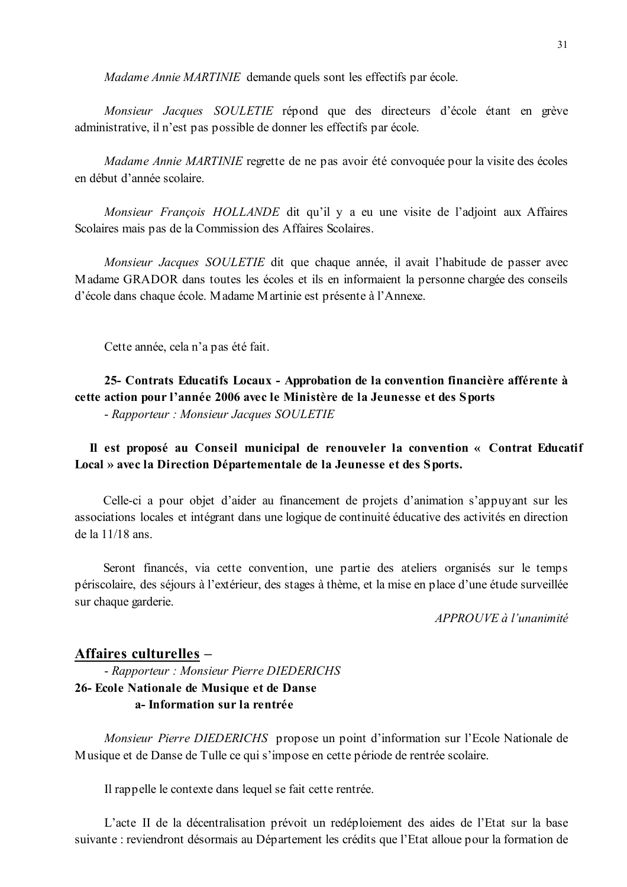*Madame Annie MARTINIE* demande quels sont les effectifs par école.

*Monsieur Jacques SOULETIE* répond que des directeurs d'école étant en grève administrative, il n'est pas possible de donner les effectifs par école.

*Madame Annie MARTINIE* regrette de ne pas avoir été convoquée pour la visite des écoles en début d'année scolaire.

*Monsieur François HOLLANDE* dit qu'il y a eu une visite de l'adjoint aux Affaires Scolaires mais pas de la Commission des Affaires Scolaires.

*Monsieur Jacques SOULETIE* dit que chaque année, il avait l'habitude de passer avec Madame GRADOR dans toutes les écoles et ils en informaient la personne chargée des conseils d'école dans chaque école. Madame Martinie est présente à l'Annexe.

Cette année, cela n'a pas été fait.

**25- Contrats Educatifs Locaux - Approbation de la convention financière afférente à cette action pour l'année 2006 avec le Ministère de la Jeunesse et des Sports**
*- Rapporteur : Monsieur Jacques SOULETIE*

**Il est proposé au Conseil municipal de renouveler la convention « Contrat Educatif Local » avec la Direction Départementale de la Jeunesse et des Sports.**

Celle-ci a pour objet d'aider au financement de projets d'animation s'appuyant sur les associations locales et intégrant dans une logique de continuité éducative des activités en direction de la 11/18 ans.

Seront financés, via cette convention, une partie des ateliers organisés sur le temps périscolaire, des séjours à l'extérieur, des stages à thème, et la mise en place d'une étude surveillée sur chaque garderie.

*APPROUVE à l'unanimité*

## Affaires culturelles –

*- Rapporteur : Monsieur Pierre DIEDERICHS*

**26- Ecole Nationale de Musique et de Danse**
**a- Information sur la rentrée**

*Monsieur Pierre DIEDERICHS* propose un point d'information sur l'Ecole Nationale de Musique et de Danse de Tulle ce qui s'impose en cette période de rentrée scolaire.

Il rappelle le contexte dans lequel se fait cette rentrée.

L'acte II de la décentralisation prévoit un redéploiement des aides de l'Etat sur la base suivante : reviendront désormais au Département les crédits que l'Etat alloue pour la formation de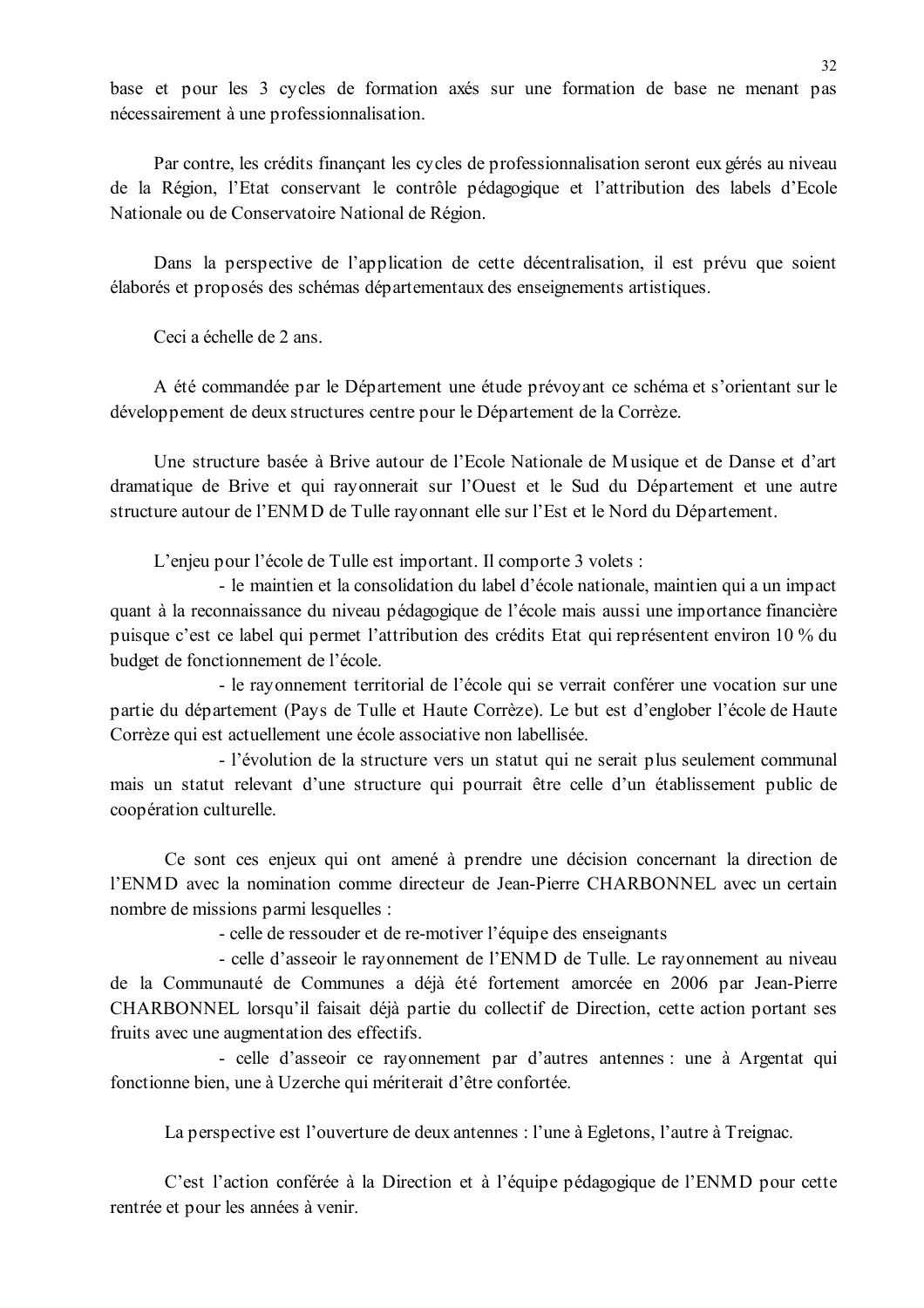base et pour les 3 cycles de formation axés sur une formation de base ne menant pas nécessairement à une professionnalisation.

Par contre, les crédits finançant les cycles de professionnalisation seront eux gérés au niveau de la Région, l'Etat conservant le contrôle pédagogique et l'attribution des labels d'Ecole Nationale ou de Conservatoire National de Région.

Dans la perspective de l'application de cette décentralisation, il est prévu que soient élaborés et proposés des schémas départementaux des enseignements artistiques.

Ceci a échelle de 2 ans.

A été commandée par le Département une étude prévoyant ce schéma et s'orientant sur le développement de deux structures centre pour le Département de la Corrèze.

Une structure basée à Brive autour de l'Ecole Nationale de Musique et de Danse et d'art dramatique de Brive et qui rayonnerait sur l'Ouest et le Sud du Département et une autre structure autour de l'ENMD de Tulle rayonnant elle sur l'Est et le Nord du Département.

L'enjeu pour l'école de Tulle est important. Il comporte 3 volets :

- le maintien et la consolidation du label d'école nationale, maintien qui a un impact quant à la reconnaissance du niveau pédagogique de l'école mais aussi une importance financière puisque c'est ce label qui permet l'attribution des crédits Etat qui représentent environ 10 % du budget de fonctionnement de l'école.
- le rayonnement territorial de l'école qui se verrait conférer une vocation sur une partie du département (Pays de Tulle et Haute Corrèze). Le but est d'englober l'école de Haute Corrèze qui est actuellement une école associative non labellisée.
- l'évolution de la structure vers un statut qui ne serait plus seulement communal mais un statut relevant d'une structure qui pourrait être celle d'un établissement public de coopération culturelle.

Ce sont ces enjeux qui ont amené à prendre une décision concernant la direction de l'ENMD avec la nomination comme directeur de Jean-Pierre CHARBONNEL avec un certain nombre de missions parmi lesquelles :

- celle de ressouder et de re-motiver l'équipe des enseignants
- celle d'asseoir le rayonnement de l'ENMD de Tulle. Le rayonnement au niveau de la Communauté de Communes a déjà été fortement amorcée en 2006 par Jean-Pierre CHARBONNEL lorsqu'il faisait déjà partie du collectif de Direction, cette action portant ses fruits avec une augmentation des effectifs.
- celle d'asseoir ce rayonnement par d'autres antennes : une à Argentat qui fonctionne bien, une à Uzerche qui mériterait d'être confortée.

La perspective est l'ouverture de deux antennes : l'une à Egletons, l'autre à Treignac.

C'est l'action conférée à la Direction et à l'équipe pédagogique de l'ENMD pour cette rentrée et pour les années à venir.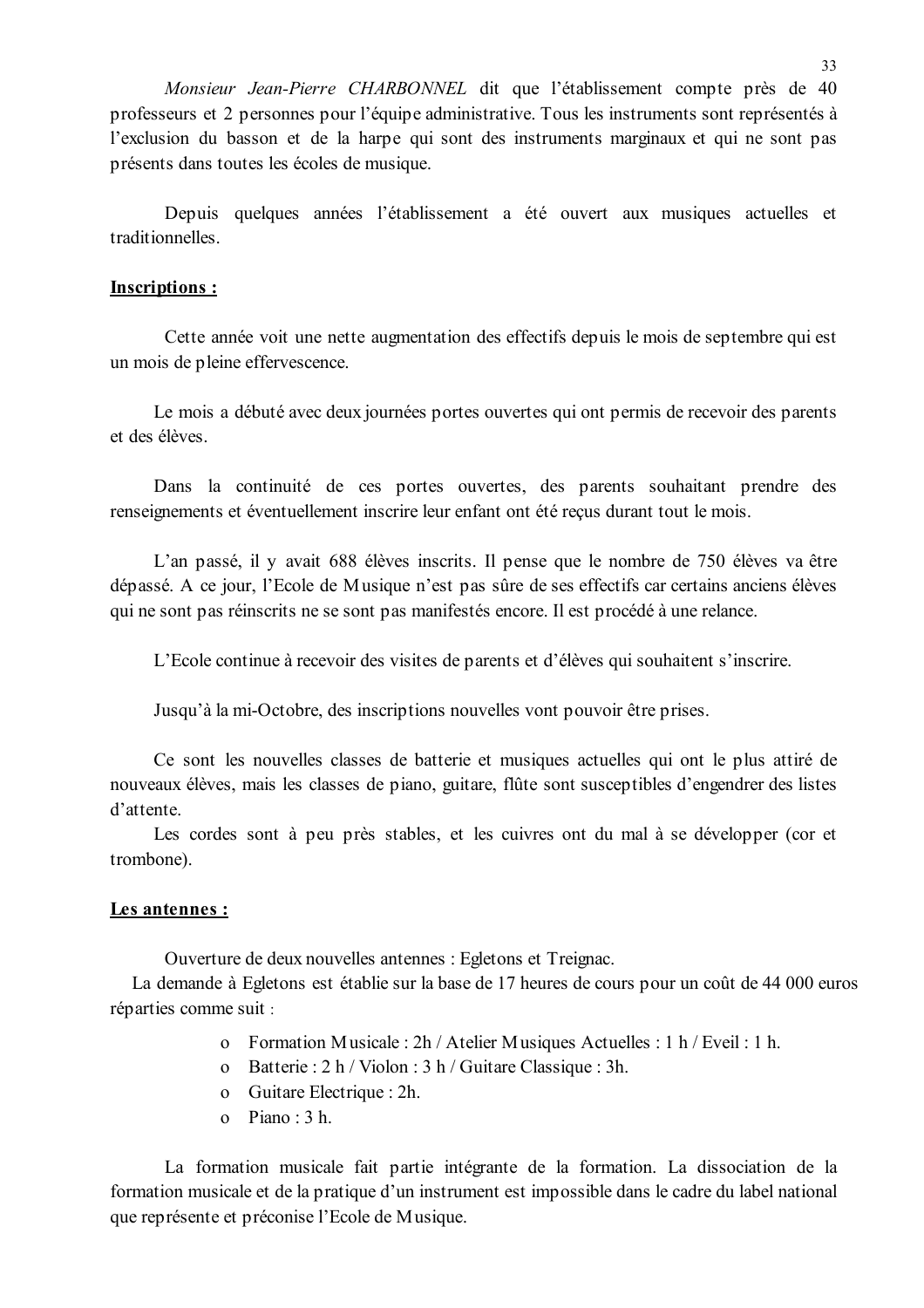*Monsieur Jean-Pierre CHARBONNEL* dit que l'établissement compte près de 40 professeurs et 2 personnes pour l'équipe administrative. Tous les instruments sont représentés à l'exclusion du basson et de la harpe qui sont des instruments marginaux et qui ne sont pas présents dans toutes les écoles de musique.

Depuis quelques années l'établissement a été ouvert aux musiques actuelles et traditionnelles.

**Inscriptions :**

Cette année voit une nette augmentation des effectifs depuis le mois de septembre qui est un mois de pleine effervescence.

Le mois a débuté avec deux journées portes ouvertes qui ont permis de recevoir des parents et des élèves.

Dans la continuité de ces portes ouvertes, des parents souhaitant prendre des renseignements et éventuellement inscrire leur enfant ont été reçus durant tout le mois.

L'an passé, il y avait 688 élèves inscrits. Il pense que le nombre de 750 élèves va être dépassé. A ce jour, l'Ecole de Musique n'est pas sûre de ses effectifs car certains anciens élèves qui ne sont pas réinscrits ne se sont pas manifestés encore. Il est procédé à une relance.

L'Ecole continue à recevoir des visites de parents et d'élèves qui souhaitent s'inscrire.

Jusqu'à la mi-Octobre, des inscriptions nouvelles vont pouvoir être prises.

Ce sont les nouvelles classes de batterie et musiques actuelles qui ont le plus attiré de nouveaux élèves, mais les classes de piano, guitare, flûte sont susceptibles d'engendrer des listes d'attente.
Les cordes sont à peu près stables, et les cuivres ont du mal à se développer (cor et trombone).

**Les antennes :**

Ouverture de deux nouvelles antennes : Egletons et Treignac.
La demande à Egletons est établie sur la base de 17 heures de cours pour un coût de 44 000 euros réparties comme suit :

- Formation Musicale : 2h / Atelier Musiques Actuelles : 1 h / Eveil : 1 h.
- Batterie : 2 h / Violon : 3 h / Guitare Classique : 3h.
- Guitare Electrique : 2h.
- Piano : 3 h.

La formation musicale fait partie intégrante de la formation. La dissociation de la formation musicale et de la pratique d'un instrument est impossible dans le cadre du label national que représente et préconise l'Ecole de Musique.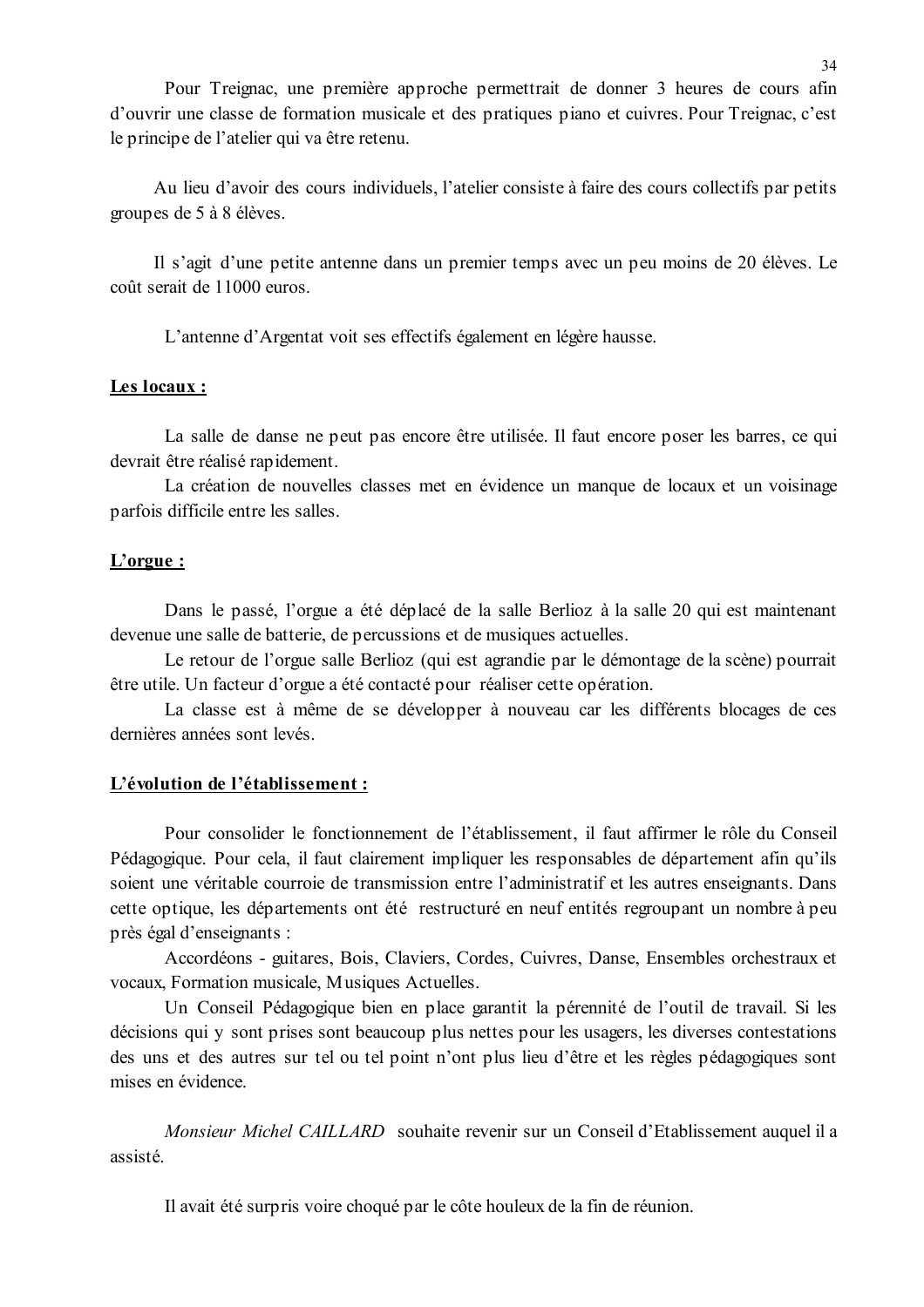Pour Treignac, une première approche permettrait de donner 3 heures de cours afin d'ouvrir une classe de formation musicale et des pratiques piano et cuivres. Pour Treignac, c'est le principe de l'atelier qui va être retenu.

Au lieu d'avoir des cours individuels, l'atelier consiste à faire des cours collectifs par petits groupes de 5 à 8 élèves.

Il s'agit d'une petite antenne dans un premier temps avec un peu moins de 20 élèves. Le coût serait de 11000 euros.

L'antenne d'Argentat voit ses effectifs également en légère hausse.

**<u>Les locaux :</u>**

La salle de danse ne peut pas encore être utilisée. Il faut encore poser les barres, ce qui devrait être réalisé rapidement.

La création de nouvelles classes met en évidence un manque de locaux et un voisinage parfois difficile entre les salles.

**<u>L'orgue :</u>**

Dans le passé, l'orgue a été déplacé de la salle Berlioz à la salle 20 qui est maintenant devenue une salle de batterie, de percussions et de musiques actuelles.

Le retour de l'orgue salle Berlioz (qui est agrandie par le démontage de la scène) pourrait être utile. Un facteur d'orgue a été contacté pour réaliser cette opération.

La classe est à même de se développer à nouveau car les différents blocages de ces dernières années sont levés.

**<u>L'évolution de l'établissement :</u>**

Pour consolider le fonctionnement de l'établissement, il faut affirmer le rôle du Conseil Pédagogique. Pour cela, il faut clairement impliquer les responsables de département afin qu'ils soient une véritable courroie de transmission entre l'administratif et les autres enseignants. Dans cette optique, les départements ont été restructuré en neuf entités regroupant un nombre à peu près égal d'enseignants :

Accordéons - guitares, Bois, Claviers, Cordes, Cuivres, Danse, Ensembles orchestraux et vocaux, Formation musicale, Musiques Actuelles.

Un Conseil Pédagogique bien en place garantit la pérennité de l'outil de travail. Si les décisions qui y sont prises sont beaucoup plus nettes pour les usagers, les diverses contestations des uns et des autres sur tel ou tel point n'ont plus lieu d'être et les règles pédagogiques sont mises en évidence.

*Monsieur Michel CAILLARD* souhaite revenir sur un Conseil d'Etablissement auquel il a assisté.

Il avait été surpris voire choqué par le côte houleux de la fin de réunion.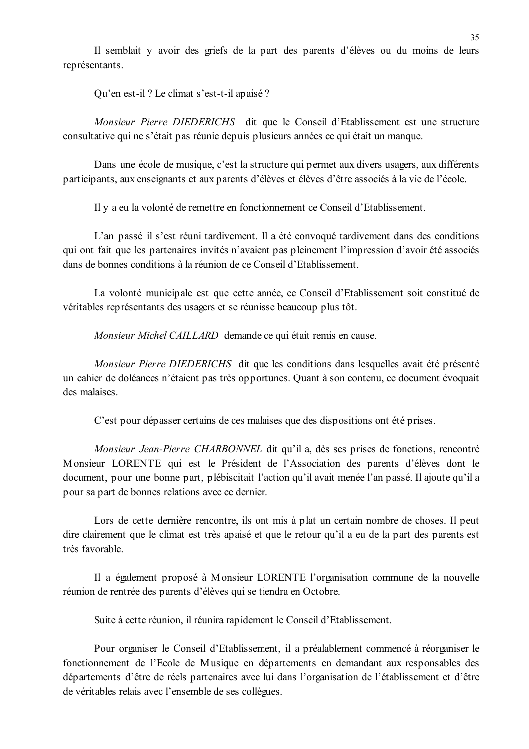Il semblait y avoir des griefs de la part des parents d'élèves ou du moins de leurs représentants.

Qu'en est-il ? Le climat s'est-t-il apaisé ?

*Monsieur Pierre DIEDERICHS* dit que le Conseil d'Etablissement est une structure consultative qui ne s'était pas réunie depuis plusieurs années ce qui était un manque.

Dans une école de musique, c'est la structure qui permet aux divers usagers, aux différents participants, aux enseignants et aux parents d'élèves et élèves d'être associés à la vie de l'école.

Il y a eu la volonté de remettre en fonctionnement ce Conseil d'Etablissement.

L'an passé il s'est réuni tardivement. Il a été convoqué tardivement dans des conditions qui ont fait que les partenaires invités n'avaient pas pleinement l'impression d'avoir été associés dans de bonnes conditions à la réunion de ce Conseil d'Etablissement.

La volonté municipale est que cette année, ce Conseil d'Etablissement soit constitué de véritables représentants des usagers et se réunisse beaucoup plus tôt.

*Monsieur Michel CAILLARD* demande ce qui était remis en cause.

*Monsieur Pierre DIEDERICHS* dit que les conditions dans lesquelles avait été présenté un cahier de doléances n'étaient pas très opportunes. Quant à son contenu, ce document évoquait des malaises.

C'est pour dépasser certains de ces malaises que des dispositions ont été prises.

*Monsieur Jean-Pierre CHARBONNEL* dit qu'il a, dès ses prises de fonctions, rencontré Monsieur LORENTE qui est le Président de l'Association des parents d'élèves dont le document, pour une bonne part, plébiscitait l'action qu'il avait menée l'an passé. Il ajoute qu'il a pour sa part de bonnes relations avec ce dernier.

Lors de cette dernière rencontre, ils ont mis à plat un certain nombre de choses. Il peut dire clairement que le climat est très apaisé et que le retour qu'il a eu de la part des parents est très favorable.

Il a également proposé à Monsieur LORENTE l'organisation commune de la nouvelle réunion de rentrée des parents d'élèves qui se tiendra en Octobre.

Suite à cette réunion, il réunira rapidement le Conseil d'Etablissement.

Pour organiser le Conseil d'Etablissement, il a préalablement commencé à réorganiser le fonctionnement de l'Ecole de Musique en départements en demandant aux responsables des départements d'être de réels partenaires avec lui dans l'organisation de l'établissement et d'être de véritables relais avec l'ensemble de ses collègues.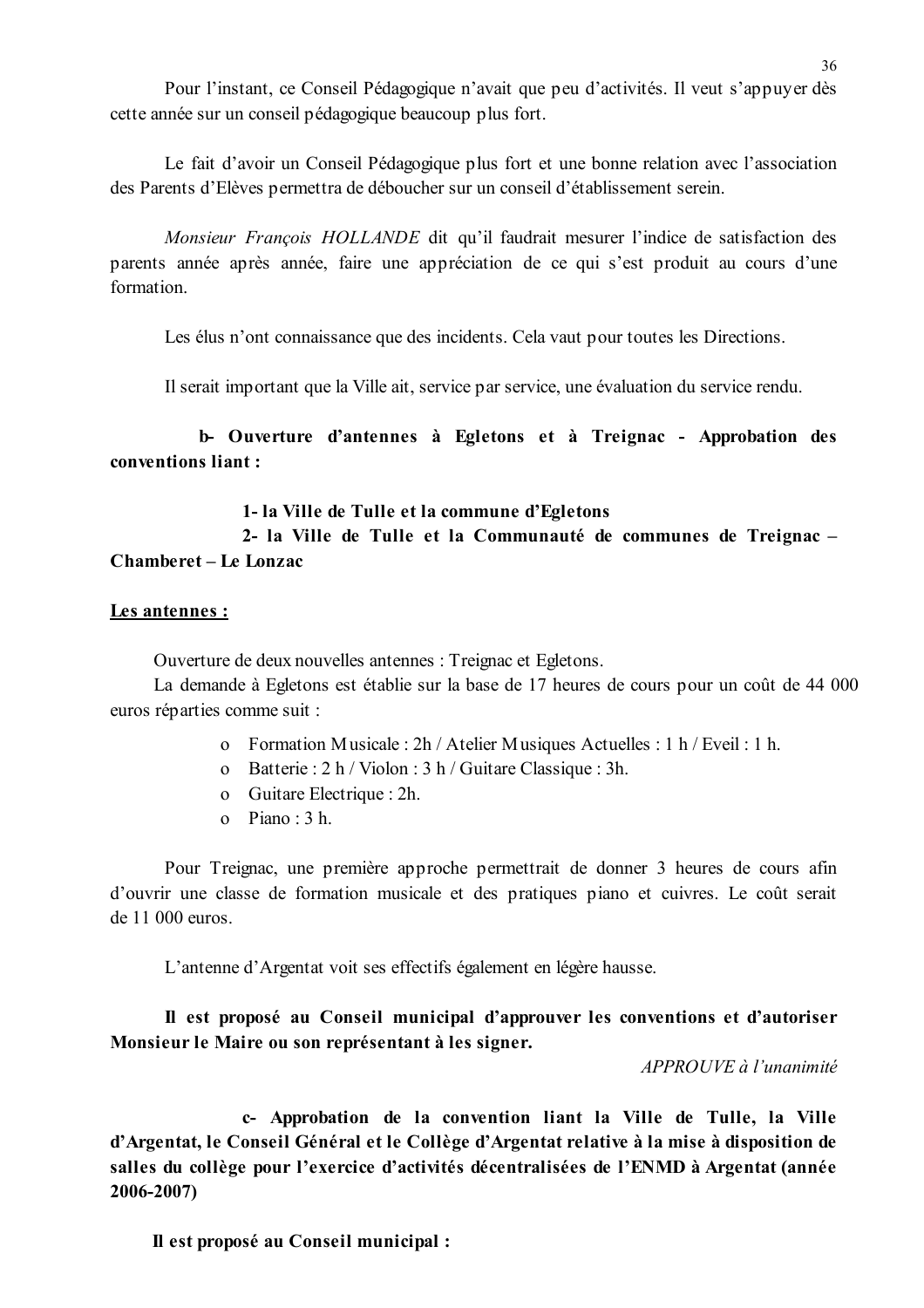Pour l'instant, ce Conseil Pédagogique n'avait que peu d'activités. Il veut s'appuyer dès cette année sur un conseil pédagogique beaucoup plus fort.

Le fait d'avoir un Conseil Pédagogique plus fort et une bonne relation avec l'association des Parents d'Elèves permettra de déboucher sur un conseil d'établissement serein.

*Monsieur François HOLLANDE* dit qu'il faudrait mesurer l'indice de satisfaction des parents année après année, faire une appréciation de ce qui s'est produit au cours d'une formation.

Les élus n'ont connaissance que des incidents. Cela vaut pour toutes les Directions.

Il serait important que la Ville ait, service par service, une évaluation du service rendu.

**b- Ouverture d'antennes à Egletons et à Treignac - Approbation des conventions liant :**

**1- la Ville de Tulle et la commune d'Egletons**
**2- la Ville de Tulle et la Communauté de communes de Treignac – Chamberet – Le Lonzac**

**<u>Les antennes :</u>**

Ouverture de deux nouvelles antennes : Treignac et Egletons.
La demande à Egletons est établie sur la base de 17 heures de cours pour un coût de 44 000 euros réparties comme suit :

- Formation Musicale : 2h / Atelier Musiques Actuelles : 1 h / Eveil : 1 h.
- Batterie : 2 h / Violon : 3 h / Guitare Classique : 3h.
- Guitare Electrique : 2h.
- Piano : 3 h.

Pour Treignac, une première approche permettrait de donner 3 heures de cours afin d'ouvrir une classe de formation musicale et des pratiques piano et cuivres. Le coût serait de 11 000 euros.

L'antenne d'Argentat voit ses effectifs également en légère hausse.

**Il est proposé au Conseil municipal d'approuver les conventions et d'autoriser Monsieur le Maire ou son représentant à les signer.**

*APPROUVE à l'unanimité*

**c- Approbation de la convention liant la Ville de Tulle, la Ville d'Argentat, le Conseil Général et le Collège d'Argentat relative à la mise à disposition de salles du collège pour l'exercice d'activités décentralisées de l'ENMD à Argentat (année 2006-2007)**

**Il est proposé au Conseil municipal :**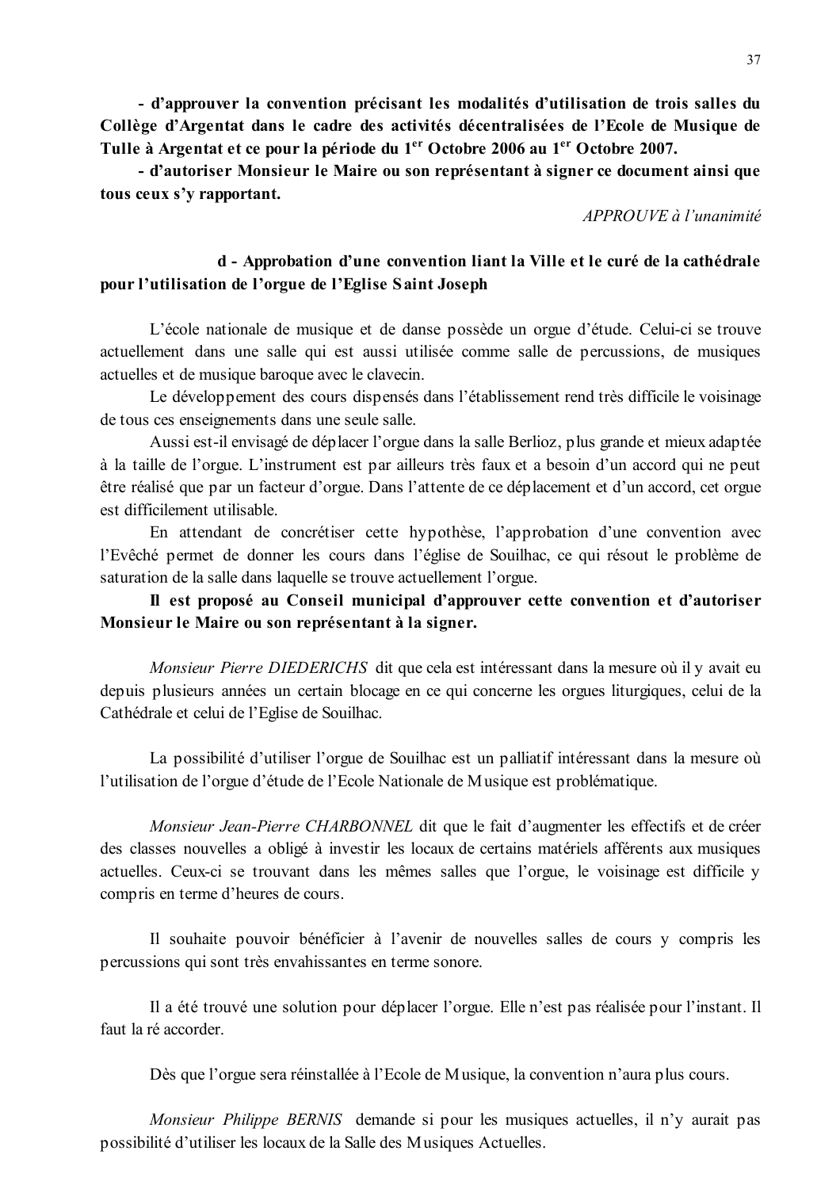**- d'approuver la convention précisant les modalités d'utilisation de trois salles du Collège d'Argentat dans le cadre des activités décentralisées de l'Ecole de Musique de Tulle à Argentat et ce pour la période du 1er Octobre 2006 au 1er Octobre 2007.**

**- d'autoriser Monsieur le Maire ou son représentant à signer ce document ainsi que tous ceux s'y rapportant.**

*APPROUVE à l'unanimité*

**d - Approbation d'une convention liant la Ville et le curé de la cathédrale pour l'utilisation de l'orgue de l'Eglise Saint Joseph**

L'école nationale de musique et de danse possède un orgue d'étude. Celui-ci se trouve actuellement dans une salle qui est aussi utilisée comme salle de percussions, de musiques actuelles et de musique baroque avec le clavecin.

Le développement des cours dispensés dans l'établissement rend très difficile le voisinage de tous ces enseignements dans une seule salle.

Aussi est-il envisagé de déplacer l'orgue dans la salle Berlioz, plus grande et mieux adaptée à la taille de l'orgue. L'instrument est par ailleurs très faux et a besoin d'un accord qui ne peut être réalisé que par un facteur d'orgue. Dans l'attente de ce déplacement et d'un accord, cet orgue est difficilement utilisable.

En attendant de concrétiser cette hypothèse, l'approbation d'une convention avec l'Evêché permet de donner les cours dans l'église de Souilhac, ce qui résout le problème de saturation de la salle dans laquelle se trouve actuellement l'orgue.

**Il est proposé au Conseil municipal d'approuver cette convention et d'autoriser Monsieur le Maire ou son représentant à la signer.**

*Monsieur Pierre DIEDERICHS* dit que cela est intéressant dans la mesure où il y avait eu depuis plusieurs années un certain blocage en ce qui concerne les orgues liturgiques, celui de la Cathédrale et celui de l'Eglise de Souilhac.

La possibilité d'utiliser l'orgue de Souilhac est un palliatif intéressant dans la mesure où l'utilisation de l'orgue d'étude de l'Ecole Nationale de Musique est problématique.

*Monsieur Jean-Pierre CHARBONNEL* dit que le fait d'augmenter les effectifs et de créer des classes nouvelles a obligé à investir les locaux de certains matériels afférents aux musiques actuelles. Ceux-ci se trouvant dans les mêmes salles que l'orgue, le voisinage est difficile y compris en terme d'heures de cours.

Il souhaite pouvoir bénéficier à l'avenir de nouvelles salles de cours y compris les percussions qui sont très envahissantes en terme sonore.

Il a été trouvé une solution pour déplacer l'orgue. Elle n'est pas réalisée pour l'instant. Il faut la ré accorder.

Dès que l'orgue sera réinstallée à l'Ecole de Musique, la convention n'aura plus cours.

*Monsieur Philippe BERNIS* demande si pour les musiques actuelles, il n'y aurait pas possibilité d'utiliser les locaux de la Salle des Musiques Actuelles.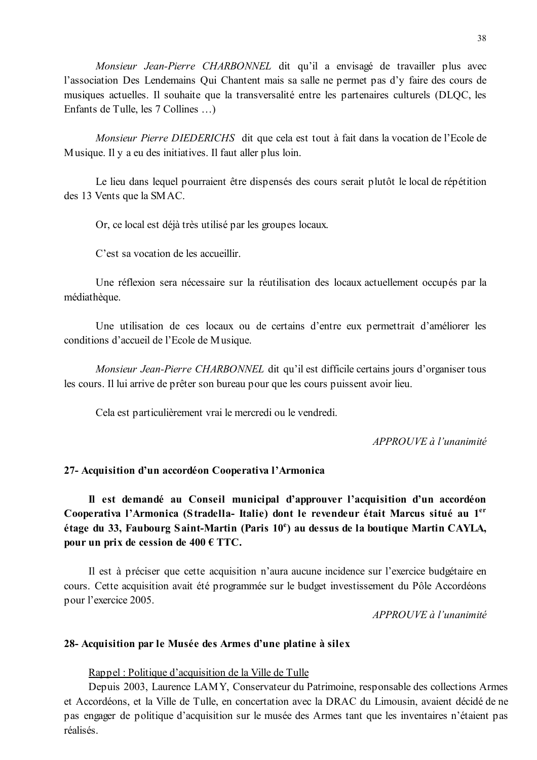*Monsieur Jean-Pierre CHARBONNEL* dit qu'il a envisagé de travailler plus avec l'association Des Lendemains Qui Chantent mais sa salle ne permet pas d'y faire des cours de musiques actuelles. Il souhaite que la transversalité entre les partenaires culturels (DLQC, les Enfants de Tulle, les 7 Collines …)

*Monsieur Pierre DIEDERICHS* dit que cela est tout à fait dans la vocation de l'Ecole de Musique. Il y a eu des initiatives. Il faut aller plus loin.

Le lieu dans lequel pourraient être dispensés des cours serait plutôt le local de répétition des 13 Vents que la SMAC.

Or, ce local est déjà très utilisé par les groupes locaux.

C'est sa vocation de les accueillir.

Une réflexion sera nécessaire sur la réutilisation des locaux actuellement occupés par la médiathèque.

Une utilisation de ces locaux ou de certains d'entre eux permettrait d'améliorer les conditions d'accueil de l'Ecole de Musique.

*Monsieur Jean-Pierre CHARBONNEL* dit qu'il est difficile certains jours d'organiser tous les cours. Il lui arrive de prêter son bureau pour que les cours puissent avoir lieu.

Cela est particulièrement vrai le mercredi ou le vendredi.

*APPROUVE à l'unanimité*

### 27- Acquisition d'un accordéon Cooperativa l'Armonica

**Il est demandé au Conseil municipal d'approuver l'acquisition d'un accordéon Cooperativa l'Armonica (Stradella- Italie) dont le revendeur était Marcus situé au 1er étage du 33, Faubourg Saint-Martin (Paris 10e) au dessus de la boutique Martin CAYLA, pour un prix de cession de 400 € TTC.**

Il est à préciser que cette acquisition n'aura aucune incidence sur l'exercice budgétaire en cours. Cette acquisition avait été programmée sur le budget investissement du Pôle Accordéons pour l'exercice 2005.

*APPROUVE à l'unanimité*

### 28- Acquisition par le Musée des Armes d'une platine à silex

Rappel : Politique d'acquisition de la Ville de Tulle

Depuis 2003, Laurence LAMY, Conservateur du Patrimoine, responsable des collections Armes et Accordéons, et la Ville de Tulle, en concertation avec la DRAC du Limousin, avaient décidé de ne pas engager de politique d'acquisition sur le musée des Armes tant que les inventaires n'étaient pas réalisés.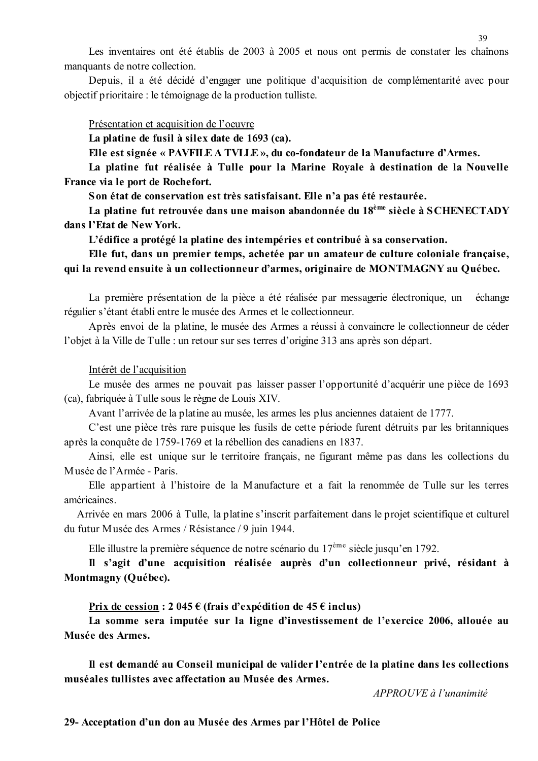Les inventaires ont été établis de 2003 à 2005 et nous ont permis de constater les chaînons manquants de notre collection.

Depuis, il a été décidé d'engager une politique d'acquisition de complémentarité avec pour objectif prioritaire : le témoignage de la production tulliste.

Présentation et acquisition de l'oeuvre

**La platine de fusil à silex date de 1693 (ca).**

**Elle est signée « PAVFILE A TVLLE », du co-fondateur de la Manufacture d'Armes.**

**La platine fut réalisée à Tulle pour la Marine Royale à destination de la Nouvelle France via le port de Rochefort.**

**Son état de conservation est très satisfaisant. Elle n'a pas été restaurée.**

**La platine fut retrouvée dans une maison abandonnée du 18ème siècle à SCHENECTADY dans l'Etat de New York.**

**L'édifice a protégé la platine des intempéries et contribué à sa conservation.**

**Elle fut, dans un premier temps, achetée par un amateur de culture coloniale française, qui la revend ensuite à un collectionneur d'armes, originaire de MONTMAGNY au Québec.**

La première présentation de la pièce a été réalisée par messagerie électronique, un échange régulier s'étant établi entre le musée des Armes et le collectionneur.

Après envoi de la platine, le musée des Armes a réussi à convaincre le collectionneur de céder l'objet à la Ville de Tulle : un retour sur ses terres d'origine 313 ans après son départ.

Intérêt de l'acquisition

Le musée des armes ne pouvait pas laisser passer l'opportunité d'acquérir une pièce de 1693 (ca), fabriquée à Tulle sous le règne de Louis XIV.

Avant l'arrivée de la platine au musée, les armes les plus anciennes dataient de 1777.

C'est une pièce très rare puisque les fusils de cette période furent détruits par les britanniques après la conquête de 1759-1769 et la rébellion des canadiens en 1837.

Ainsi, elle est unique sur le territoire français, ne figurant même pas dans les collections du Musée de l'Armée - Paris.

Elle appartient à l'histoire de la Manufacture et a fait la renommée de Tulle sur les terres américaines.

Arrivée en mars 2006 à Tulle, la platine s'inscrit parfaitement dans le projet scientifique et culturel du futur Musée des Armes / Résistance / 9 juin 1944.

Elle illustre la première séquence de notre scénario du 17ème siècle jusqu'en 1792.

**Il s'agit d'une acquisition réalisée auprès d'un collectionneur privé, résidant à Montmagny (Québec).**

**Prix de cession : 2 045 € (frais d'expédition de 45 € inclus)**

**La somme sera imputée sur la ligne d'investissement de l'exercice 2006, allouée au Musée des Armes.**

**Il est demandé au Conseil municipal de valider l'entrée de la platine dans les collections muséales tullistes avec affectation au Musée des Armes.**

*APPROUVE à l'unanimité*

**29- Acceptation d'un don au Musée des Armes par l'Hôtel de Police**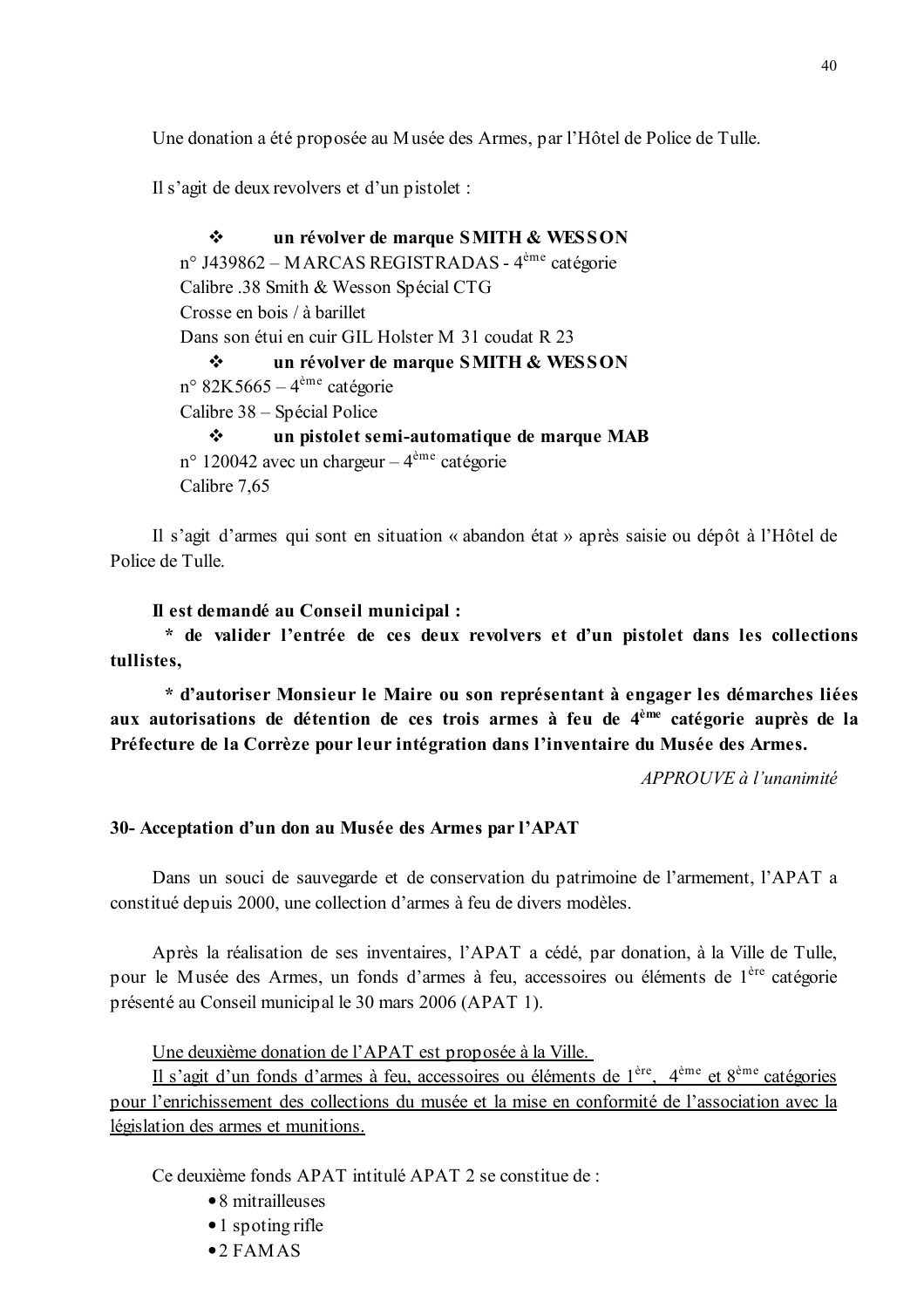Une donation a été proposée au Musée des Armes, par l'Hôtel de Police de Tulle.

Il s'agit de deux revolvers et d'un pistolet :

- **un révolver de marque SMITH & WESSON**
  n° J439862 – MARCAS REGISTRADAS - 4ème catégorie
  Calibre .38 Smith & Wesson Spécial CTG
  Crosse en bois / à barillet
  Dans son étui en cuir GIL Holster M 31 coudat R 23
- **un révolver de marque SMITH & WESSON**
  n° 82K5665 – 4ème catégorie
  Calibre 38 – Spécial Police
- **un pistolet semi-automatique de marque MAB**
  n° 120042 avec un chargeur – 4ème catégorie
  Calibre 7,65

Il s'agit d'armes qui sont en situation « abandon état » après saisie ou dépôt à l'Hôtel de Police de Tulle.

**Il est demandé au Conseil municipal :**

**\* de valider l'entrée de ces deux revolvers et d'un pistolet dans les collections tullistes,**

**\* d'autoriser Monsieur le Maire ou son représentant à engager les démarches liées aux autorisations de détention de ces trois armes à feu de 4ème catégorie auprès de la Préfecture de la Corrèze pour leur intégration dans l'inventaire du Musée des Armes.**

*APPROUVE à l'unanimité*

**30- Acceptation d'un don au Musée des Armes par l'APAT**

Dans un souci de sauvegarde et de conservation du patrimoine de l'armement, l'APAT a constitué depuis 2000, une collection d'armes à feu de divers modèles.

Après la réalisation de ses inventaires, l'APAT a cédé, par donation, à la Ville de Tulle, pour le Musée des Armes, un fonds d'armes à feu, accessoires ou éléments de 1ère catégorie présenté au Conseil municipal le 30 mars 2006 (APAT 1).

<u>Une deuxième donation de l'APAT est proposée à la Ville.</u>
<u>Il s'agit d'un fonds d'armes à feu, accessoires ou éléments de 1ère, 4ème et 8ème catégories pour l'enrichissement des collections du musée et la mise en conformité de l'association avec la législation des armes et munitions.</u>

Ce deuxième fonds APAT intitulé APAT 2 se constitue de :

- 8 mitrailleuses
- 1 spoting rifle
- 2 FAMAS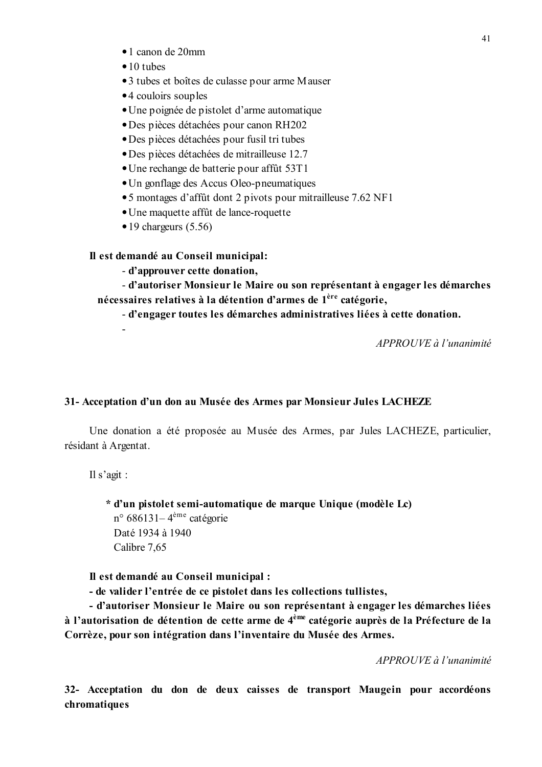- 1 canon de 20mm
- 10 tubes
- 3 tubes et boîtes de culasse pour arme Mauser
- 4 couloirs souples
- Une poignée de pistolet d'arme automatique
- Des pièces détachées pour canon RH202
- Des pièces détachées pour fusil tri tubes
- Des pièces détachées de mitrailleuse 12.7
- Une rechange de batterie pour affût 53T1
- Un gonflage des Accus Oleo-pneumatiques
- 5 montages d'affût dont 2 pivots pour mitrailleuse 7.62 NF1
- Une maquette affût de lance-roquette
- 19 chargeurs (5.56)

**Il est demandé au Conseil municipal:**

**- d'approuver cette donation,**

**- d'autoriser Monsieur le Maire ou son représentant à engager les démarches nécessaires relatives à la détention d'armes de 1ère catégorie,**

**- d'engager toutes les démarches administratives liées à cette donation.**

-

*APPROUVE à l'unanimité*

## 31- Acceptation d'un don au Musée des Armes par Monsieur Jules LACHEZE

Une donation a été proposée au Musée des Armes, par Jules LACHEZE, particulier, résidant à Argentat.

Il s'agit :

**\* d'un pistolet semi-automatique de marque Unique (modèle Lc)**
n° 686131– 4ème catégorie
Daté 1934 à 1940
Calibre 7,65

**Il est demandé au Conseil municipal :**

**- de valider l'entrée de ce pistolet dans les collections tullistes,**

**- d'autoriser Monsieur le Maire ou son représentant à engager les démarches liées à l'autorisation de détention de cette arme de 4ème catégorie auprès de la Préfecture de la Corrèze, pour son intégration dans l'inventaire du Musée des Armes.**

*APPROUVE à l'unanimité*

## 32- Acceptation du don de deux caisses de transport Maugein pour accordéons chromatiques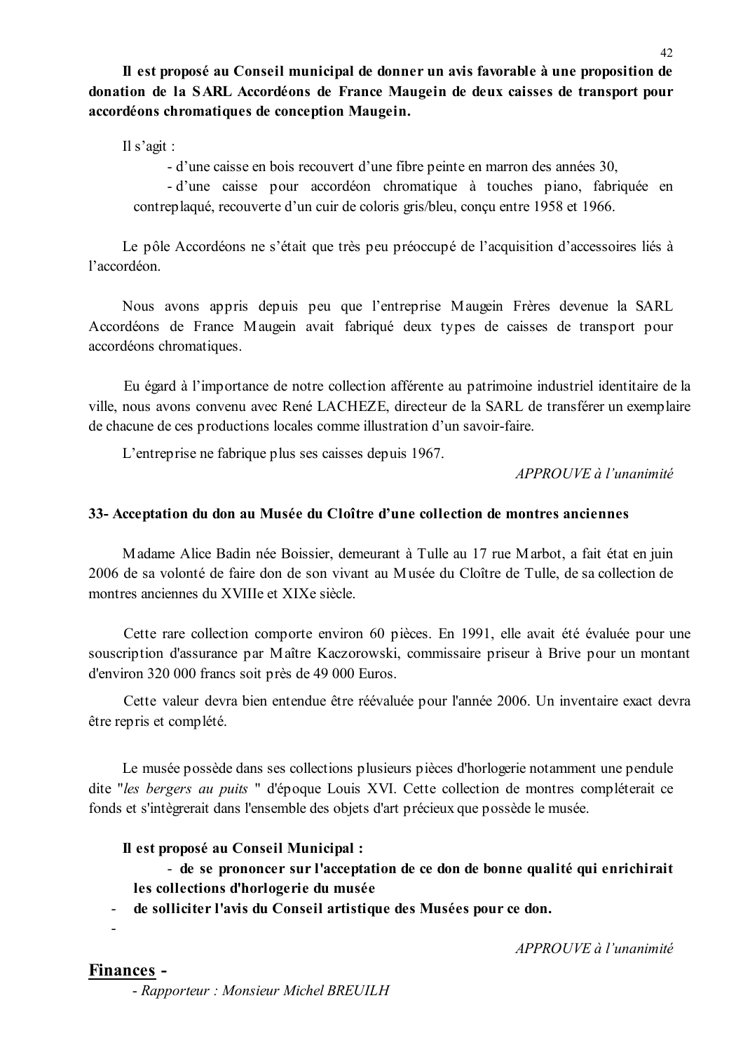**Il est proposé au Conseil municipal de donner un avis favorable à une proposition de donation de la SARL Accordéons de France Maugein de deux caisses de transport pour accordéons chromatiques de conception Maugein.**

Il s'agit :

- d'une caisse en bois recouvert d'une fibre peinte en marron des années 30,
- d'une caisse pour accordéon chromatique à touches piano, fabriquée en contreplaqué, recouverte d'un cuir de coloris gris/bleu, conçu entre 1958 et 1966.

Le pôle Accordéons ne s'était que très peu préoccupé de l'acquisition d'accessoires liés à l'accordéon.

Nous avons appris depuis peu que l'entreprise Maugein Frères devenue la SARL Accordéons de France Maugein avait fabriqué deux types de caisses de transport pour accordéons chromatiques.

Eu égard à l'importance de notre collection afférente au patrimoine industriel identitaire de la ville, nous avons convenu avec René LACHEZE, directeur de la SARL de transférer un exemplaire de chacune de ces productions locales comme illustration d'un savoir-faire.

L'entreprise ne fabrique plus ses caisses depuis 1967.

*APPROUVE à l'unanimité*

**33- Acceptation du don au Musée du Cloître d'une collection de montres anciennes**

Madame Alice Badin née Boissier, demeurant à Tulle au 17 rue Marbot, a fait état en juin 2006 de sa volonté de faire don de son vivant au Musée du Cloître de Tulle, de sa collection de montres anciennes du XVIIIe et XIXe siècle.

Cette rare collection comporte environ 60 pièces. En 1991, elle avait été évaluée pour une souscription d'assurance par Maître Kaczorowski, commissaire priseur à Brive pour un montant d'environ 320 000 francs soit près de 49 000 Euros.

Cette valeur devra bien entendue être réévaluée pour l'année 2006. Un inventaire exact devra être repris et complété.

Le musée possède dans ses collections plusieurs pièces d'horlogerie notamment une pendule dite "*les bergers au puits* " d'époque Louis XVI. Cette collection de montres compléterait ce fonds et s'intègrerait dans l'ensemble des objets d'art précieux que possède le musée.

**Il est proposé au Conseil Municipal :**

- **de se prononcer sur l'acceptation de ce don de bonne qualité qui enrichirait les collections d'horlogerie du musée**
- **de solliciter l'avis du Conseil artistique des Musées pour ce don.**
- 

*APPROUVE à l'unanimité*

## Finances -

*- Rapporteur : Monsieur Michel BREUILH*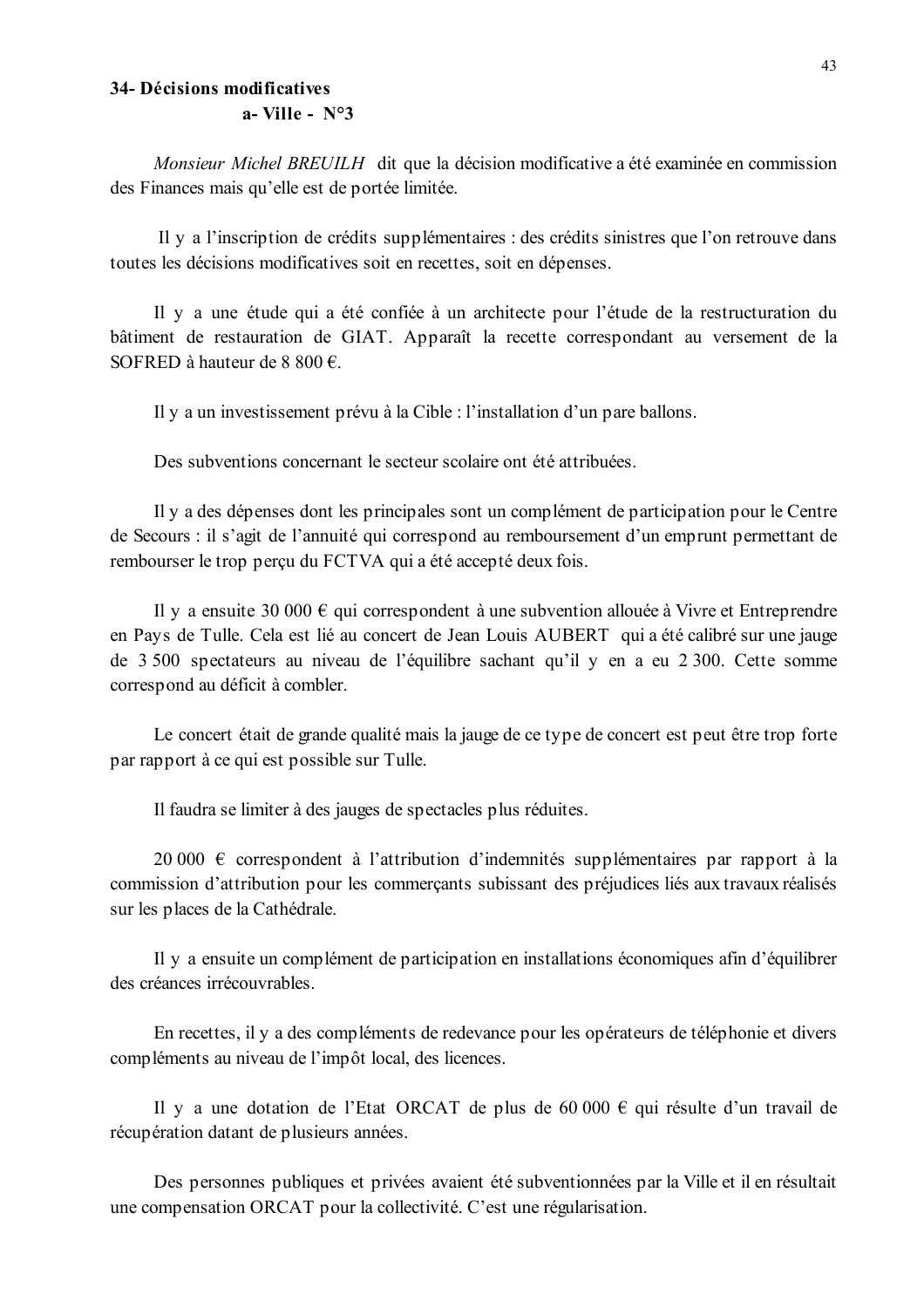### 34- Décisions modificatives

#### a- Ville - N°3

*Monsieur Michel BREUILH* dit que la décision modificative a été examinée en commission des Finances mais qu'elle est de portée limitée.

Il y a l'inscription de crédits supplémentaires : des crédits sinistres que l'on retrouve dans toutes les décisions modificatives soit en recettes, soit en dépenses.

Il y a une étude qui a été confiée à un architecte pour l'étude de la restructuration du bâtiment de restauration de GIAT. Apparaît la recette correspondant au versement de la SOFRED à hauteur de 8 800 €.

Il y a un investissement prévu à la Cible : l'installation d'un pare ballons.

Des subventions concernant le secteur scolaire ont été attribuées.

Il y a des dépenses dont les principales sont un complément de participation pour le Centre de Secours : il s'agit de l'annuité qui correspond au remboursement d'un emprunt permettant de rembourser le trop perçu du FCTVA qui a été accepté deux fois.

Il y a ensuite 30 000 € qui correspondent à une subvention allouée à Vivre et Entreprendre en Pays de Tulle. Cela est lié au concert de Jean Louis AUBERT qui a été calibré sur une jauge de 3 500 spectateurs au niveau de l'équilibre sachant qu'il y en a eu 2 300. Cette somme correspond au déficit à combler.

Le concert était de grande qualité mais la jauge de ce type de concert est peut être trop forte par rapport à ce qui est possible sur Tulle.

Il faudra se limiter à des jauges de spectacles plus réduites.

20 000 € correspondent à l'attribution d'indemnités supplémentaires par rapport à la commission d'attribution pour les commerçants subissant des préjudices liés aux travaux réalisés sur les places de la Cathédrale.

Il y a ensuite un complément de participation en installations économiques afin d'équilibrer des créances irrécouvrables.

En recettes, il y a des compléments de redevance pour les opérateurs de téléphonie et divers compléments au niveau de l'impôt local, des licences.

Il y a une dotation de l'Etat ORCAT de plus de 60 000 € qui résulte d'un travail de récupération datant de plusieurs années.

Des personnes publiques et privées avaient été subventionnées par la Ville et il en résultait une compensation ORCAT pour la collectivité. C'est une régularisation.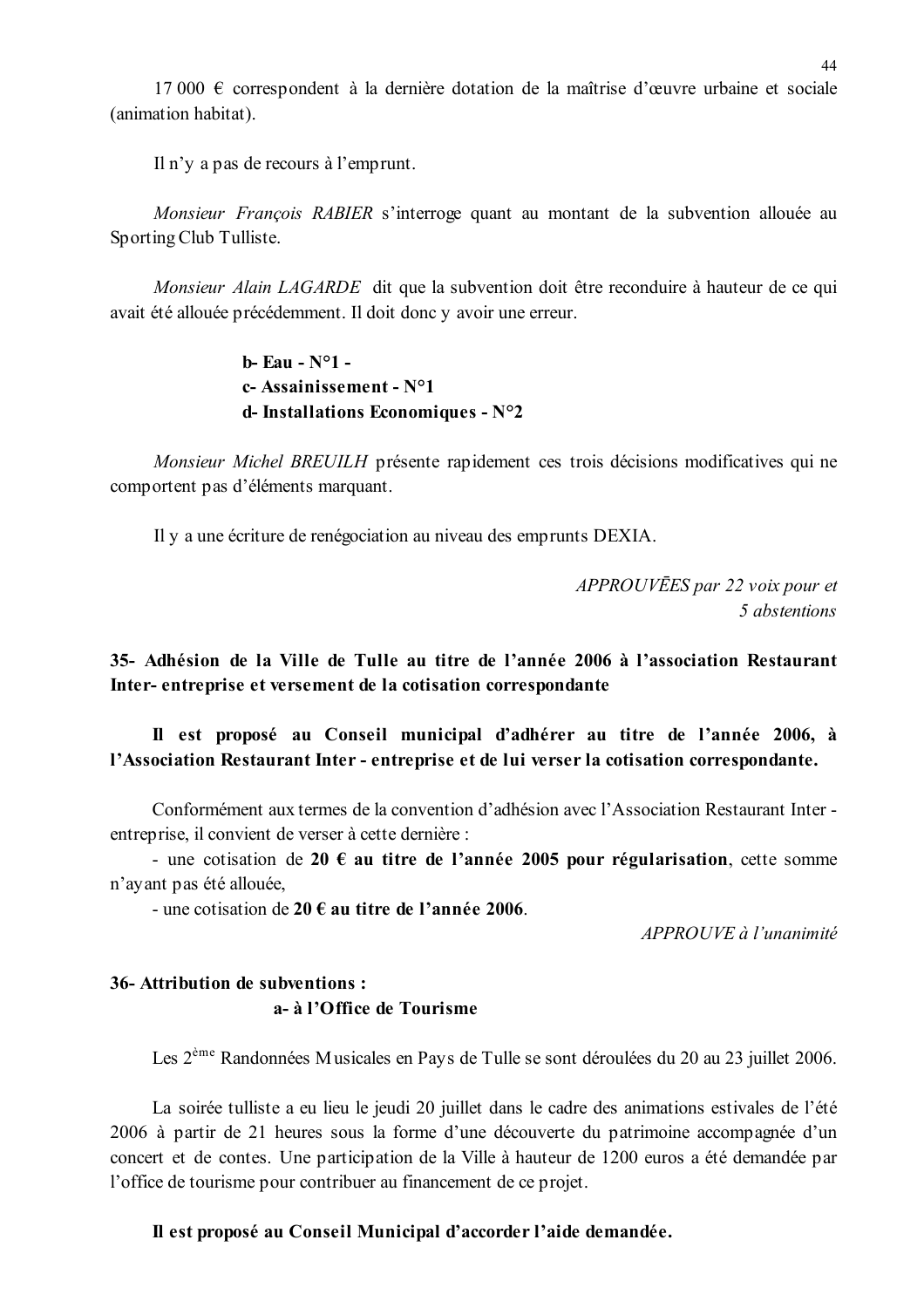17 000 € correspondent à la dernière dotation de la maîtrise d'œuvre urbaine et sociale (animation habitat).

Il n'y a pas de recours à l'emprunt.

*Monsieur François RABIER* s'interroge quant au montant de la subvention allouée au Sporting Club Tulliste.

*Monsieur Alain LAGARDE* dit que la subvention doit être reconduire à hauteur de ce qui avait été allouée précédemment. Il doit donc y avoir une erreur.

**b- Eau - N°1 -**
**c- Assainissement - N°1**
**d- Installations Economiques - N°2**

*Monsieur Michel BREUILH* présente rapidement ces trois décisions modificatives qui ne comportent pas d'éléments marquant.

Il y a une écriture de renégociation au niveau des emprunts DEXIA.

*APPROUVĒES par 22 voix pour et 5 abstentions*

### 35- Adhésion de la Ville de Tulle au titre de l'année 2006 à l'association Restaurant Inter- entreprise et versement de la cotisation correspondante

**Il est proposé au Conseil municipal d'adhérer au titre de l'année 2006, à l'Association Restaurant Inter - entreprise et de lui verser la cotisation correspondante.**

Conformément aux termes de la convention d'adhésion avec l'Association Restaurant Inter - entreprise, il convient de verser à cette dernière :

- une cotisation de **20 € au titre de l'année 2005 pour régularisation**, cette somme n'ayant pas été allouée,
- une cotisation de **20 € au titre de l'année 2006**.

*APPROUVE à l'unanimité*

### 36- Attribution de subventions :

**a- à l'Office de Tourisme**

Les 2ème Randonnées Musicales en Pays de Tulle se sont déroulées du 20 au 23 juillet 2006.

La soirée tulliste a eu lieu le jeudi 20 juillet dans le cadre des animations estivales de l'été 2006 à partir de 21 heures sous la forme d'une découverte du patrimoine accompagnée d'un concert et de contes. Une participation de la Ville à hauteur de 1200 euros a été demandée par l'office de tourisme pour contribuer au financement de ce projet.

**Il est proposé au Conseil Municipal d'accorder l'aide demandée.**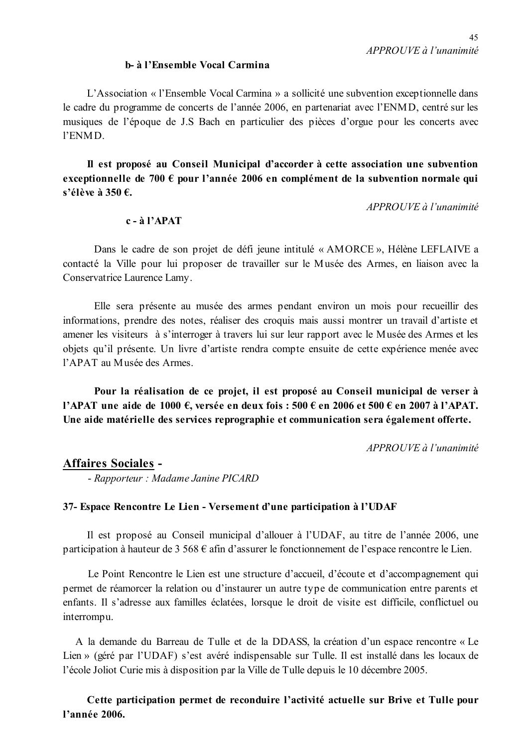*APPROUVE à l'unanimité*

**b- à l'Ensemble Vocal Carmina**

L'Association « l'Ensemble Vocal Carmina » a sollicité une subvention exceptionnelle dans le cadre du programme de concerts de l'année 2006, en partenariat avec l'ENMD, centré sur les musiques de l'époque de J.S Bach en particulier des pièces d'orgue pour les concerts avec l'ENMD.

**Il est proposé au Conseil Municipal d'accorder à cette association une subvention exceptionnelle de 700 € pour l'année 2006 en complément de la subvention normale qui s'élève à 350 €.**

*APPROUVE à l'unanimité*

**c - à l'APAT**

Dans le cadre de son projet de défi jeune intitulé « AMORCE », Hélène LEFLAIVE a contacté la Ville pour lui proposer de travailler sur le Musée des Armes, en liaison avec la Conservatrice Laurence Lamy.

Elle sera présente au musée des armes pendant environ un mois pour recueillir des informations, prendre des notes, réaliser des croquis mais aussi montrer un travail d'artiste et amener les visiteurs à s'interroger à travers lui sur leur rapport avec le Musée des Armes et les objets qu'il présente. Un livre d'artiste rendra compte ensuite de cette expérience menée avec l'APAT au Musée des Armes.

**Pour la réalisation de ce projet, il est proposé au Conseil municipal de verser à l'APAT une aide de 1000 €, versée en deux fois : 500 € en 2006 et 500 € en 2007 à l'APAT. Une aide matérielle des services reprographie et communication sera également offerte.**

*APPROUVE à l'unanimité*

## Affaires Sociales -

*- Rapporteur : Madame Janine PICARD*

### 37- Espace Rencontre Le Lien - Versement d'une participation à l'UDAF

Il est proposé au Conseil municipal d'allouer à l'UDAF, au titre de l'année 2006, une participation à hauteur de 3 568 € afin d'assurer le fonctionnement de l'espace rencontre le Lien.

Le Point Rencontre le Lien est une structure d'accueil, d'écoute et d'accompagnement qui permet de réamorcer la relation ou d'instaurer un autre type de communication entre parents et enfants. Il s'adresse aux familles éclatées, lorsque le droit de visite est difficile, conflictuel ou interrompu.

A la demande du Barreau de Tulle et de la DDASS, la création d'un espace rencontre « Le Lien » (géré par l'UDAF) s'est avéré indispensable sur Tulle. Il est installé dans les locaux de l'école Joliot Curie mis à disposition par la Ville de Tulle depuis le 10 décembre 2005.

**Cette participation permet de reconduire l'activité actuelle sur Brive et Tulle pour l'année 2006.**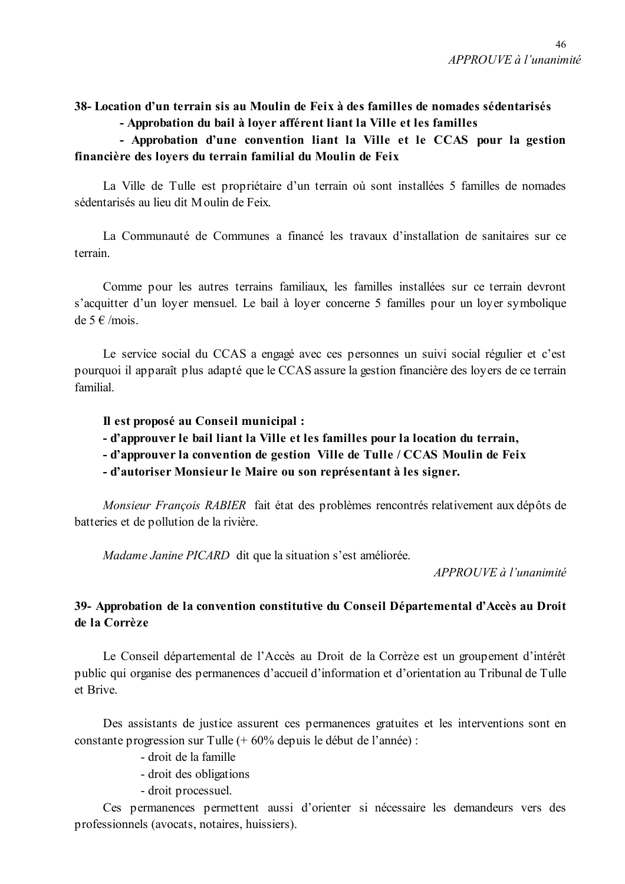*APPROUVE à l'unanimité*

**38- Location d'un terrain sis au Moulin de Feix à des familles de nomades sédentarisés**
**- Approbation du bail à loyer afférent liant la Ville et les familles**
**- Approbation d'une convention liant la Ville et le CCAS pour la gestion financière des loyers du terrain familial du Moulin de Feix**

La Ville de Tulle est propriétaire d'un terrain où sont installées 5 familles de nomades sédentarisés au lieu dit Moulin de Feix.

La Communauté de Communes a financé les travaux d'installation de sanitaires sur ce terrain.

Comme pour les autres terrains familiaux, les familles installées sur ce terrain devront s'acquitter d'un loyer mensuel. Le bail à loyer concerne 5 familles pour un loyer symbolique de 5 € /mois.

Le service social du CCAS a engagé avec ces personnes un suivi social régulier et c'est pourquoi il apparaît plus adapté que le CCAS assure la gestion financière des loyers de ce terrain familial.

**Il est proposé au Conseil municipal :**
**- d'approuver le bail liant la Ville et les familles pour la location du terrain,**
**- d'approuver la convention de gestion Ville de Tulle / CCAS Moulin de Feix**
**- d'autoriser Monsieur le Maire ou son représentant à les signer.**

*Monsieur François RABIER* fait état des problèmes rencontrés relativement aux dépôts de batteries et de pollution de la rivière.

*Madame Janine PICARD* dit que la situation s'est améliorée.

*APPROUVE à l'unanimité*

**39- Approbation de la convention constitutive du Conseil Départemental d'Accès au Droit de la Corrèze**

Le Conseil départemental de l'Accès au Droit de la Corrèze est un groupement d'intérêt public qui organise des permanences d'accueil d'information et d'orientation au Tribunal de Tulle et Brive.

Des assistants de justice assurent ces permanences gratuites et les interventions sont en constante progression sur Tulle (+ 60% depuis le début de l'année) :

- droit de la famille
- droit des obligations
- droit processuel.

Ces permanences permettent aussi d'orienter si nécessaire les demandeurs vers des professionnels (avocats, notaires, huissiers).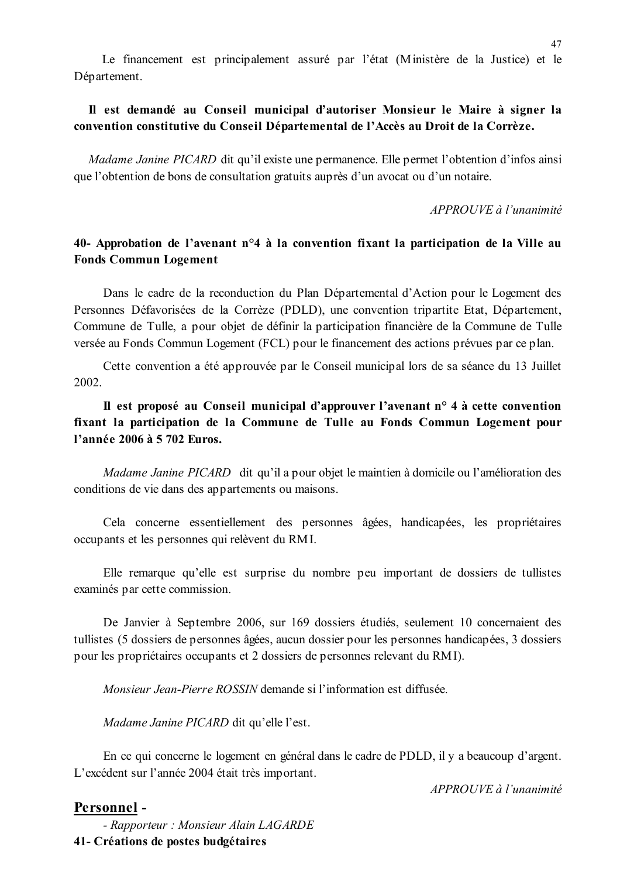Le financement est principalement assuré par l'état (Ministère de la Justice) et le Département.

**Il est demandé au Conseil municipal d'autoriser Monsieur le Maire à signer la convention constitutive du Conseil Départemental de l'Accès au Droit de la Corrèze.**

*Madame Janine PICARD* dit qu'il existe une permanence. Elle permet l'obtention d'infos ainsi que l'obtention de bons de consultation gratuits auprès d'un avocat ou d'un notaire.

*APPROUVE à l'unanimité*

**40- Approbation de l'avenant n°4 à la convention fixant la participation de la Ville au Fonds Commun Logement**

Dans le cadre de la reconduction du Plan Départemental d'Action pour le Logement des Personnes Défavorisées de la Corrèze (PDLD), une convention tripartite Etat, Département, Commune de Tulle, a pour objet de définir la participation financière de la Commune de Tulle versée au Fonds Commun Logement (FCL) pour le financement des actions prévues par ce plan.

Cette convention a été approuvée par le Conseil municipal lors de sa séance du 13 Juillet 2002.

**Il est proposé au Conseil municipal d'approuver l'avenant n° 4 à cette convention fixant la participation de la Commune de Tulle au Fonds Commun Logement pour l'année 2006 à 5 702 Euros.**

*Madame Janine PICARD* dit qu'il a pour objet le maintien à domicile ou l'amélioration des conditions de vie dans des appartements ou maisons.

Cela concerne essentiellement des personnes âgées, handicapées, les propriétaires occupants et les personnes qui relèvent du RMI.

Elle remarque qu'elle est surprise du nombre peu important de dossiers de tullistes examinés par cette commission.

De Janvier à Septembre 2006, sur 169 dossiers étudiés, seulement 10 concernaient des tullistes (5 dossiers de personnes âgées, aucun dossier pour les personnes handicapées, 3 dossiers pour les propriétaires occupants et 2 dossiers de personnes relevant du RMI).

*Monsieur Jean-Pierre ROSSIN* demande si l'information est diffusée.

*Madame Janine PICARD* dit qu'elle l'est.

En ce qui concerne le logement en général dans le cadre de PDLD, il y a beaucoup d'argent. L'excédent sur l'année 2004 était très important.

*APPROUVE à l'unanimité*

## Personnel -

*- Rapporteur : Monsieur Alain LAGARDE*

**41- Créations de postes budgétaires**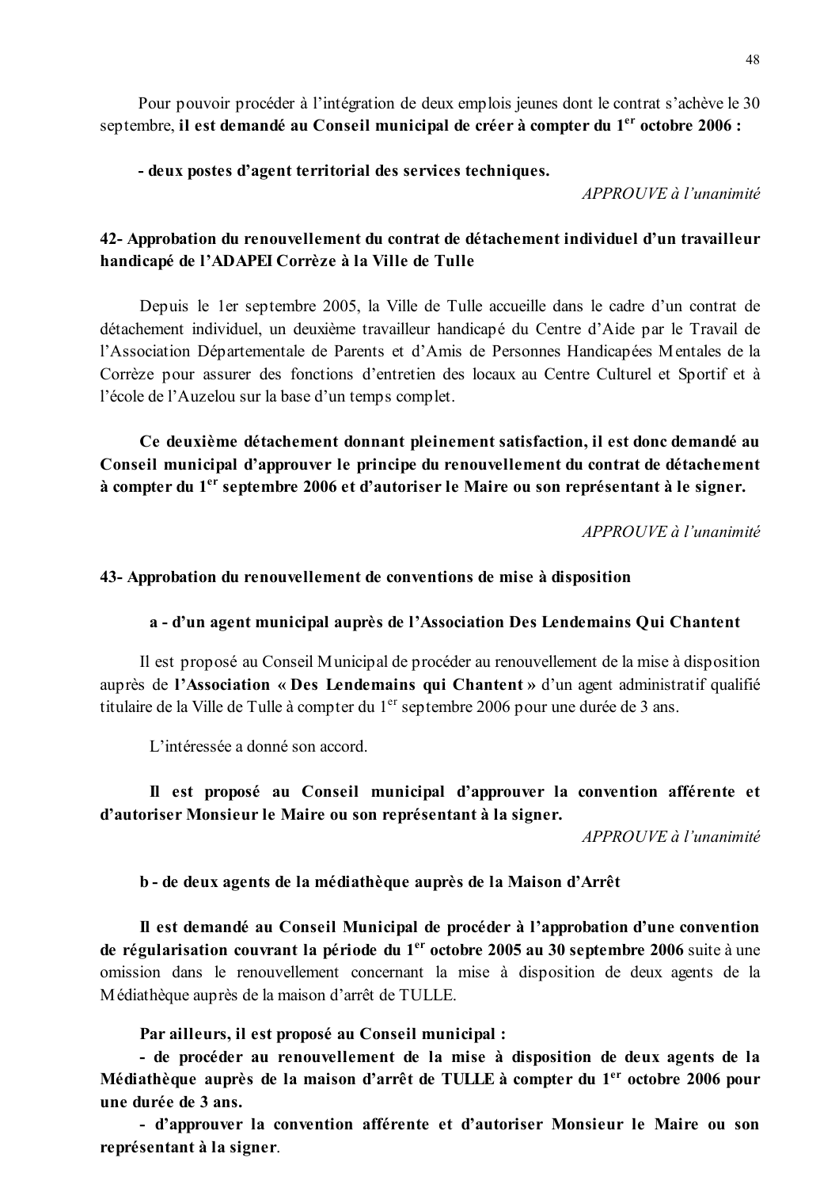Pour pouvoir procéder à l'intégration de deux emplois jeunes dont le contrat s'achève le 30 septembre, **il est demandé au Conseil municipal de créer à compter du 1er octobre 2006 :**

**- deux postes d'agent territorial des services techniques.**

*APPROUVE à l'unanimité*

**42- Approbation du renouvellement du contrat de détachement individuel d'un travailleur handicapé de l'ADAPEI Corrèze à la Ville de Tulle**

Depuis le 1er septembre 2005, la Ville de Tulle accueille dans le cadre d'un contrat de détachement individuel, un deuxième travailleur handicapé du Centre d'Aide par le Travail de l'Association Départementale de Parents et d'Amis de Personnes Handicapées Mentales de la Corrèze pour assurer des fonctions d'entretien des locaux au Centre Culturel et Sportif et à l'école de l'Auzelou sur la base d'un temps complet.

**Ce deuxième détachement donnant pleinement satisfaction, il est donc demandé au Conseil municipal d'approuver le principe du renouvellement du contrat de détachement à compter du 1er septembre 2006 et d'autoriser le Maire ou son représentant à le signer.**

*APPROUVE à l'unanimité*

**43- Approbation du renouvellement de conventions de mise à disposition**

**a - d'un agent municipal auprès de l'Association Des Lendemains Qui Chantent**

Il est proposé au Conseil Municipal de procéder au renouvellement de la mise à disposition auprès de **l'Association « Des Lendemains qui Chantent »** d'un agent administratif qualifié titulaire de la Ville de Tulle à compter du 1er septembre 2006 pour une durée de 3 ans.

L'intéressée a donné son accord.

**Il est proposé au Conseil municipal d'approuver la convention afférente et d'autoriser Monsieur le Maire ou son représentant à la signer.**

*APPROUVE à l'unanimité*

**b - de deux agents de la médiathèque auprès de la Maison d'Arrêt**

**Il est demandé au Conseil Municipal de procéder à l'approbation d'une convention de régularisation couvrant la période du 1er octobre 2005 au 30 septembre 2006** suite à une omission dans le renouvellement concernant la mise à disposition de deux agents de la Médiathèque auprès de la maison d'arrêt de TULLE.

**Par ailleurs, il est proposé au Conseil municipal :**

**- de procéder au renouvellement de la mise à disposition de deux agents de la Médiathèque auprès de la maison d'arrêt de TULLE à compter du 1er octobre 2006 pour une durée de 3 ans.**

**- d'approuver la convention afférente et d'autoriser Monsieur le Maire ou son représentant à la signer**.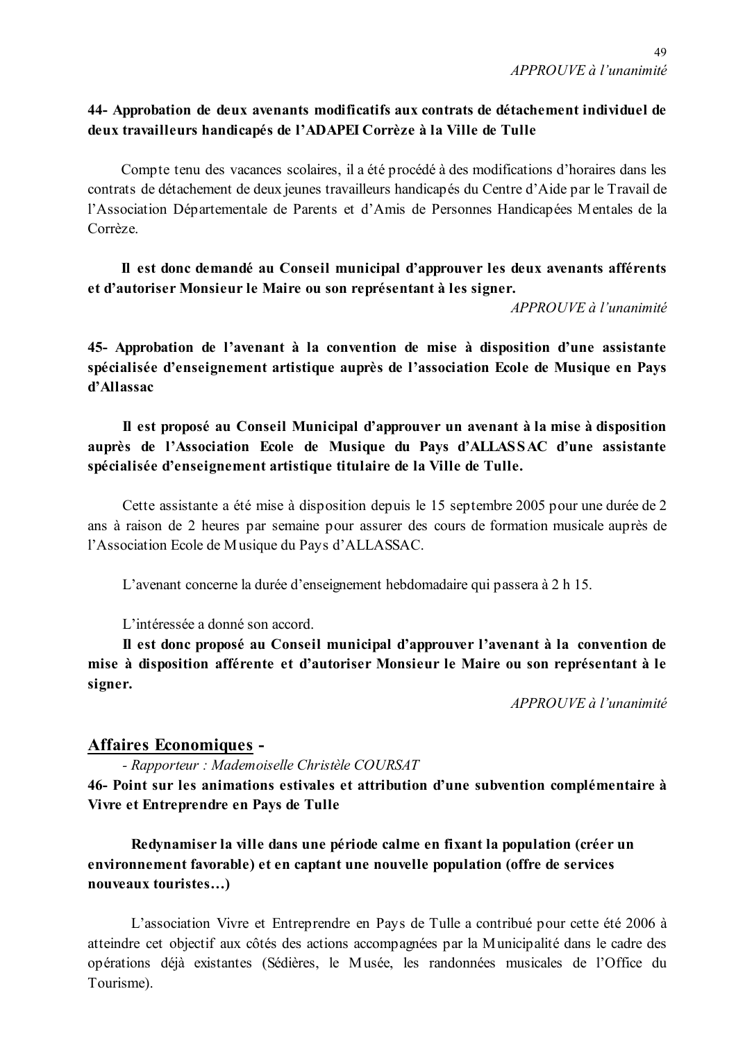*APPROUVE à l'unanimité*

**44- Approbation de deux avenants modificatifs aux contrats de détachement individuel de deux travailleurs handicapés de l'ADAPEI Corrèze à la Ville de Tulle**

Compte tenu des vacances scolaires, il a été procédé à des modifications d'horaires dans les contrats de détachement de deux jeunes travailleurs handicapés du Centre d'Aide par le Travail de l'Association Départementale de Parents et d'Amis de Personnes Handicapées Mentales de la Corrèze.

**Il est donc demandé au Conseil municipal d'approuver les deux avenants afférents et d'autoriser Monsieur le Maire ou son représentant à les signer.**

*APPROUVE à l'unanimité*

**45- Approbation de l'avenant à la convention de mise à disposition d'une assistante spécialisée d'enseignement artistique auprès de l'association Ecole de Musique en Pays d'Allassac**

**Il est proposé au Conseil Municipal d'approuver un avenant à la mise à disposition auprès de l'Association Ecole de Musique du Pays d'ALLASSAC d'une assistante spécialisée d'enseignement artistique titulaire de la Ville de Tulle.**

Cette assistante a été mise à disposition depuis le 15 septembre 2005 pour une durée de 2 ans à raison de 2 heures par semaine pour assurer des cours de formation musicale auprès de l'Association Ecole de Musique du Pays d'ALLASSAC.

L'avenant concerne la durée d'enseignement hebdomadaire qui passera à 2 h 15.

L'intéressée a donné son accord.

**Il est donc proposé au Conseil municipal d'approuver l'avenant à la convention de mise à disposition afférente et d'autoriser Monsieur le Maire ou son représentant à le signer.**

*APPROUVE à l'unanimité*

## Affaires Economiques -

*- Rapporteur : Mademoiselle Christèle COURSAT*

**46- Point sur les animations estivales et attribution d'une subvention complémentaire à Vivre et Entreprendre en Pays de Tulle**

**Redynamiser la ville dans une période calme en fixant la population (créer un environnement favorable) et en captant une nouvelle population (offre de services nouveaux touristes…)**

L'association Vivre et Entreprendre en Pays de Tulle a contribué pour cette été 2006 à atteindre cet objectif aux côtés des actions accompagnées par la Municipalité dans le cadre des opérations déjà existantes (Sédières, le Musée, les randonnées musicales de l'Office du Tourisme).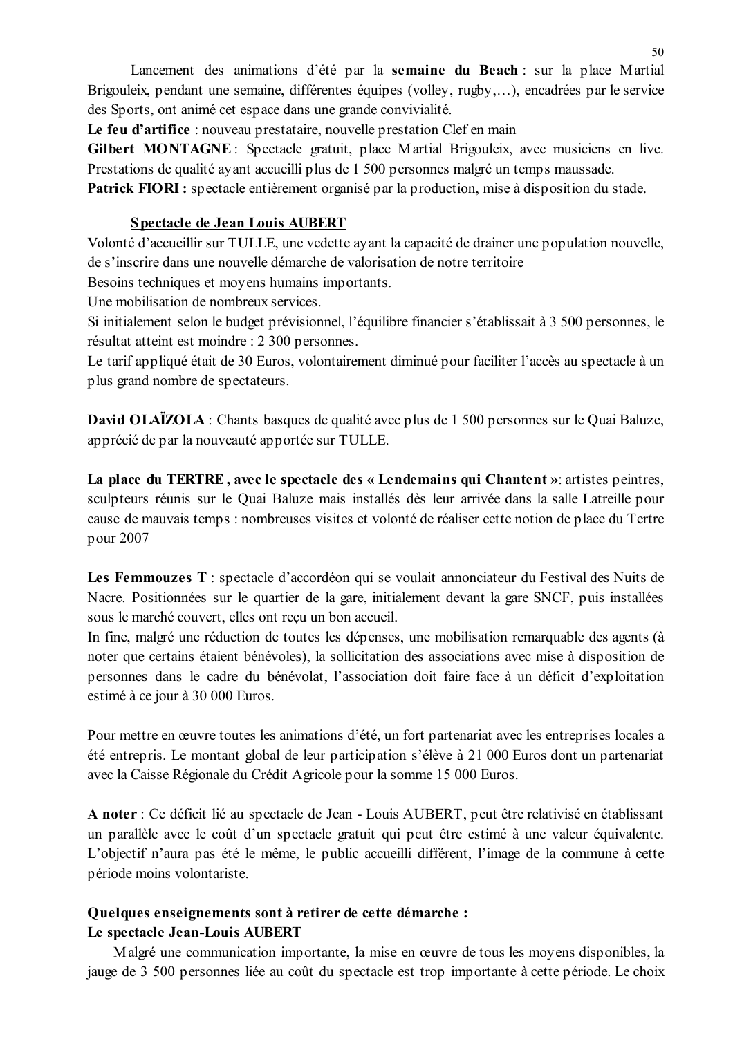Lancement des animations d'été par la **semaine du Beach** : sur la place Martial Brigouleix, pendant une semaine, différentes équipes (volley, rugby,…), encadrées par le service des Sports, ont animé cet espace dans une grande convivialité.

**Le feu d'artifice** : nouveau prestataire, nouvelle prestation Clef en main

**Gilbert MONTAGNE** : Spectacle gratuit, place Martial Brigouleix, avec musiciens en live. Prestations de qualité ayant accueilli plus de 1 500 personnes malgré un temps maussade.

**Patrick FIORI :** spectacle entièrement organisé par la production, mise à disposition du stade.

**<u>Spectacle de Jean Louis AUBERT</u>**

Volonté d'accueillir sur TULLE, une vedette ayant la capacité de drainer une population nouvelle, de s'inscrire dans une nouvelle démarche de valorisation de notre territoire

Besoins techniques et moyens humains importants.

Une mobilisation de nombreux services.

Si initialement selon le budget prévisionnel, l'équilibre financier s'établissait à 3 500 personnes, le résultat atteint est moindre : 2 300 personnes.

Le tarif appliqué était de 30 Euros, volontairement diminué pour faciliter l'accès au spectacle à un plus grand nombre de spectateurs.

**David OLAÏZOLA** : Chants basques de qualité avec plus de 1 500 personnes sur le Quai Baluze, apprécié de par la nouveauté apportée sur TULLE.

**La place du TERTRE, avec le spectacle des « Lendemains qui Chantent »**: artistes peintres, sculpteurs réunis sur le Quai Baluze mais installés dès leur arrivée dans la salle Latreille pour cause de mauvais temps : nombreuses visites et volonté de réaliser cette notion de place du Tertre pour 2007

**Les Femmouzes T** : spectacle d'accordéon qui se voulait annonciateur du Festival des Nuits de Nacre. Positionnées sur le quartier de la gare, initialement devant la gare SNCF, puis installées sous le marché couvert, elles ont reçu un bon accueil.

In fine, malgré une réduction de toutes les dépenses, une mobilisation remarquable des agents (à noter que certains étaient bénévoles), la sollicitation des associations avec mise à disposition de personnes dans le cadre du bénévolat, l'association doit faire face à un déficit d'exploitation estimé à ce jour à 30 000 Euros.

Pour mettre en œuvre toutes les animations d'été, un fort partenariat avec les entreprises locales a été entrepris. Le montant global de leur participation s'élève à 21 000 Euros dont un partenariat avec la Caisse Régionale du Crédit Agricole pour la somme 15 000 Euros.

**A noter** : Ce déficit lié au spectacle de Jean - Louis AUBERT, peut être relativisé en établissant un parallèle avec le coût d'un spectacle gratuit qui peut être estimé à une valeur équivalente. L'objectif n'aura pas été le même, le public accueilli différent, l'image de la commune à cette période moins volontariste.

**Quelques enseignements sont à retirer de cette démarche :**

**Le spectacle Jean-Louis AUBERT**

Malgré une communication importante, la mise en œuvre de tous les moyens disponibles, la jauge de 3 500 personnes liée au coût du spectacle est trop importante à cette période. Le choix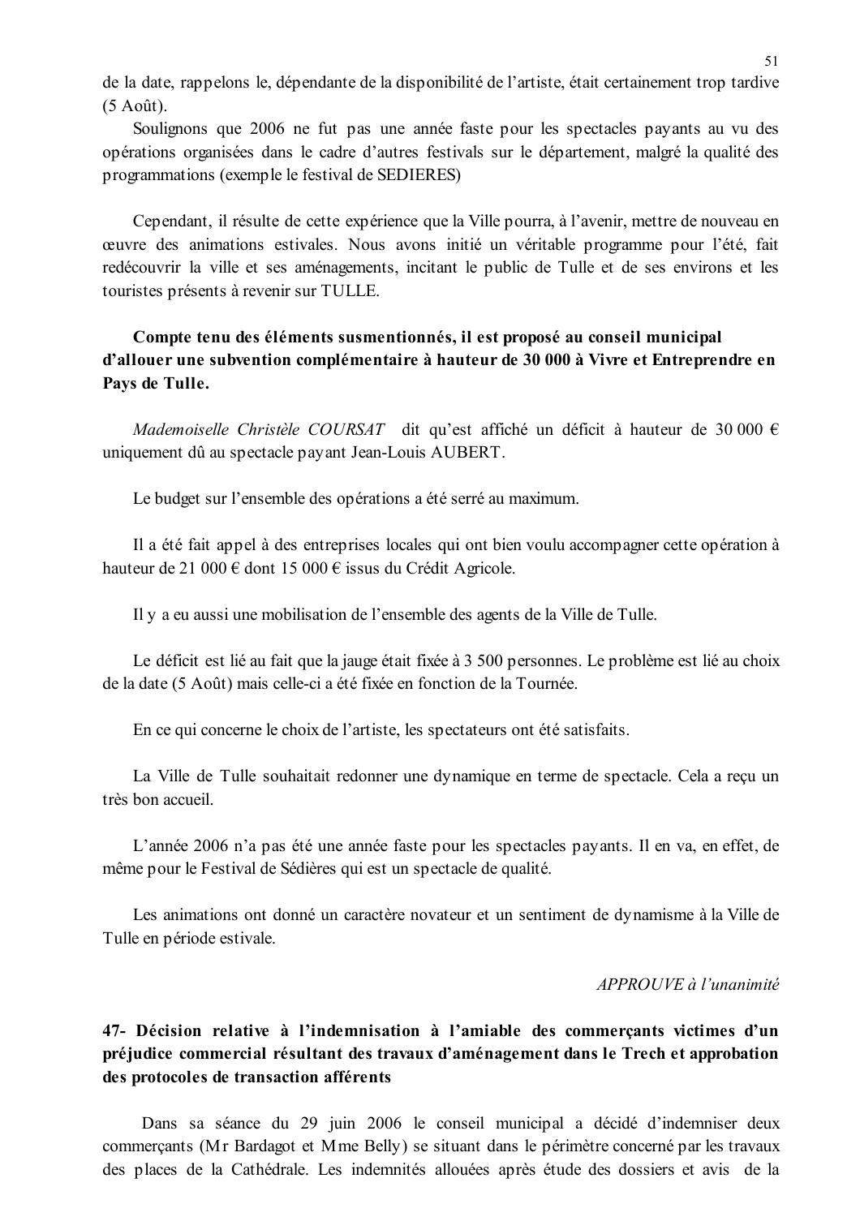de la date, rappelons le, dépendante de la disponibilité de l'artiste, était certainement trop tardive (5 Août).

Soulignons que 2006 ne fut pas une année faste pour les spectacles payants au vu des opérations organisées dans le cadre d'autres festivals sur le département, malgré la qualité des programmations (exemple le festival de SEDIERES)

Cependant, il résulte de cette expérience que la Ville pourra, à l'avenir, mettre de nouveau en œuvre des animations estivales. Nous avons initié un véritable programme pour l'été, fait redécouvrir la ville et ses aménagements, incitant le public de Tulle et de ses environs et les touristes présents à revenir sur TULLE.

**Compte tenu des éléments susmentionnés, il est proposé au conseil municipal d'allouer une subvention complémentaire à hauteur de 30 000 à Vivre et Entreprendre en Pays de Tulle.**

*Mademoiselle Christèle COURSAT* dit qu'est affiché un déficit à hauteur de 30 000 € uniquement dû au spectacle payant Jean-Louis AUBERT.

Le budget sur l'ensemble des opérations a été serré au maximum.

Il a été fait appel à des entreprises locales qui ont bien voulu accompagner cette opération à hauteur de 21 000 € dont 15 000 € issus du Crédit Agricole.

Il y a eu aussi une mobilisation de l'ensemble des agents de la Ville de Tulle.

Le déficit est lié au fait que la jauge était fixée à 3 500 personnes. Le problème est lié au choix de la date (5 Août) mais celle-ci a été fixée en fonction de la Tournée.

En ce qui concerne le choix de l'artiste, les spectateurs ont été satisfaits.

La Ville de Tulle souhaitait redonner une dynamique en terme de spectacle. Cela a reçu un très bon accueil.

L'année 2006 n'a pas été une année faste pour les spectacles payants. Il en va, en effet, de même pour le Festival de Sédières qui est un spectacle de qualité.

Les animations ont donné un caractère novateur et un sentiment de dynamisme à la Ville de Tulle en période estivale.

*APPROUVE à l'unanimité*

### 47- Décision relative à l'indemnisation à l'amiable des commerçants victimes d'un préjudice commercial résultant des travaux d'aménagement dans le Trech et approbation des protocoles de transaction afférents

Dans sa séance du 29 juin 2006 le conseil municipal a décidé d'indemniser deux commerçants (Mr Bardagot et Mme Belly) se situant dans le périmètre concerné par les travaux des places de la Cathédrale. Les indemnités allouées après étude des dossiers et avis de la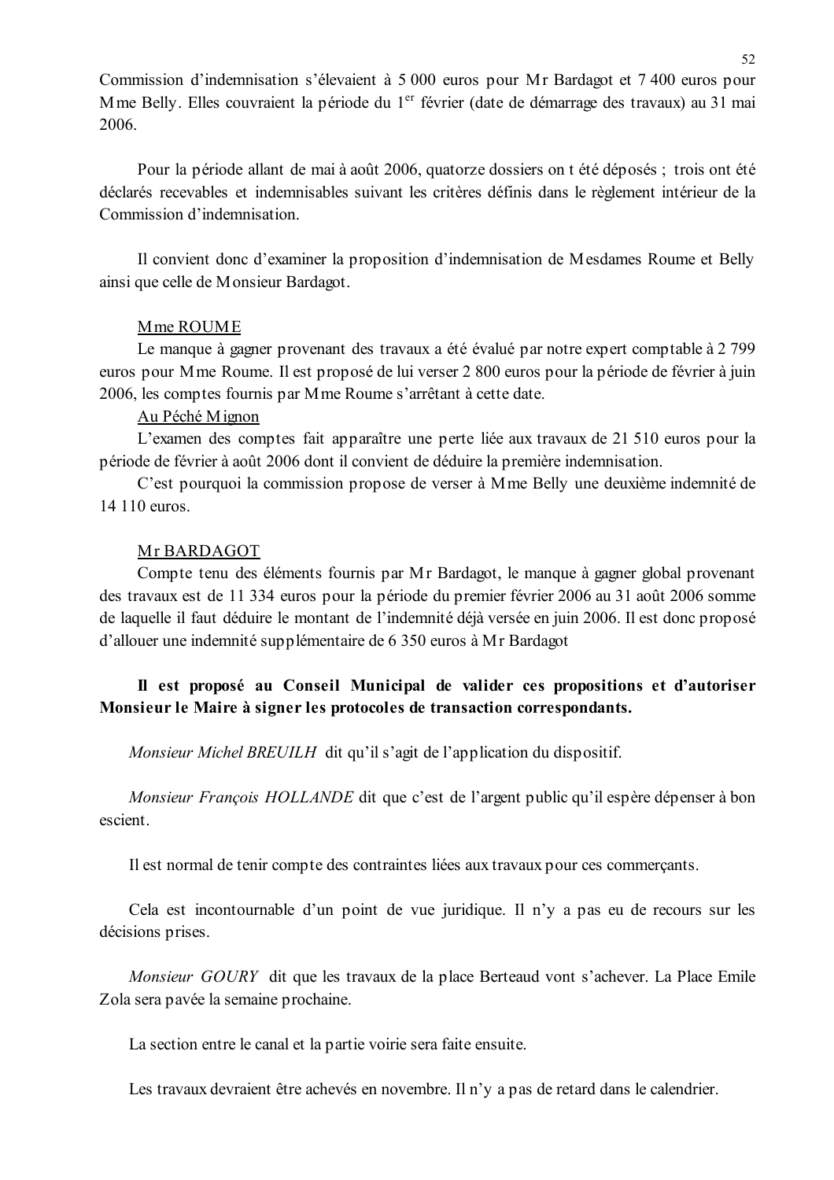Commission d'indemnisation s'élevaient à 5 000 euros pour Mr Bardagot et 7 400 euros pour Mme Belly. Elles couvraient la période du 1er février (date de démarrage des travaux) au 31 mai 2006.

Pour la période allant de mai à août 2006, quatorze dossiers on t été déposés ; trois ont été déclarés recevables et indemnisables suivant les critères définis dans le règlement intérieur de la Commission d'indemnisation.

Il convient donc d'examiner la proposition d'indemnisation de Mesdames Roume et Belly ainsi que celle de Monsieur Bardagot.

<u>Mme ROUME</u>

Le manque à gagner provenant des travaux a été évalué par notre expert comptable à 2 799 euros pour Mme Roume. Il est proposé de lui verser 2 800 euros pour la période de février à juin 2006, les comptes fournis par Mme Roume s'arrêtant à cette date.

<u>Au Péché Mignon</u>

L'examen des comptes fait apparaître une perte liée aux travaux de 21 510 euros pour la période de février à août 2006 dont il convient de déduire la première indemnisation.

C'est pourquoi la commission propose de verser à Mme Belly une deuxième indemnité de 14 110 euros.

<u>Mr BARDAGOT</u>

Compte tenu des éléments fournis par Mr Bardagot, le manque à gagner global provenant des travaux est de 11 334 euros pour la période du premier février 2006 au 31 août 2006 somme de laquelle il faut déduire le montant de l'indemnité déjà versée en juin 2006. Il est donc proposé d'allouer une indemnité supplémentaire de 6 350 euros à Mr Bardagot

**Il est proposé au Conseil Municipal de valider ces propositions et d'autoriser Monsieur le Maire à signer les protocoles de transaction correspondants.**

*Monsieur Michel BREUILH* dit qu'il s'agit de l'application du dispositif.

*Monsieur François HOLLANDE* dit que c'est de l'argent public qu'il espère dépenser à bon escient.

Il est normal de tenir compte des contraintes liées aux travaux pour ces commerçants.

Cela est incontournable d'un point de vue juridique. Il n'y a pas eu de recours sur les décisions prises.

*Monsieur GOURY* dit que les travaux de la place Berteaud vont s'achever. La Place Emile Zola sera pavée la semaine prochaine.

La section entre le canal et la partie voirie sera faite ensuite.

Les travaux devraient être achevés en novembre. Il n'y a pas de retard dans le calendrier.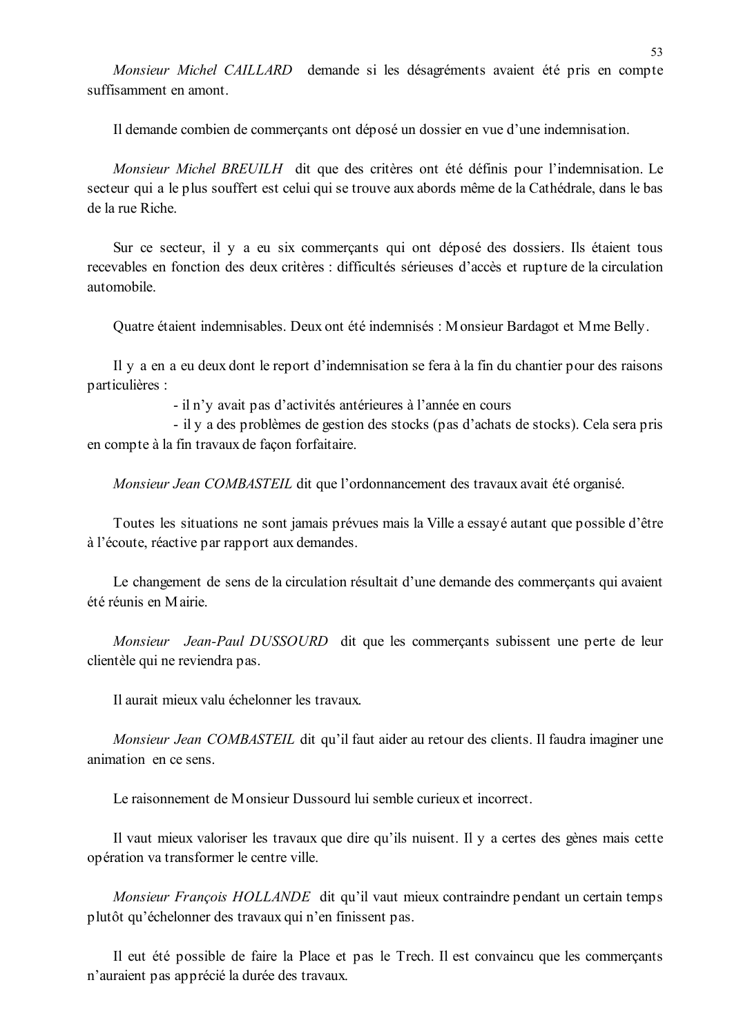*Monsieur Michel CAILLARD* demande si les désagréments avaient été pris en compte suffisamment en amont.

Il demande combien de commerçants ont déposé un dossier en vue d'une indemnisation.

*Monsieur Michel BREUILH* dit que des critères ont été définis pour l'indemnisation. Le secteur qui a le plus souffert est celui qui se trouve aux abords même de la Cathédrale, dans le bas de la rue Riche.

Sur ce secteur, il y a eu six commerçants qui ont déposé des dossiers. Ils étaient tous recevables en fonction des deux critères : difficultés sérieuses d'accès et rupture de la circulation automobile.

Quatre étaient indemnisables. Deux ont été indemnisés : Monsieur Bardagot et Mme Belly.

Il y a en a eu deux dont le report d'indemnisation se fera à la fin du chantier pour des raisons particulières :

- il n'y avait pas d'activités antérieures à l'année en cours
- il y a des problèmes de gestion des stocks (pas d'achats de stocks). Cela sera pris en compte à la fin travaux de façon forfaitaire.

*Monsieur Jean COMBASTEIL* dit que l'ordonnancement des travaux avait été organisé.

Toutes les situations ne sont jamais prévues mais la Ville a essayé autant que possible d'être à l'écoute, réactive par rapport aux demandes.

Le changement de sens de la circulation résultait d'une demande des commerçants qui avaient été réunis en Mairie.

*Monsieur Jean-Paul DUSSOURD* dit que les commerçants subissent une perte de leur clientèle qui ne reviendra pas.

Il aurait mieux valu échelonner les travaux.

*Monsieur Jean COMBASTEIL* dit qu'il faut aider au retour des clients. Il faudra imaginer une animation en ce sens.

Le raisonnement de Monsieur Dussourd lui semble curieux et incorrect.

Il vaut mieux valoriser les travaux que dire qu'ils nuisent. Il y a certes des gènes mais cette opération va transformer le centre ville.

*Monsieur François HOLLANDE* dit qu'il vaut mieux contraindre pendant un certain temps plutôt qu'échelonner des travaux qui n'en finissent pas.

Il eut été possible de faire la Place et pas le Trech. Il est convaincu que les commerçants n'auraient pas apprécié la durée des travaux.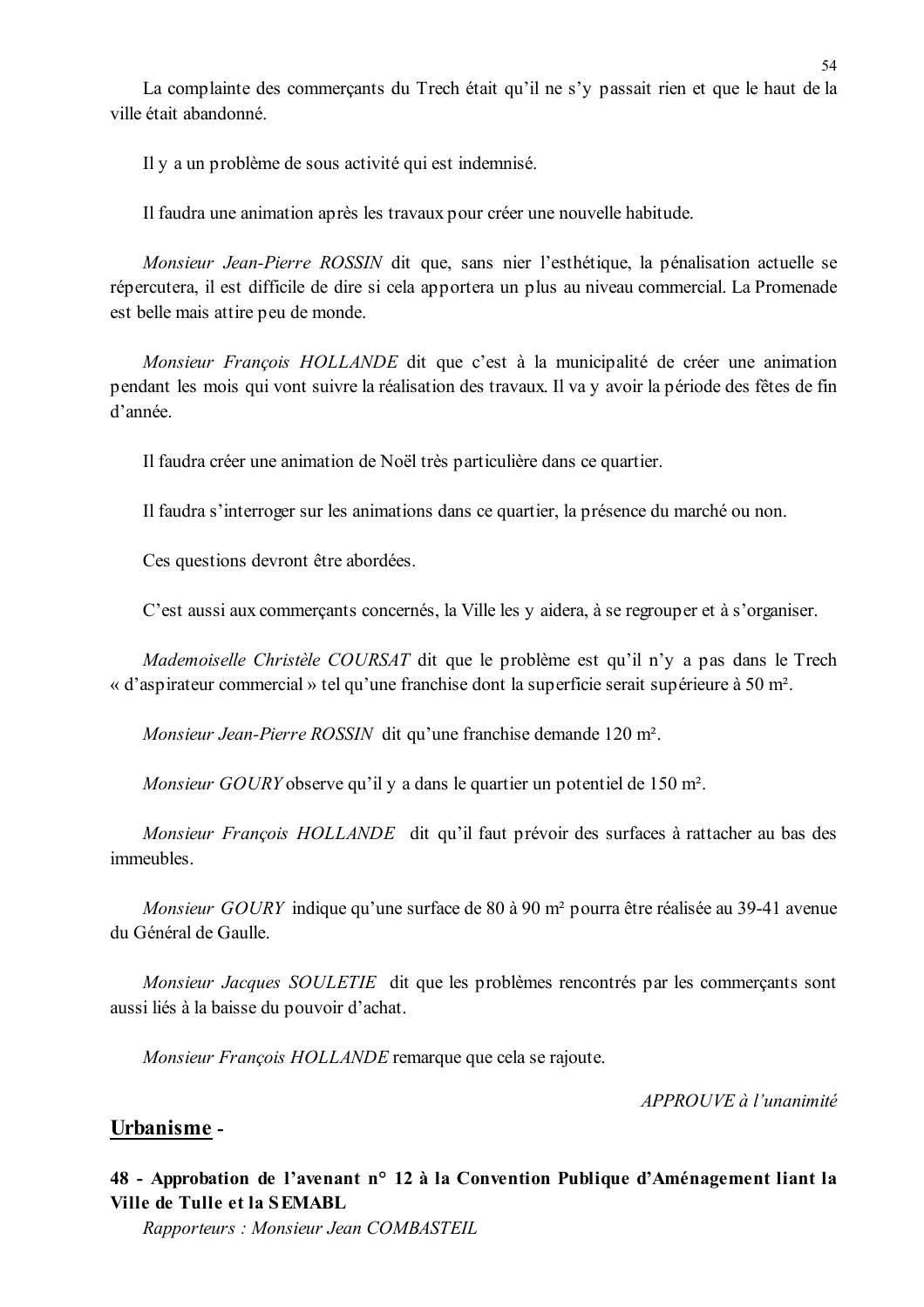La complainte des commerçants du Trech était qu'il ne s'y passait rien et que le haut de la ville était abandonné.

Il y a un problème de sous activité qui est indemnisé.

Il faudra une animation après les travaux pour créer une nouvelle habitude.

*Monsieur Jean-Pierre ROSSIN* dit que, sans nier l'esthétique, la pénalisation actuelle se répercutera, il est difficile de dire si cela apportera un plus au niveau commercial. La Promenade est belle mais attire peu de monde.

*Monsieur François HOLLANDE* dit que c'est à la municipalité de créer une animation pendant les mois qui vont suivre la réalisation des travaux. Il va y avoir la période des fêtes de fin d'année.

Il faudra créer une animation de Noël très particulière dans ce quartier.

Il faudra s'interroger sur les animations dans ce quartier, la présence du marché ou non.

Ces questions devront être abordées.

C'est aussi aux commerçants concernés, la Ville les y aidera, à se regrouper et à s'organiser.

*Mademoiselle Christèle COURSAT* dit que le problème est qu'il n'y a pas dans le Trech « d'aspirateur commercial » tel qu'une franchise dont la superficie serait supérieure à 50 m².

*Monsieur Jean-Pierre ROSSIN* dit qu'une franchise demande 120 m².

*Monsieur GOURY* observe qu'il y a dans le quartier un potentiel de 150 m².

*Monsieur François HOLLANDE* dit qu'il faut prévoir des surfaces à rattacher au bas des immeubles.

*Monsieur GOURY* indique qu'une surface de 80 à 90 m² pourra être réalisée au 39-41 avenue du Général de Gaulle.

*Monsieur Jacques SOULETIE* dit que les problèmes rencontrés par les commerçants sont aussi liés à la baisse du pouvoir d'achat.

*Monsieur François HOLLANDE* remarque que cela se rajoute.

*APPROUVE à l'unanimité*

## Urbanisme -

### 48 - Approbation de l'avenant n° 12 à la Convention Publique d'Aménagement liant la Ville de Tulle et la SEMABL

*Rapporteurs : Monsieur Jean COMBASTEIL*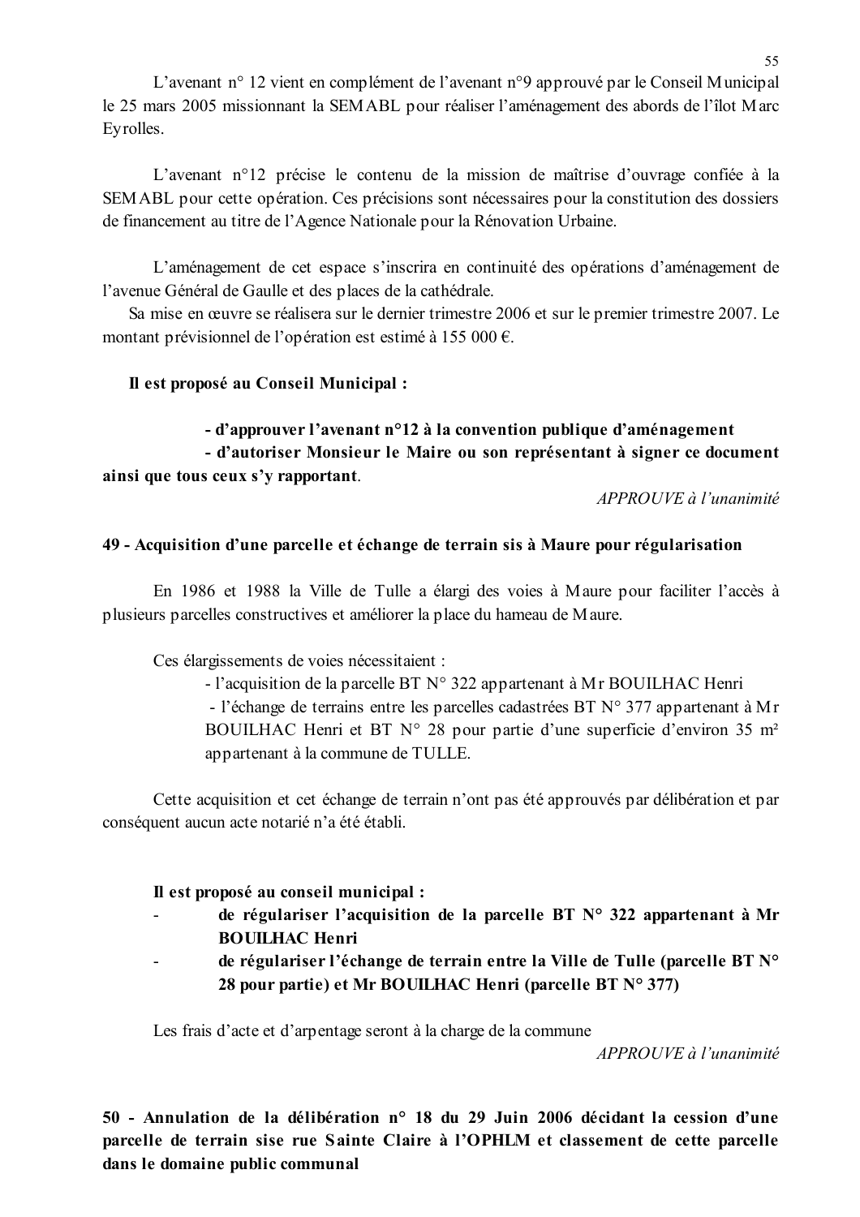L'avenant n° 12 vient en complément de l'avenant n°9 approuvé par le Conseil Municipal le 25 mars 2005 missionnant la SEMABL pour réaliser l'aménagement des abords de l'îlot Marc Eyrolles.

L'avenant n°12 précise le contenu de la mission de maîtrise d'ouvrage confiée à la SEMABL pour cette opération. Ces précisions sont nécessaires pour la constitution des dossiers de financement au titre de l'Agence Nationale pour la Rénovation Urbaine.

L'aménagement de cet espace s'inscrira en continuité des opérations d'aménagement de l'avenue Général de Gaulle et des places de la cathédrale.
Sa mise en œuvre se réalisera sur le dernier trimestre 2006 et sur le premier trimestre 2007. Le montant prévisionnel de l'opération est estimé à 155 000 €.

**Il est proposé au Conseil Municipal :**

**- d'approuver l'avenant n°12 à la convention publique d'aménagement**
**- d'autoriser Monsieur le Maire ou son représentant à signer ce document ainsi que tous ceux s'y rapportant**.

*APPROUVE à l'unanimité*

**49 - Acquisition d'une parcelle et échange de terrain sis à Maure pour régularisation**

En 1986 et 1988 la Ville de Tulle a élargi des voies à Maure pour faciliter l'accès à plusieurs parcelles constructives et améliorer la place du hameau de Maure.

Ces élargissements de voies nécessitaient :

- l'acquisition de la parcelle BT N° 322 appartenant à Mr BOUILHAC Henri
- l'échange de terrains entre les parcelles cadastrées BT N° 377 appartenant à Mr BOUILHAC Henri et BT N° 28 pour partie d'une superficie d'environ 35 m² appartenant à la commune de TULLE.

Cette acquisition et cet échange de terrain n'ont pas été approuvés par délibération et par conséquent aucun acte notarié n'a été établi.

**Il est proposé au conseil municipal :**

- **de régulariser l'acquisition de la parcelle BT N° 322 appartenant à Mr BOUILHAC Henri**
- **de régulariser l'échange de terrain entre la Ville de Tulle (parcelle BT N° 28 pour partie) et Mr BOUILHAC Henri (parcelle BT N° 377)**

Les frais d'acte et d'arpentage seront à la charge de la commune

*APPROUVE à l'unanimité*

**50 - Annulation de la délibération n° 18 du 29 Juin 2006 décidant la cession d'une parcelle de terrain sise rue Sainte Claire à l'OPHLM et classement de cette parcelle dans le domaine public communal**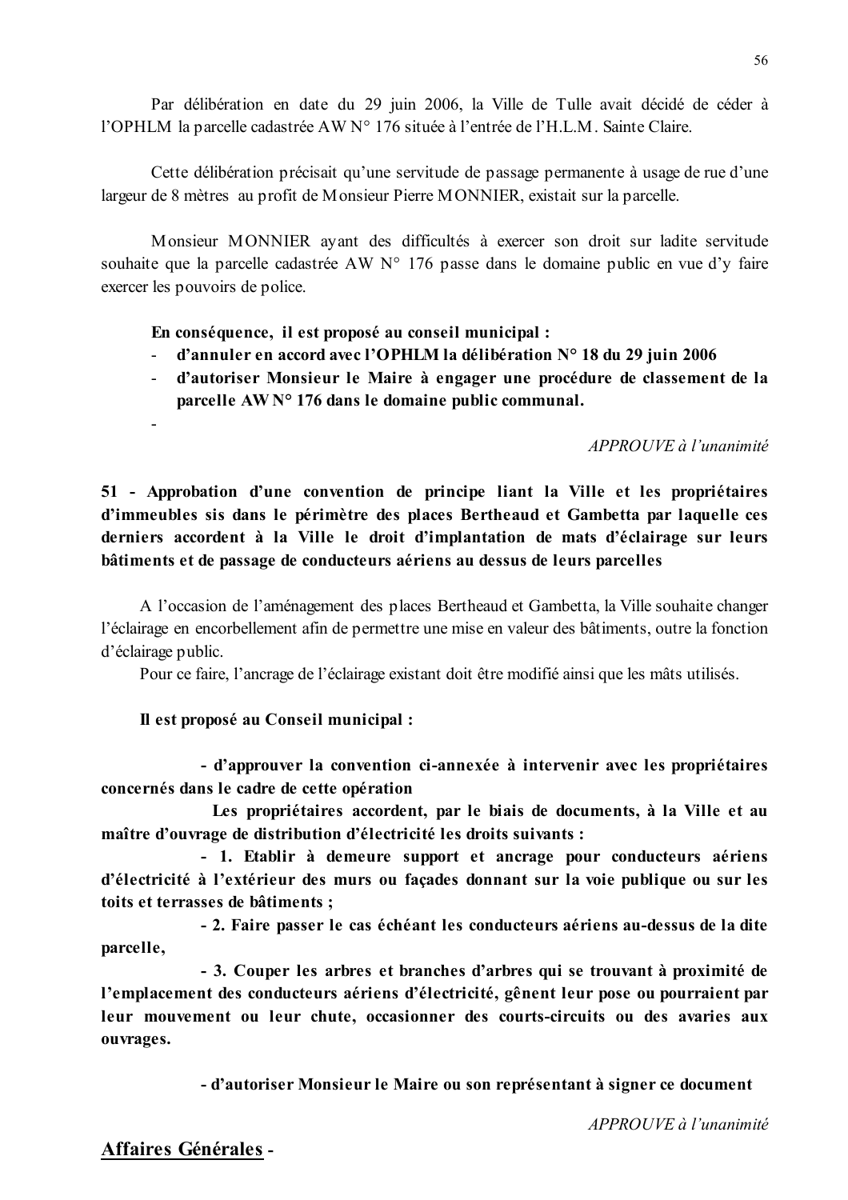Par délibération en date du 29 juin 2006, la Ville de Tulle avait décidé de céder à l'OPHLM la parcelle cadastrée AW N° 176 située à l'entrée de l'H.L.M. Sainte Claire.

Cette délibération précisait qu'une servitude de passage permanente à usage de rue d'une largeur de 8 mètres au profit de Monsieur Pierre MONNIER, existait sur la parcelle.

Monsieur MONNIER ayant des difficultés à exercer son droit sur ladite servitude souhaite que la parcelle cadastrée AW N° 176 passe dans le domaine public en vue d'y faire exercer les pouvoirs de police.

**En conséquence, il est proposé au conseil municipal :**

- **d'annuler en accord avec l'OPHLM la délibération N° 18 du 29 juin 2006**
- **d'autoriser Monsieur le Maire à engager une procédure de classement de la parcelle AW N° 176 dans le domaine public communal.**
-

*APPROUVE à l'unanimité*

**51 - Approbation d'une convention de principe liant la Ville et les propriétaires d'immeubles sis dans le périmètre des places Bertheaud et Gambetta par laquelle ces derniers accordent à la Ville le droit d'implantation de mats d'éclairage sur leurs bâtiments et de passage de conducteurs aériens au dessus de leurs parcelles**

A l'occasion de l'aménagement des places Bertheaud et Gambetta, la Ville souhaite changer l'éclairage en encorbellement afin de permettre une mise en valeur des bâtiments, outre la fonction d'éclairage public.

Pour ce faire, l'ancrage de l'éclairage existant doit être modifié ainsi que les mâts utilisés.

**Il est proposé au Conseil municipal :**

**- d'approuver la convention ci-annexée à intervenir avec les propriétaires concernés dans le cadre de cette opération**

**Les propriétaires accordent, par le biais de documents, à la Ville et au maître d'ouvrage de distribution d'électricité les droits suivants :**

**- 1. Etablir à demeure support et ancrage pour conducteurs aériens d'électricité à l'extérieur des murs ou façades donnant sur la voie publique ou sur les toits et terrasses de bâtiments ;**

**- 2. Faire passer le cas échéant les conducteurs aériens au-dessus de la dite parcelle,**

**- 3. Couper les arbres et branches d'arbres qui se trouvant à proximité de l'emplacement des conducteurs aériens d'électricité, gênent leur pose ou pourraient par leur mouvement ou leur chute, occasionner des courts-circuits ou des avaries aux ouvrages.**

**- d'autoriser Monsieur le Maire ou son représentant à signer ce document**

*APPROUVE à l'unanimité*

## Affaires Générales -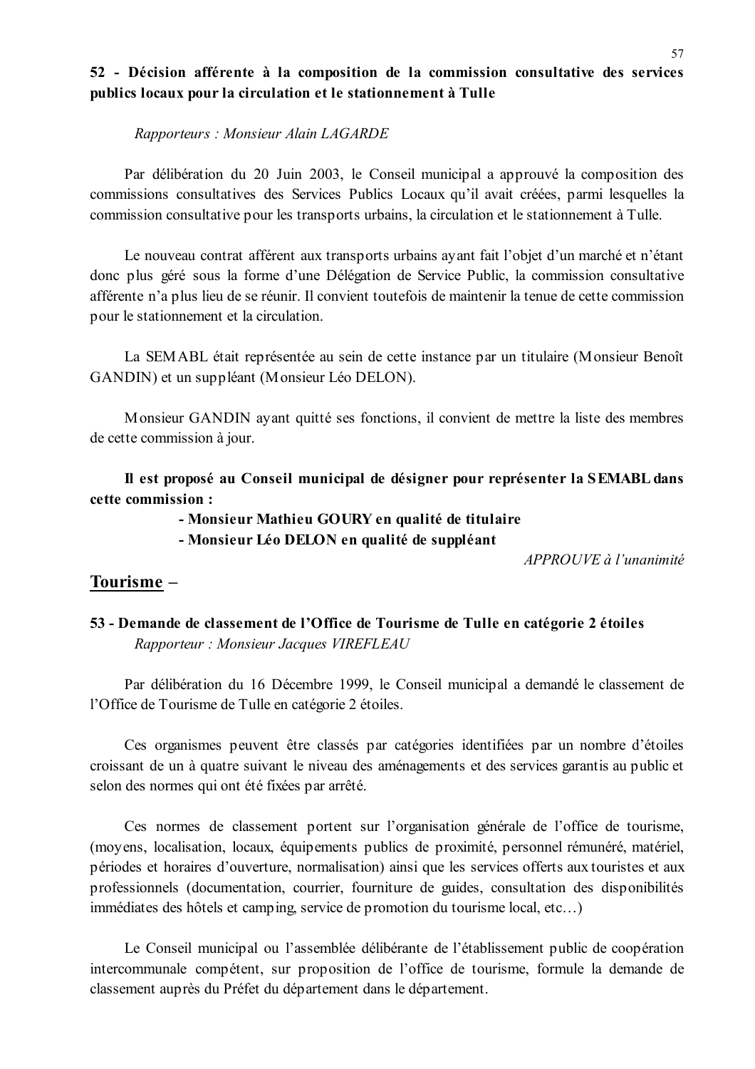**52 - Décision afférente à la composition de la commission consultative des services publics locaux pour la circulation et le stationnement à Tulle**

*Rapporteurs : Monsieur Alain LAGARDE*

Par délibération du 20 Juin 2003, le Conseil municipal a approuvé la composition des commissions consultatives des Services Publics Locaux qu'il avait créées, parmi lesquelles la commission consultative pour les transports urbains, la circulation et le stationnement à Tulle.

Le nouveau contrat afférent aux transports urbains ayant fait l'objet d'un marché et n'étant donc plus géré sous la forme d'une Délégation de Service Public, la commission consultative afférente n'a plus lieu de se réunir. Il convient toutefois de maintenir la tenue de cette commission pour le stationnement et la circulation.

La SEMABL était représentée au sein de cette instance par un titulaire (Monsieur Benoît GANDIN) et un suppléant (Monsieur Léo DELON).

Monsieur GANDIN ayant quitté ses fonctions, il convient de mettre la liste des membres de cette commission à jour.

**Il est proposé au Conseil municipal de désigner pour représenter la SEMABL dans cette commission :**

- **Monsieur Mathieu GOURY en qualité de titulaire**
- **Monsieur Léo DELON en qualité de suppléant**

*APPROUVE à l'unanimité*

## Tourisme –

**53 - Demande de classement de l'Office de Tourisme de Tulle en catégorie 2 étoiles**

*Rapporteur : Monsieur Jacques VIREFLEAU*

Par délibération du 16 Décembre 1999, le Conseil municipal a demandé le classement de l'Office de Tourisme de Tulle en catégorie 2 étoiles.

Ces organismes peuvent être classés par catégories identifiées par un nombre d'étoiles croissant de un à quatre suivant le niveau des aménagements et des services garantis au public et selon des normes qui ont été fixées par arrêté.

Ces normes de classement portent sur l'organisation générale de l'office de tourisme, (moyens, localisation, locaux, équipements publics de proximité, personnel rémunéré, matériel, périodes et horaires d'ouverture, normalisation) ainsi que les services offerts aux touristes et aux professionnels (documentation, courrier, fourniture de guides, consultation des disponibilités immédiates des hôtels et camping, service de promotion du tourisme local, etc…)

Le Conseil municipal ou l'assemblée délibérante de l'établissement public de coopération intercommunale compétent, sur proposition de l'office de tourisme, formule la demande de classement auprès du Préfet du département dans le département.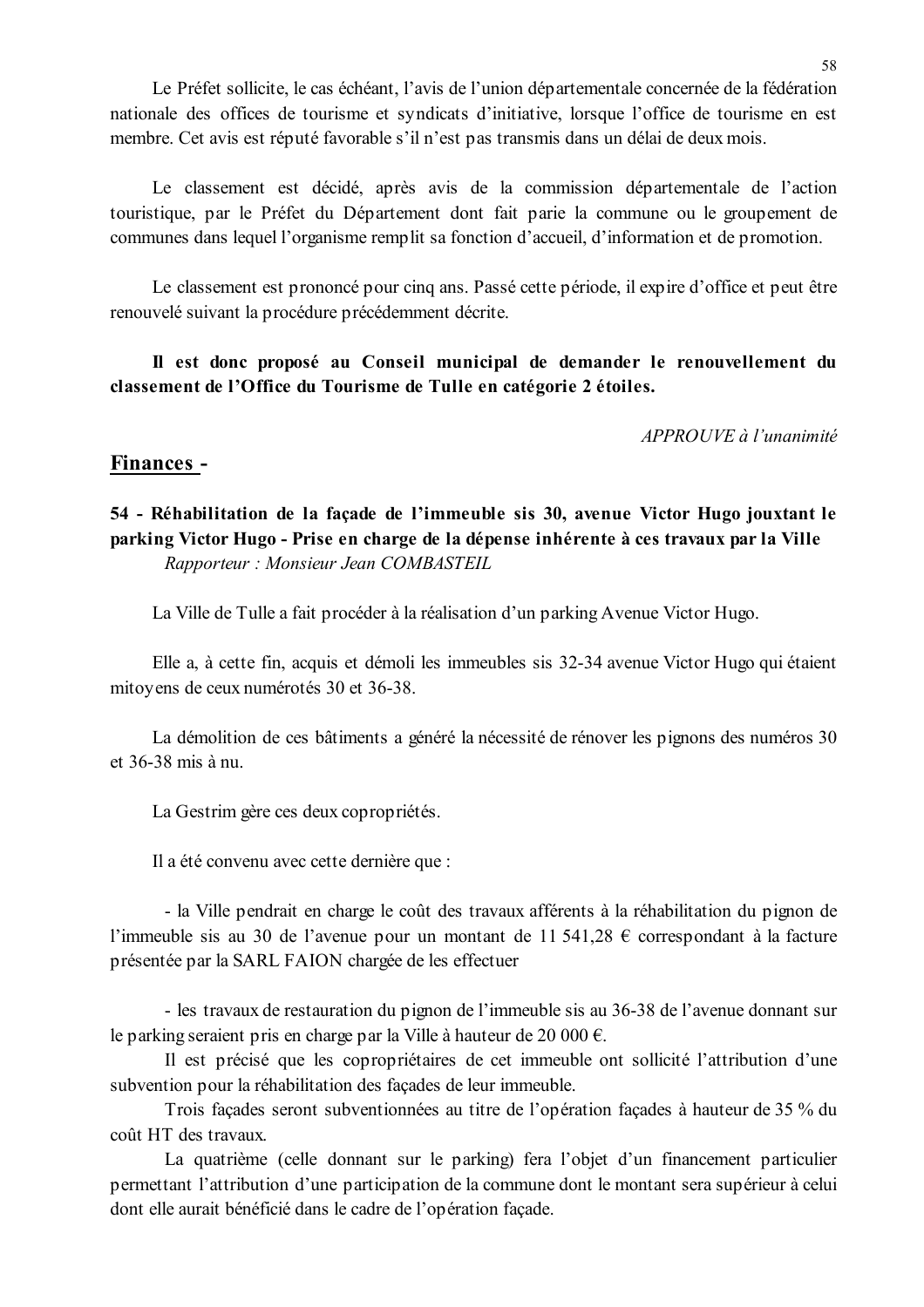Le Préfet sollicite, le cas échéant, l'avis de l'union départementale concernée de la fédération nationale des offices de tourisme et syndicats d'initiative, lorsque l'office de tourisme en est membre. Cet avis est réputé favorable s'il n'est pas transmis dans un délai de deux mois.

Le classement est décidé, après avis de la commission départementale de l'action touristique, par le Préfet du Département dont fait parie la commune ou le groupement de communes dans lequel l'organisme remplit sa fonction d'accueil, d'information et de promotion.

Le classement est prononcé pour cinq ans. Passé cette période, il expire d'office et peut être renouvelé suivant la procédure précédemment décrite.

**Il est donc proposé au Conseil municipal de demander le renouvellement du classement de l'Office du Tourisme de Tulle en catégorie 2 étoiles.**

*APPROUVE à l'unanimité*

## Finances -

**54 - Réhabilitation de la façade de l'immeuble sis 30, avenue Victor Hugo jouxtant le parking Victor Hugo - Prise en charge de la dépense inhérente à ces travaux par la Ville**
*Rapporteur : Monsieur Jean COMBASTEIL*

La Ville de Tulle a fait procéder à la réalisation d'un parking Avenue Victor Hugo.

Elle a, à cette fin, acquis et démoli les immeubles sis 32-34 avenue Victor Hugo qui étaient mitoyens de ceux numérotés 30 et 36-38.

La démolition de ces bâtiments a généré la nécessité de rénover les pignons des numéros 30 et 36-38 mis à nu.

La Gestrim gère ces deux copropriétés.

Il a été convenu avec cette dernière que :

- la Ville pendrait en charge le coût des travaux afférents à la réhabilitation du pignon de l'immeuble sis au 30 de l'avenue pour un montant de 11 541,28 € correspondant à la facture présentée par la SARL FAION chargée de les effectuer

- les travaux de restauration du pignon de l'immeuble sis au 36-38 de l'avenue donnant sur le parking seraient pris en charge par la Ville à hauteur de 20 000 €.

Il est précisé que les copropriétaires de cet immeuble ont sollicité l'attribution d'une subvention pour la réhabilitation des façades de leur immeuble.

Trois façades seront subventionnées au titre de l'opération façades à hauteur de 35 % du coût HT des travaux.

La quatrième (celle donnant sur le parking) fera l'objet d'un financement particulier permettant l'attribution d'une participation de la commune dont le montant sera supérieur à celui dont elle aurait bénéficié dans le cadre de l'opération façade.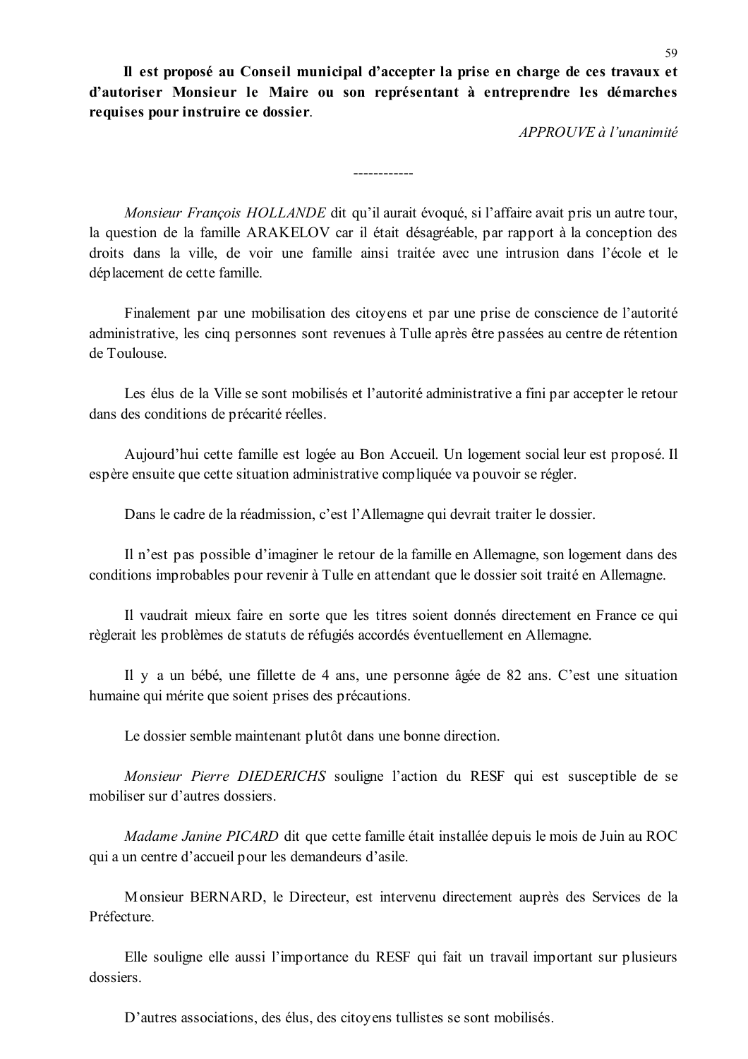**Il est proposé au Conseil municipal d'accepter la prise en charge de ces travaux et d'autoriser Monsieur le Maire ou son représentant à entreprendre les démarches requises pour instruire ce dossier**.

*APPROUVE à l'unanimité*

------------

*Monsieur François HOLLANDE* dit qu'il aurait évoqué, si l'affaire avait pris un autre tour, la question de la famille ARAKELOV car il était désagréable, par rapport à la conception des droits dans la ville, de voir une famille ainsi traitée avec une intrusion dans l'école et le déplacement de cette famille.

Finalement par une mobilisation des citoyens et par une prise de conscience de l'autorité administrative, les cinq personnes sont revenues à Tulle après être passées au centre de rétention de Toulouse.

Les élus de la Ville se sont mobilisés et l'autorité administrative a fini par accepter le retour dans des conditions de précarité réelles.

Aujourd'hui cette famille est logée au Bon Accueil. Un logement social leur est proposé. Il espère ensuite que cette situation administrative compliquée va pouvoir se régler.

Dans le cadre de la réadmission, c'est l'Allemagne qui devrait traiter le dossier.

Il n'est pas possible d'imaginer le retour de la famille en Allemagne, son logement dans des conditions improbables pour revenir à Tulle en attendant que le dossier soit traité en Allemagne.

Il vaudrait mieux faire en sorte que les titres soient donnés directement en France ce qui règlerait les problèmes de statuts de réfugiés accordés éventuellement en Allemagne.

Il y a un bébé, une fillette de 4 ans, une personne âgée de 82 ans. C'est une situation humaine qui mérite que soient prises des précautions.

Le dossier semble maintenant plutôt dans une bonne direction.

*Monsieur Pierre DIEDERICHS* souligne l'action du RESF qui est susceptible de se mobiliser sur d'autres dossiers.

*Madame Janine PICARD* dit que cette famille était installée depuis le mois de Juin au ROC qui a un centre d'accueil pour les demandeurs d'asile.

Monsieur BERNARD, le Directeur, est intervenu directement auprès des Services de la Préfecture.

Elle souligne elle aussi l'importance du RESF qui fait un travail important sur plusieurs dossiers.

D'autres associations, des élus, des citoyens tullistes se sont mobilisés.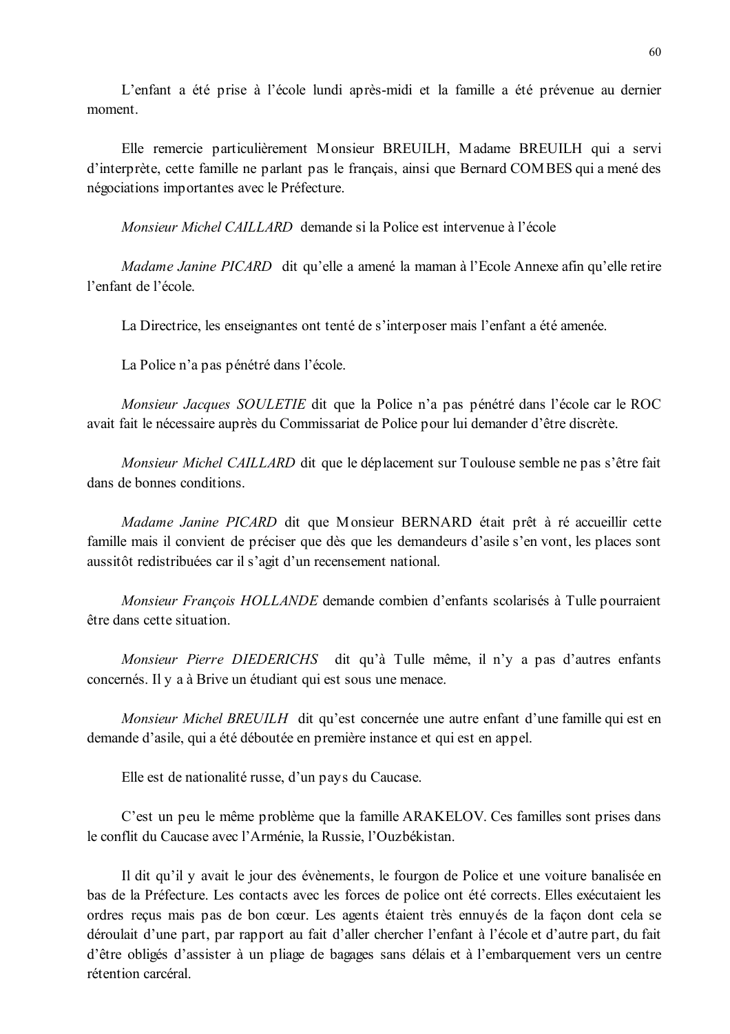L'enfant a été prise à l'école lundi après-midi et la famille a été prévenue au dernier moment.

Elle remercie particulièrement Monsieur BREUILH, Madame BREUILH qui a servi d'interprète, cette famille ne parlant pas le français, ainsi que Bernard COMBES qui a mené des négociations importantes avec le Préfecture.

*Monsieur Michel CAILLARD* demande si la Police est intervenue à l'école

*Madame Janine PICARD* dit qu'elle a amené la maman à l'Ecole Annexe afin qu'elle retire l'enfant de l'école.

La Directrice, les enseignantes ont tenté de s'interposer mais l'enfant a été amenée.

La Police n'a pas pénétré dans l'école.

*Monsieur Jacques SOULETIE* dit que la Police n'a pas pénétré dans l'école car le ROC avait fait le nécessaire auprès du Commissariat de Police pour lui demander d'être discrète.

*Monsieur Michel CAILLARD* dit que le déplacement sur Toulouse semble ne pas s'être fait dans de bonnes conditions.

*Madame Janine PICARD* dit que Monsieur BERNARD était prêt à ré accueillir cette famille mais il convient de préciser que dès que les demandeurs d'asile s'en vont, les places sont aussitôt redistribuées car il s'agit d'un recensement national.

*Monsieur François HOLLANDE* demande combien d'enfants scolarisés à Tulle pourraient être dans cette situation.

*Monsieur Pierre DIEDERICHS* dit qu'à Tulle même, il n'y a pas d'autres enfants concernés. Il y a à Brive un étudiant qui est sous une menace.

*Monsieur Michel BREUILH* dit qu'est concernée une autre enfant d'une famille qui est en demande d'asile, qui a été déboutée en première instance et qui est en appel.

Elle est de nationalité russe, d'un pays du Caucase.

C'est un peu le même problème que la famille ARAKELOV. Ces familles sont prises dans le conflit du Caucase avec l'Arménie, la Russie, l'Ouzbékistan.

Il dit qu'il y avait le jour des évènements, le fourgon de Police et une voiture banalisée en bas de la Préfecture. Les contacts avec les forces de police ont été corrects. Elles exécutaient les ordres reçus mais pas de bon cœur. Les agents étaient très ennuyés de la façon dont cela se déroulait d'une part, par rapport au fait d'aller chercher l'enfant à l'école et d'autre part, du fait d'être obligés d'assister à un pliage de bagages sans délais et à l'embarquement vers un centre rétention carcéral.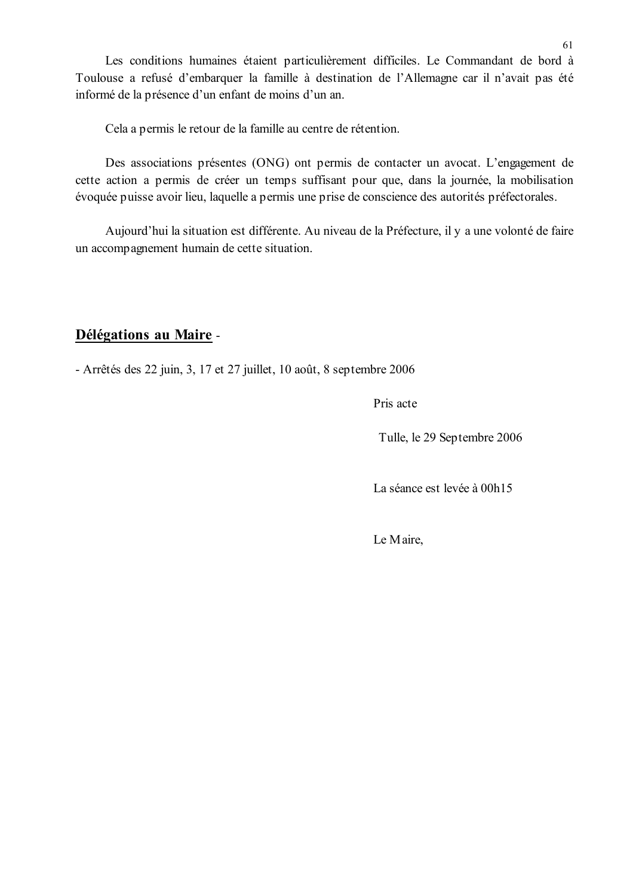Les conditions humaines étaient particulièrement difficiles. Le Commandant de bord à Toulouse a refusé d'embarquer la famille à destination de l'Allemagne car il n'avait pas été informé de la présence d'un enfant de moins d'un an.

Cela a permis le retour de la famille au centre de rétention.

Des associations présentes (ONG) ont permis de contacter un avocat. L'engagement de cette action a permis de créer un temps suffisant pour que, dans la journée, la mobilisation évoquée puisse avoir lieu, laquelle a permis une prise de conscience des autorités préfectorales.

Aujourd'hui la situation est différente. Au niveau de la Préfecture, il y a une volonté de faire un accompagnement humain de cette situation.

## **<u>Délégations au Maire</u>** -

- Arrêtés des 22 juin, 3, 17 et 27 juillet, 10 août, 8 septembre 2006

Pris acte

Tulle, le 29 Septembre 2006

La séance est levée à 00h15

Le Maire,